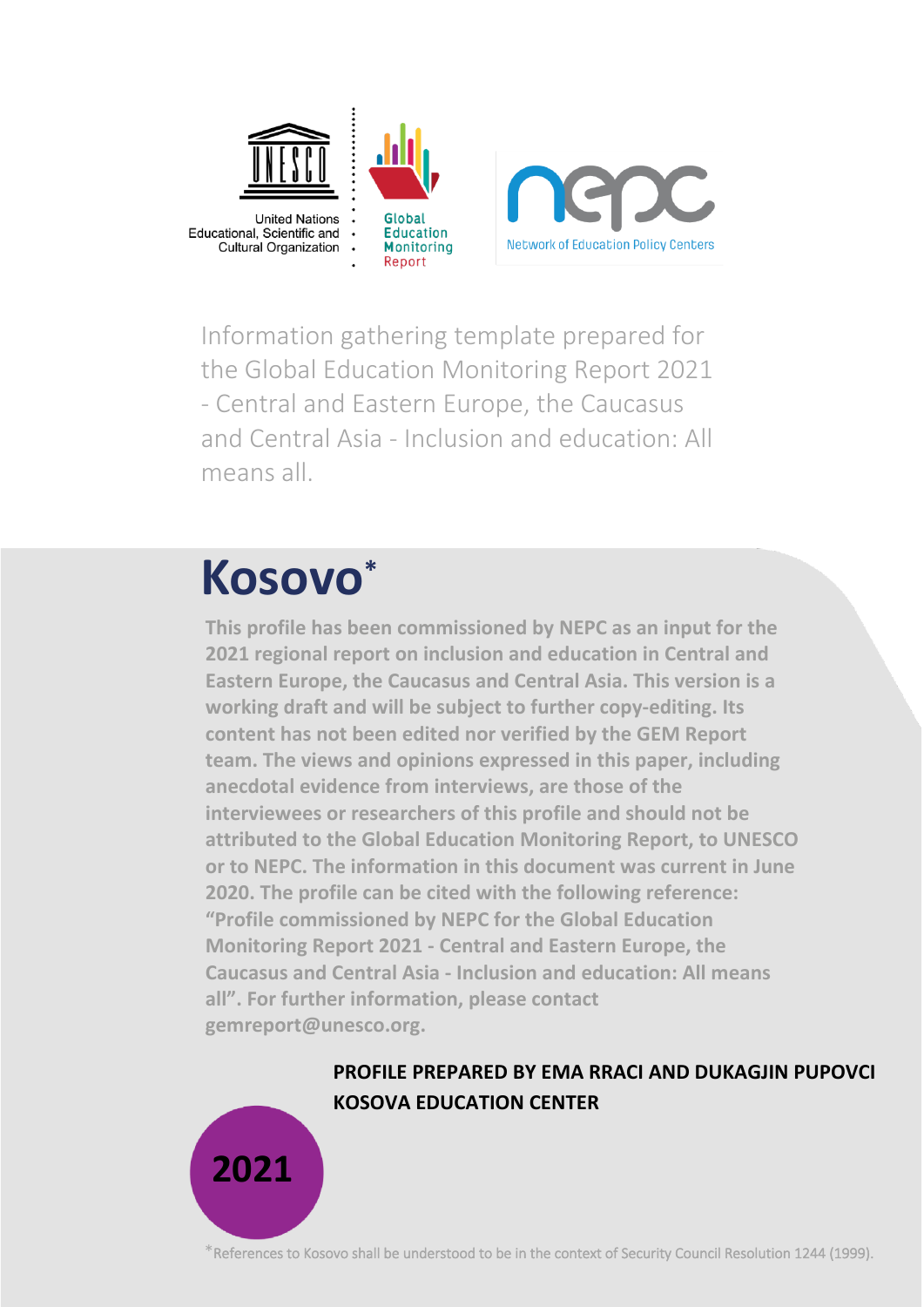United Nations Educational, Scientific and Cultural Organization

Global Education Monitoring Report

Network of Education Policy Centers

Information gathering template prepared for the Global Education Monitoring Report 2021 - Central and Eastern Europe, the Caucasus and Central Asia - Inclusion and education: All means all.

# Kosovo*

**This profile has been commissioned by NEPC as an input for the 2021 regional report on inclusion and education in Central and Eastern Europe, the Caucasus and Central Asia. This version is a working draft and will be subject to further copy-editing. Its content has not been edited nor verified by the GEM Report team. The views and opinions expressed in this paper, including anecdotal evidence from interviews, are those of the interviewees or researchers of this profile and should not be attributed to the Global Education Monitoring Report, to UNESCO or to NEPC. The information in this document was current in June 2020. The profile can be cited with the following reference: "Profile commissioned by NEPC for the Global Education Monitoring Report 2021 - Central and Eastern Europe, the Caucasus and Central Asia - Inclusion and education: All means all". For further information, please contact gemreport@unesco.org.**

**PROFILE PREPARED BY EMA RRACI AND DUKAGJIN PUPOVCI**
**KOSOVA EDUCATION CENTER**

**2021**

*References to Kosovo shall be understood to be in the context of Security Council Resolution 1244 (1999).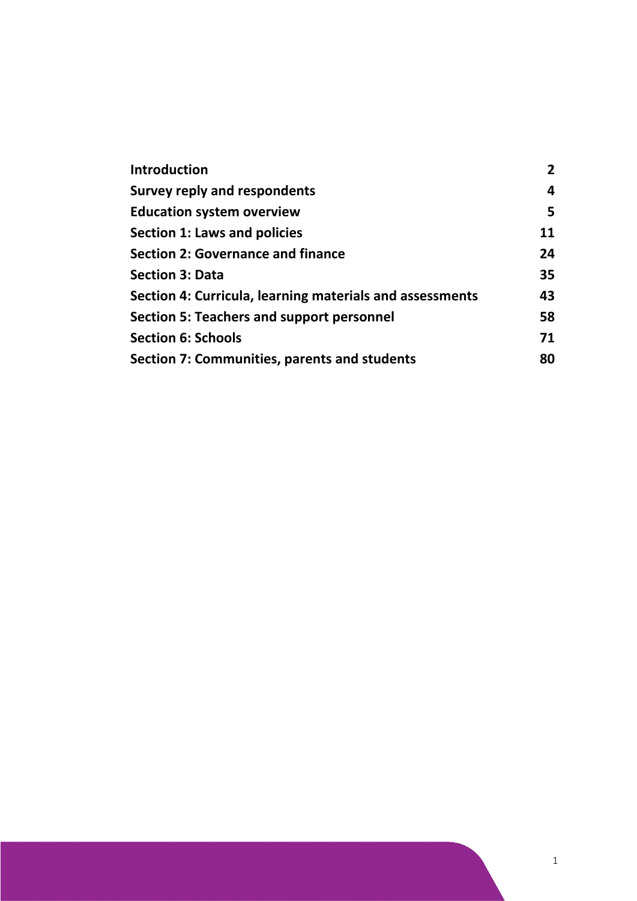| | |
|---|---|
| **Introduction** | **2** |
| **Survey reply and respondents** | **4** |
| **Education system overview** | **5** |
| **Section 1: Laws and policies** | **11** |
| **Section 2: Governance and finance** | **24** |
| **Section 3: Data** | **35** |
| **Section 4: Curricula, learning materials and assessments** | **43** |
| **Section 5: Teachers and support personnel** | **58** |
| **Section 6: Schools** | **71** |
| **Section 7: Communities, parents and students** | **80** |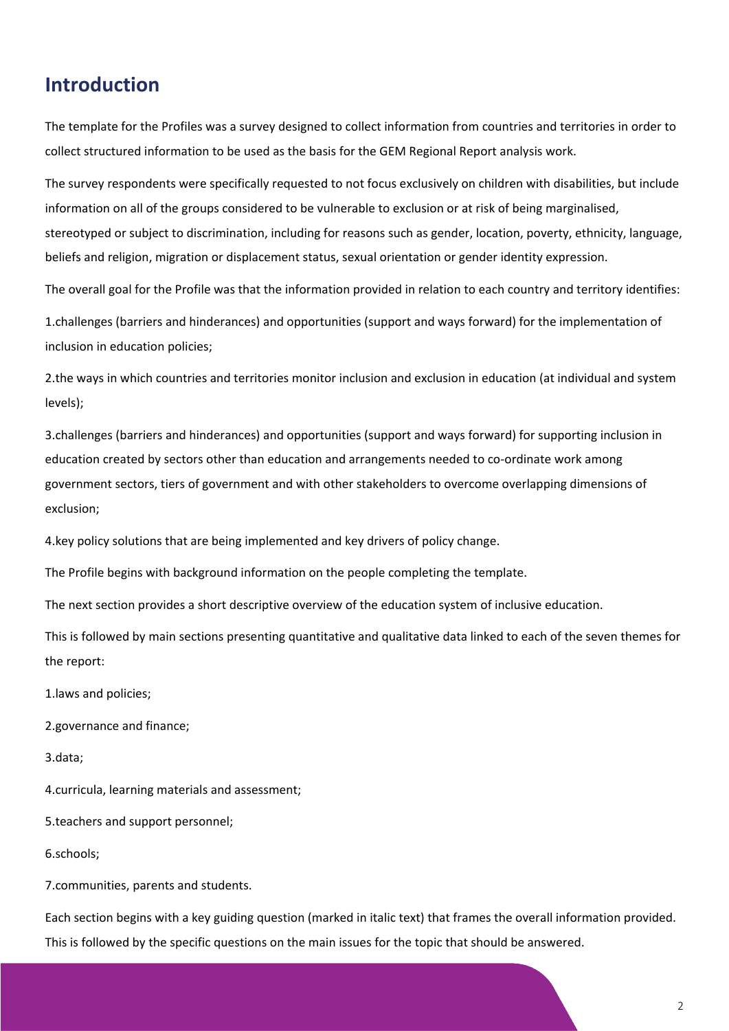## Introduction

The template for the Profiles was a survey designed to collect information from countries and territories in order to collect structured information to be used as the basis for the GEM Regional Report analysis work.

The survey respondents were specifically requested to not focus exclusively on children with disabilities, but include information on all of the groups considered to be vulnerable to exclusion or at risk of being marginalised, stereotyped or subject to discrimination, including for reasons such as gender, location, poverty, ethnicity, language, beliefs and religion, migration or displacement status, sexual orientation or gender identity expression.

The overall goal for the Profile was that the information provided in relation to each country and territory identifies:

1.challenges (barriers and hinderances) and opportunities (support and ways forward) for the implementation of inclusion in education policies;

2.the ways in which countries and territories monitor inclusion and exclusion in education (at individual and system levels);

3.challenges (barriers and hinderances) and opportunities (support and ways forward) for supporting inclusion in education created by sectors other than education and arrangements needed to co-ordinate work among government sectors, tiers of government and with other stakeholders to overcome overlapping dimensions of exclusion;

4.key policy solutions that are being implemented and key drivers of policy change.

The Profile begins with background information on the people completing the template.

The next section provides a short descriptive overview of the education system of inclusive education.

This is followed by main sections presenting quantitative and qualitative data linked to each of the seven themes for the report:

1.laws and policies;

2.governance and finance;

3.data;

4.curricula, learning materials and assessment;

5.teachers and support personnel;

6.schools;

7.communities, parents and students.

Each section begins with a key guiding question (marked in italic text) that frames the overall information provided. This is followed by the specific questions on the main issues for the topic that should be answered.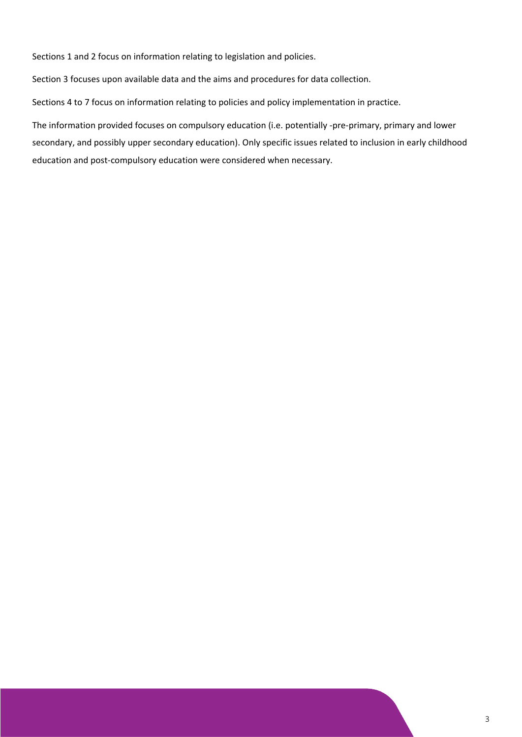Sections 1 and 2 focus on information relating to legislation and policies.

Section 3 focuses upon available data and the aims and procedures for data collection.

Sections 4 to 7 focus on information relating to policies and policy implementation in practice.

The information provided focuses on compulsory education (i.e. potentially -pre-primary, primary and lower secondary, and possibly upper secondary education). Only specific issues related to inclusion in early childhood education and post-compulsory education were considered when necessary.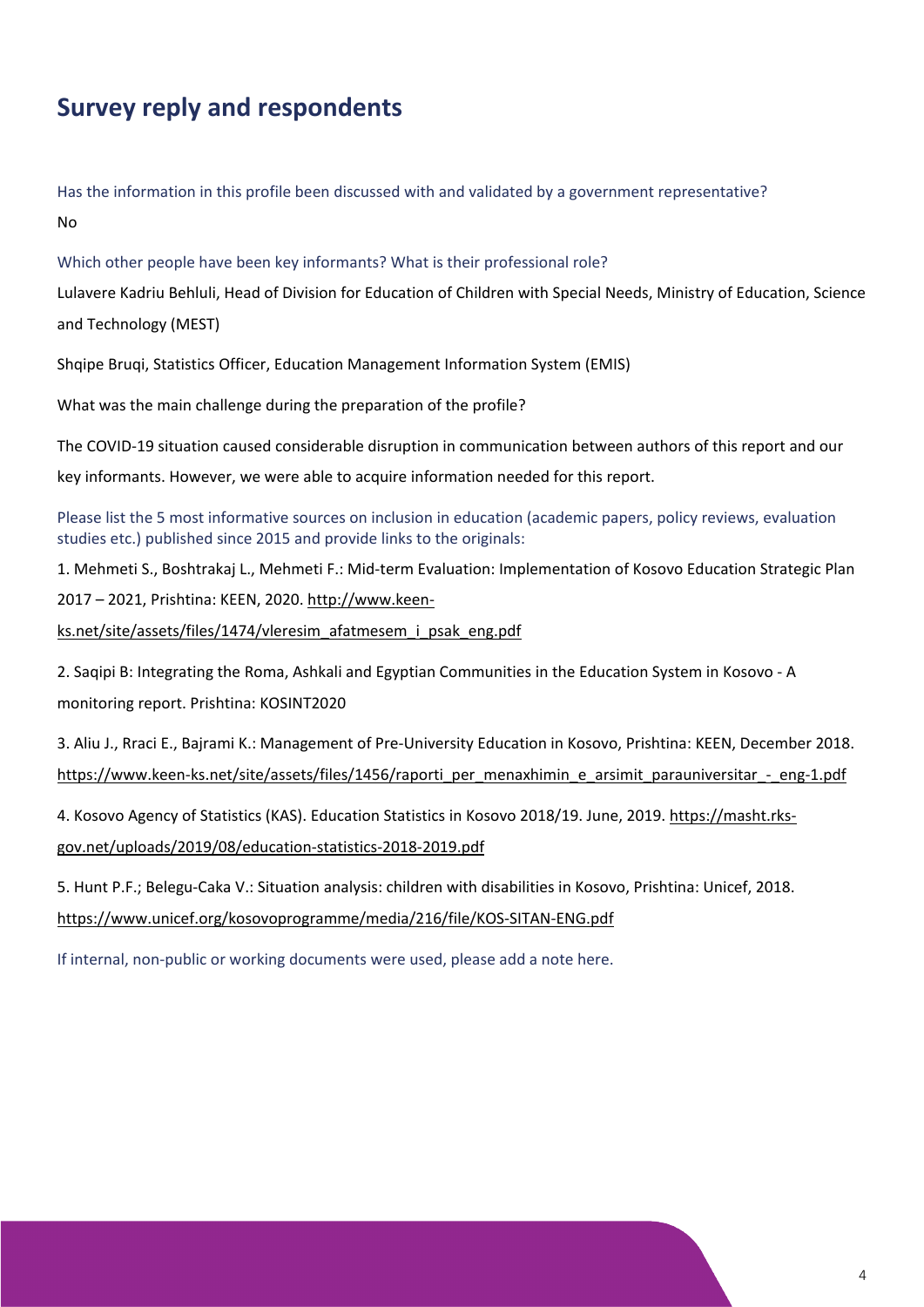## Survey reply and respondents

Has the information in this profile been discussed with and validated by a government representative?

No

Which other people have been key informants? What is their professional role?

Lulavere Kadriu Behluli, Head of Division for Education of Children with Special Needs, Ministry of Education, Science and Technology (MEST)

Shqipe Bruqi, Statistics Officer, Education Management Information System (EMIS)

What was the main challenge during the preparation of the profile?

The COVID-19 situation caused considerable disruption in communication between authors of this report and our key informants. However, we were able to acquire information needed for this report.

Please list the 5 most informative sources on inclusion in education (academic papers, policy reviews, evaluation studies etc.) published since 2015 and provide links to the originals:

1. Mehmeti S., Boshtrakaj L., Mehmeti F.: Mid-term Evaluation: Implementation of Kosovo Education Strategic Plan 2017 – 2021, Prishtina: KEEN, 2020. http://www.keen-ks.net/site/assets/files/1474/vleresim_afatmesem_i_psak_eng.pdf

2. Saqipi B: Integrating the Roma, Ashkali and Egyptian Communities in the Education System in Kosovo - A monitoring report. Prishtina: KOSINT2020

3. Aliu J., Rraci E., Bajrami K.: Management of Pre-University Education in Kosovo, Prishtina: KEEN, December 2018. https://www.keen-ks.net/site/assets/files/1456/raporti_per_menaxhimin_e_arsimit_parauniversitar_-_eng-1.pdf

4. Kosovo Agency of Statistics (KAS). Education Statistics in Kosovo 2018/19. June, 2019. https://masht.rks-gov.net/uploads/2019/08/education-statistics-2018-2019.pdf

5. Hunt P.F.; Belegu-Caka V.: Situation analysis: children with disabilities in Kosovo, Prishtina: Unicef, 2018. https://www.unicef.org/kosovoprogramme/media/216/file/KOS-SITAN-ENG.pdf

If internal, non-public or working documents were used, please add a note here.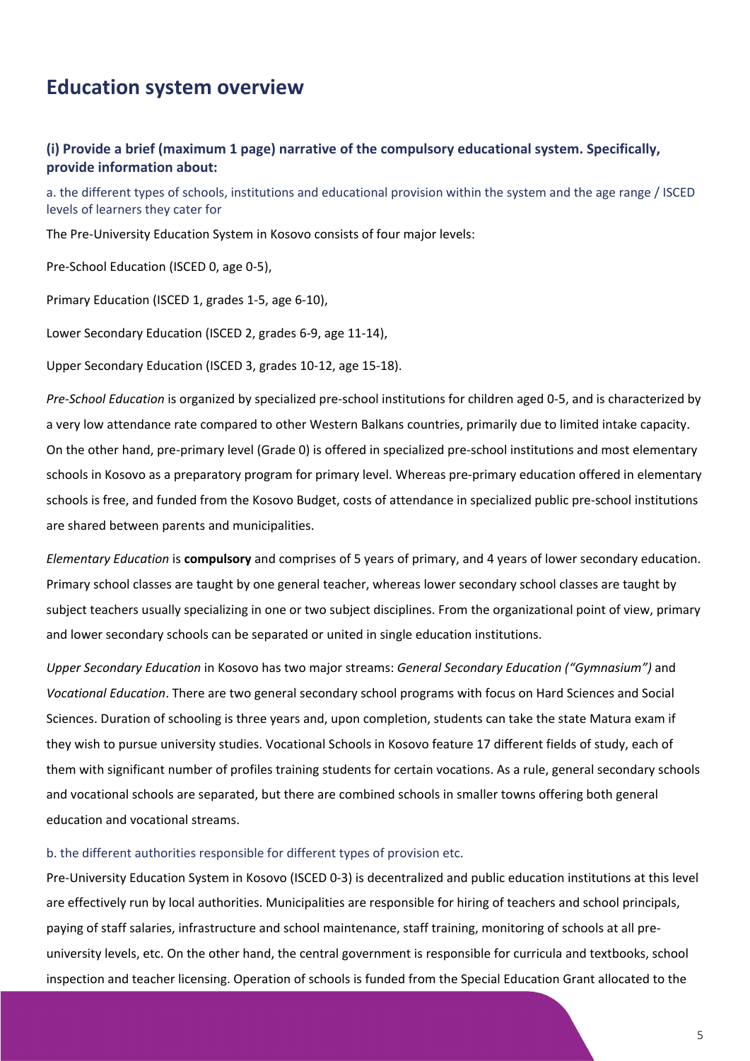# Education system overview

### (i) Provide a brief (maximum 1 page) narrative of the compulsory educational system. Specifically, provide information about:

a. the different types of schools, institutions and educational provision within the system and the age range / ISCED levels of learners they cater for

The Pre-University Education System in Kosovo consists of four major levels:

Pre-School Education (ISCED 0, age 0-5),

Primary Education (ISCED 1, grades 1-5, age 6-10),

Lower Secondary Education (ISCED 2, grades 6-9, age 11-14),

Upper Secondary Education (ISCED 3, grades 10-12, age 15-18).

*Pre-School Education* is organized by specialized pre-school institutions for children aged 0-5, and is characterized by a very low attendance rate compared to other Western Balkans countries, primarily due to limited intake capacity. On the other hand, pre-primary level (Grade 0) is offered in specialized pre-school institutions and most elementary schools in Kosovo as a preparatory program for primary level. Whereas pre-primary education offered in elementary schools is free, and funded from the Kosovo Budget, costs of attendance in specialized public pre-school institutions are shared between parents and municipalities.

*Elementary Education* is **compulsory** and comprises of 5 years of primary, and 4 years of lower secondary education. Primary school classes are taught by one general teacher, whereas lower secondary school classes are taught by subject teachers usually specializing in one or two subject disciplines. From the organizational point of view, primary and lower secondary schools can be separated or united in single education institutions.

*Upper Secondary Education* in Kosovo has two major streams: *General Secondary Education ("Gymnasium")* and *Vocational Education*. There are two general secondary school programs with focus on Hard Sciences and Social Sciences. Duration of schooling is three years and, upon completion, students can take the state Matura exam if they wish to pursue university studies. Vocational Schools in Kosovo feature 17 different fields of study, each of them with significant number of profiles training students for certain vocations. As a rule, general secondary schools and vocational schools are separated, but there are combined schools in smaller towns offering both general education and vocational streams.

b. the different authorities responsible for different types of provision etc.

Pre-University Education System in Kosovo (ISCED 0-3) is decentralized and public education institutions at this level are effectively run by local authorities. Municipalities are responsible for hiring of teachers and school principals, paying of staff salaries, infrastructure and school maintenance, staff training, monitoring of schools at all pre-university levels, etc. On the other hand, the central government is responsible for curricula and textbooks, school inspection and teacher licensing. Operation of schools is funded from the Special Education Grant allocated to the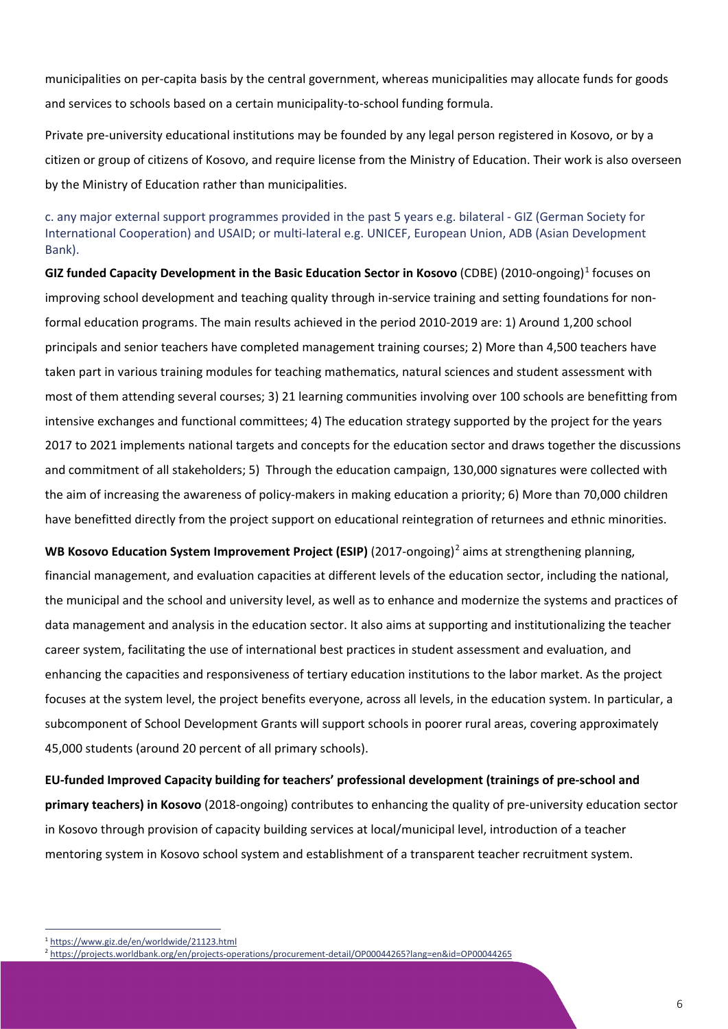municipalities on per-capita basis by the central government, whereas municipalities may allocate funds for goods and services to schools based on a certain municipality-to-school funding formula.

Private pre-university educational institutions may be founded by any legal person registered in Kosovo, or by a citizen or group of citizens of Kosovo, and require license from the Ministry of Education. Their work is also overseen by the Ministry of Education rather than municipalities.

c. any major external support programmes provided in the past 5 years e.g. bilateral - GIZ (German Society for International Cooperation) and USAID; or multi-lateral e.g. UNICEF, European Union, ADB (Asian Development Bank).

**GIZ funded Capacity Development in the Basic Education Sector in Kosovo** (CDBE) (2010-ongoing)[1] focuses on improving school development and teaching quality through in-service training and setting foundations for non-formal education programs. The main results achieved in the period 2010-2019 are: 1) Around 1,200 school principals and senior teachers have completed management training courses; 2) More than 4,500 teachers have taken part in various training modules for teaching mathematics, natural sciences and student assessment with most of them attending several courses; 3) 21 learning communities involving over 100 schools are benefitting from intensive exchanges and functional committees; 4) The education strategy supported by the project for the years 2017 to 2021 implements national targets and concepts for the education sector and draws together the discussions and commitment of all stakeholders; 5) Through the education campaign, 130,000 signatures were collected with the aim of increasing the awareness of policy-makers in making education a priority; 6) More than 70,000 children have benefitted directly from the project support on educational reintegration of returnees and ethnic minorities.

**WB Kosovo Education System Improvement Project (ESIP)** (2017-ongoing)[2] aims at strengthening planning, financial management, and evaluation capacities at different levels of the education sector, including the national, the municipal and the school and university level, as well as to enhance and modernize the systems and practices of data management and analysis in the education sector. It also aims at supporting and institutionalizing the teacher career system, facilitating the use of international best practices in student assessment and evaluation, and enhancing the capacities and responsiveness of tertiary education institutions to the labor market. As the project focuses at the system level, the project benefits everyone, across all levels, in the education system. In particular, a subcomponent of School Development Grants will support schools in poorer rural areas, covering approximately 45,000 students (around 20 percent of all primary schools).

**EU-funded Improved Capacity building for teachers' professional development (trainings of pre-school and primary teachers) in Kosovo** (2018-ongoing) contributes to enhancing the quality of pre-university education sector in Kosovo through provision of capacity building services at local/municipal level, introduction of a teacher mentoring system in Kosovo school system and establishment of a transparent teacher recruitment system.

---

[1] https://www.giz.de/en/worldwide/21123.html

[2] https://projects.worldbank.org/en/projects-operations/procurement-detail/OP00044265?lang=en&id=OP00044265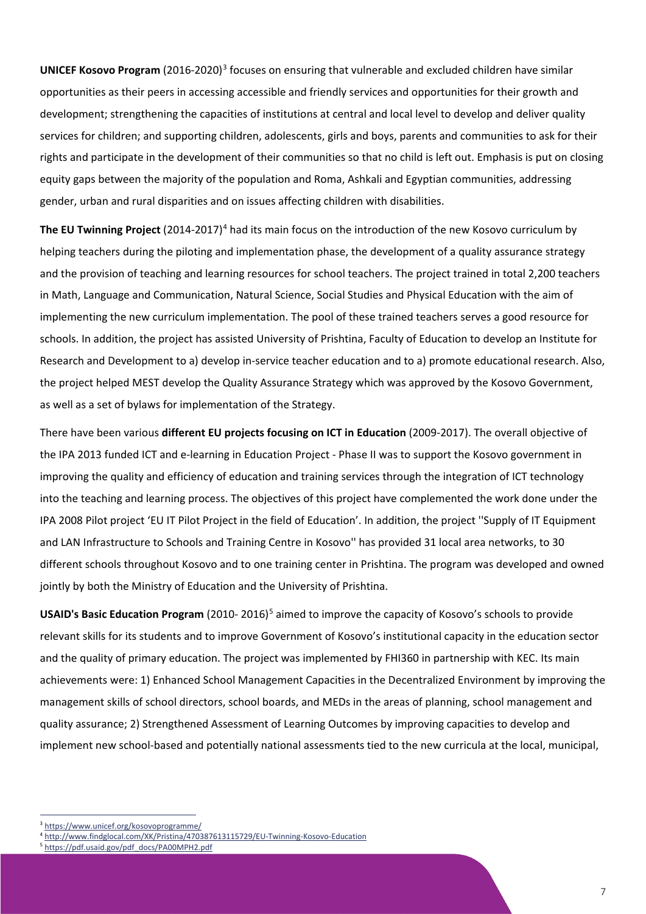**UNICEF Kosovo Program** (2016-2020)[3] focuses on ensuring that vulnerable and excluded children have similar opportunities as their peers in accessing accessible and friendly services and opportunities for their growth and development; strengthening the capacities of institutions at central and local level to develop and deliver quality services for children; and supporting children, adolescents, girls and boys, parents and communities to ask for their rights and participate in the development of their communities so that no child is left out. Emphasis is put on closing equity gaps between the majority of the population and Roma, Ashkali and Egyptian communities, addressing gender, urban and rural disparities and on issues affecting children with disabilities.

**The EU Twinning Project** (2014-2017)[4] had its main focus on the introduction of the new Kosovo curriculum by helping teachers during the piloting and implementation phase, the development of a quality assurance strategy and the provision of teaching and learning resources for school teachers. The project trained in total 2,200 teachers in Math, Language and Communication, Natural Science, Social Studies and Physical Education with the aim of implementing the new curriculum implementation. The pool of these trained teachers serves a good resource for schools. In addition, the project has assisted University of Prishtina, Faculty of Education to develop an Institute for Research and Development to a) develop in-service teacher education and to a) promote educational research. Also, the project helped MEST develop the Quality Assurance Strategy which was approved by the Kosovo Government, as well as a set of bylaws for implementation of the Strategy.

There have been various **different EU projects focusing on ICT in Education** (2009-2017). The overall objective of the IPA 2013 funded ICT and e-learning in Education Project - Phase II was to support the Kosovo government in improving the quality and efficiency of education and training services through the integration of ICT technology into the teaching and learning process. The objectives of this project have complemented the work done under the IPA 2008 Pilot project 'EU IT Pilot Project in the field of Education'. In addition, the project ''Supply of IT Equipment and LAN Infrastructure to Schools and Training Centre in Kosovo'' has provided 31 local area networks, to 30 different schools throughout Kosovo and to one training center in Prishtina. The program was developed and owned jointly by both the Ministry of Education and the University of Prishtina.

**USAID's Basic Education Program** (2010- 2016)[5] aimed to improve the capacity of Kosovo's schools to provide relevant skills for its students and to improve Government of Kosovo's institutional capacity in the education sector and the quality of primary education. The project was implemented by FHI360 in partnership with KEC. Its main achievements were: 1) Enhanced School Management Capacities in the Decentralized Environment by improving the management skills of school directors, school boards, and MEDs in the areas of planning, school management and quality assurance; 2) Strengthened Assessment of Learning Outcomes by improving capacities to develop and implement new school-based and potentially national assessments tied to the new curricula at the local, municipal,

[3] https://www.unicef.org/kosovoprogramme/

[4] http://www.findglocal.com/XK/Pristina/470387613115729/EU-Twinning-Kosovo-Education

[5] https://pdf.usaid.gov/pdf_docs/PA00MPH2.pdf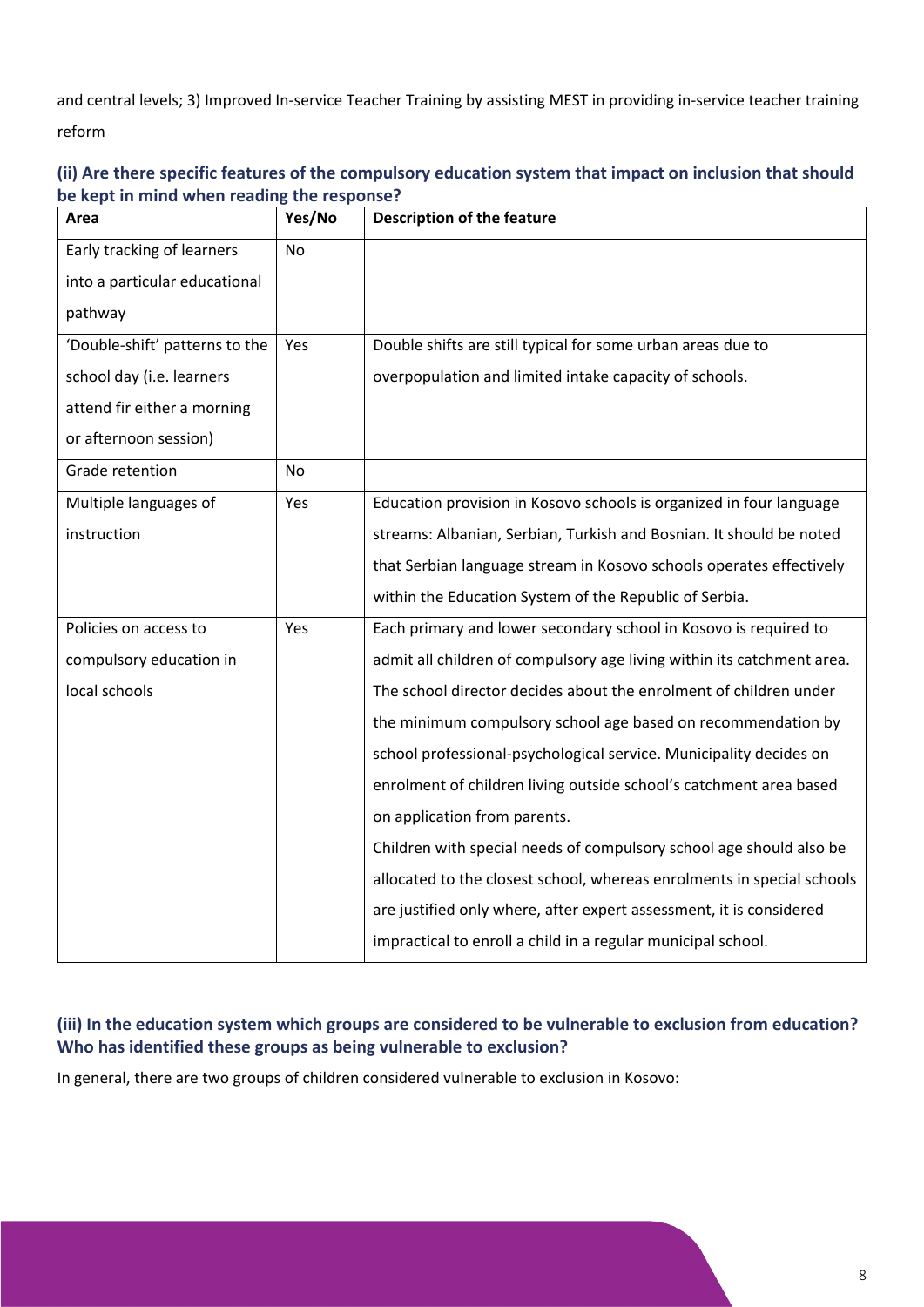and central levels; 3) Improved In-service Teacher Training by assisting MEST in providing in-service teacher training reform

### (ii) Are there specific features of the compulsory education system that impact on inclusion that should be kept in mind when reading the response?

| Area | Yes/No | Description of the feature |
|---|---|---|
| Early tracking of learners into a particular educational pathway | No | |
| 'Double-shift' patterns to the school day (i.e. learners attend fir either a morning or afternoon session) | Yes | Double shifts are still typical for some urban areas due to overpopulation and limited intake capacity of schools. |
| Grade retention | No | |
| Multiple languages of instruction | Yes | Education provision in Kosovo schools is organized in four language streams: Albanian, Serbian, Turkish and Bosnian. It should be noted that Serbian language stream in Kosovo schools operates effectively within the Education System of the Republic of Serbia. |
| Policies on access to compulsory education in local schools | Yes | Each primary and lower secondary school in Kosovo is required to admit all children of compulsory age living within its catchment area. The school director decides about the enrolment of children under the minimum compulsory school age based on recommendation by school professional-psychological service. Municipality decides on enrolment of children living outside school's catchment area based on application from parents. Children with special needs of compulsory school age should also be allocated to the closest school, whereas enrolments in special schools are justified only where, after expert assessment, it is considered impractical to enroll a child in a regular municipal school. |

### (iii) In the education system which groups are considered to be vulnerable to exclusion from education? Who has identified these groups as being vulnerable to exclusion?

In general, there are two groups of children considered vulnerable to exclusion in Kosovo: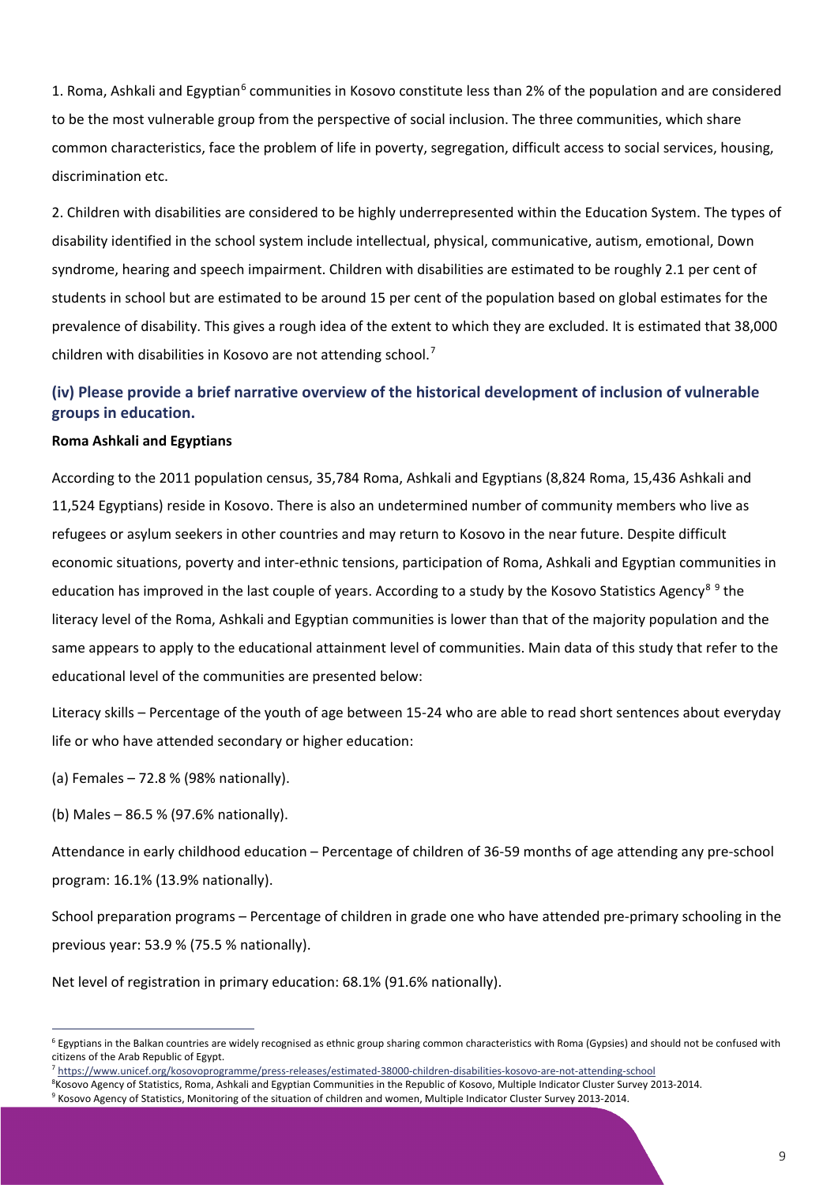1. Roma, Ashkali and Egyptian[6] communities in Kosovo constitute less than 2% of the population and are considered to be the most vulnerable group from the perspective of social inclusion. The three communities, which share common characteristics, face the problem of life in poverty, segregation, difficult access to social services, housing, discrimination etc.

2. Children with disabilities are considered to be highly underrepresented within the Education System. The types of disability identified in the school system include intellectual, physical, communicative, autism, emotional, Down syndrome, hearing and speech impairment. Children with disabilities are estimated to be roughly 2.1 per cent of students in school but are estimated to be around 15 per cent of the population based on global estimates for the prevalence of disability. This gives a rough idea of the extent to which they are excluded. It is estimated that 38,000 children with disabilities in Kosovo are not attending school.[7]

### (iv) Please provide a brief narrative overview of the historical development of inclusion of vulnerable groups in education.

**Roma Ashkali and Egyptians**

According to the 2011 population census, 35,784 Roma, Ashkali and Egyptians (8,824 Roma, 15,436 Ashkali and 11,524 Egyptians) reside in Kosovo. There is also an undetermined number of community members who live as refugees or asylum seekers in other countries and may return to Kosovo in the near future. Despite difficult economic situations, poverty and inter-ethnic tensions, participation of Roma, Ashkali and Egyptian communities in education has improved in the last couple of years. According to a study by the Kosovo Statistics Agency[8] [9] the literacy level of the Roma, Ashkali and Egyptian communities is lower than that of the majority population and the same appears to apply to the educational attainment level of communities. Main data of this study that refer to the educational level of the communities are presented below:

Literacy skills – Percentage of the youth of age between 15-24 who are able to read short sentences about everyday life or who have attended secondary or higher education:

(a) Females – 72.8 % (98% nationally).

(b) Males – 86.5 % (97.6% nationally).

Attendance in early childhood education – Percentage of children of 36-59 months of age attending any pre-school program: 16.1% (13.9% nationally).

School preparation programs – Percentage of children in grade one who have attended pre-primary schooling in the previous year: 53.9 % (75.5 % nationally).

Net level of registration in primary education: 68.1% (91.6% nationally).

---

[6] Egyptians in the Balkan countries are widely recognised as ethnic group sharing common characteristics with Roma (Gypsies) and should not be confused with citizens of the Arab Republic of Egypt.

[7] https://www.unicef.org/kosovoprogramme/press-releases/estimated-38000-children-disabilities-kosovo-are-not-attending-school

[8] Kosovo Agency of Statistics, Roma, Ashkali and Egyptian Communities in the Republic of Kosovo, Multiple Indicator Cluster Survey 2013-2014.

[9] Kosovo Agency of Statistics, Monitoring of the situation of children and women, Multiple Indicator Cluster Survey 2013-2014.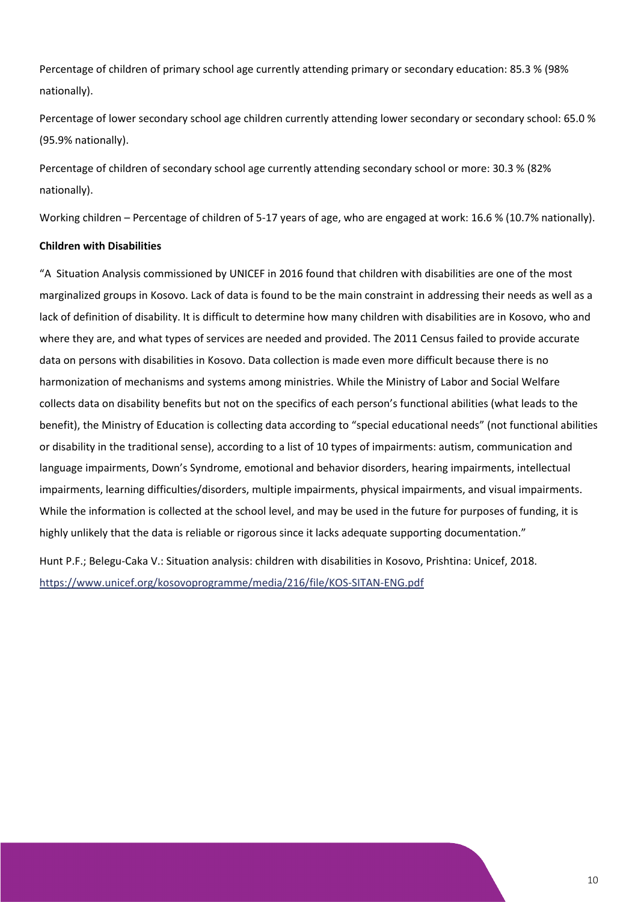Percentage of children of primary school age currently attending primary or secondary education: 85.3 % (98% nationally).

Percentage of lower secondary school age children currently attending lower secondary or secondary school: 65.0 % (95.9% nationally).

Percentage of children of secondary school age currently attending secondary school or more: 30.3 % (82% nationally).

Working children – Percentage of children of 5-17 years of age, who are engaged at work: 16.6 % (10.7% nationally).

**Children with Disabilities**

"A Situation Analysis commissioned by UNICEF in 2016 found that children with disabilities are one of the most marginalized groups in Kosovo. Lack of data is found to be the main constraint in addressing their needs as well as a lack of definition of disability. It is difficult to determine how many children with disabilities are in Kosovo, who and where they are, and what types of services are needed and provided. The 2011 Census failed to provide accurate data on persons with disabilities in Kosovo. Data collection is made even more difficult because there is no harmonization of mechanisms and systems among ministries. While the Ministry of Labor and Social Welfare collects data on disability benefits but not on the specifics of each person's functional abilities (what leads to the benefit), the Ministry of Education is collecting data according to "special educational needs" (not functional abilities or disability in the traditional sense), according to a list of 10 types of impairments: autism, communication and language impairments, Down's Syndrome, emotional and behavior disorders, hearing impairments, intellectual impairments, learning difficulties/disorders, multiple impairments, physical impairments, and visual impairments. While the information is collected at the school level, and may be used in the future for purposes of funding, it is highly unlikely that the data is reliable or rigorous since it lacks adequate supporting documentation."

Hunt P.F.; Belegu-Caka V.: Situation analysis: children with disabilities in Kosovo, Prishtina: Unicef, 2018. https://www.unicef.org/kosovoprogramme/media/216/file/KOS-SITAN-ENG.pdf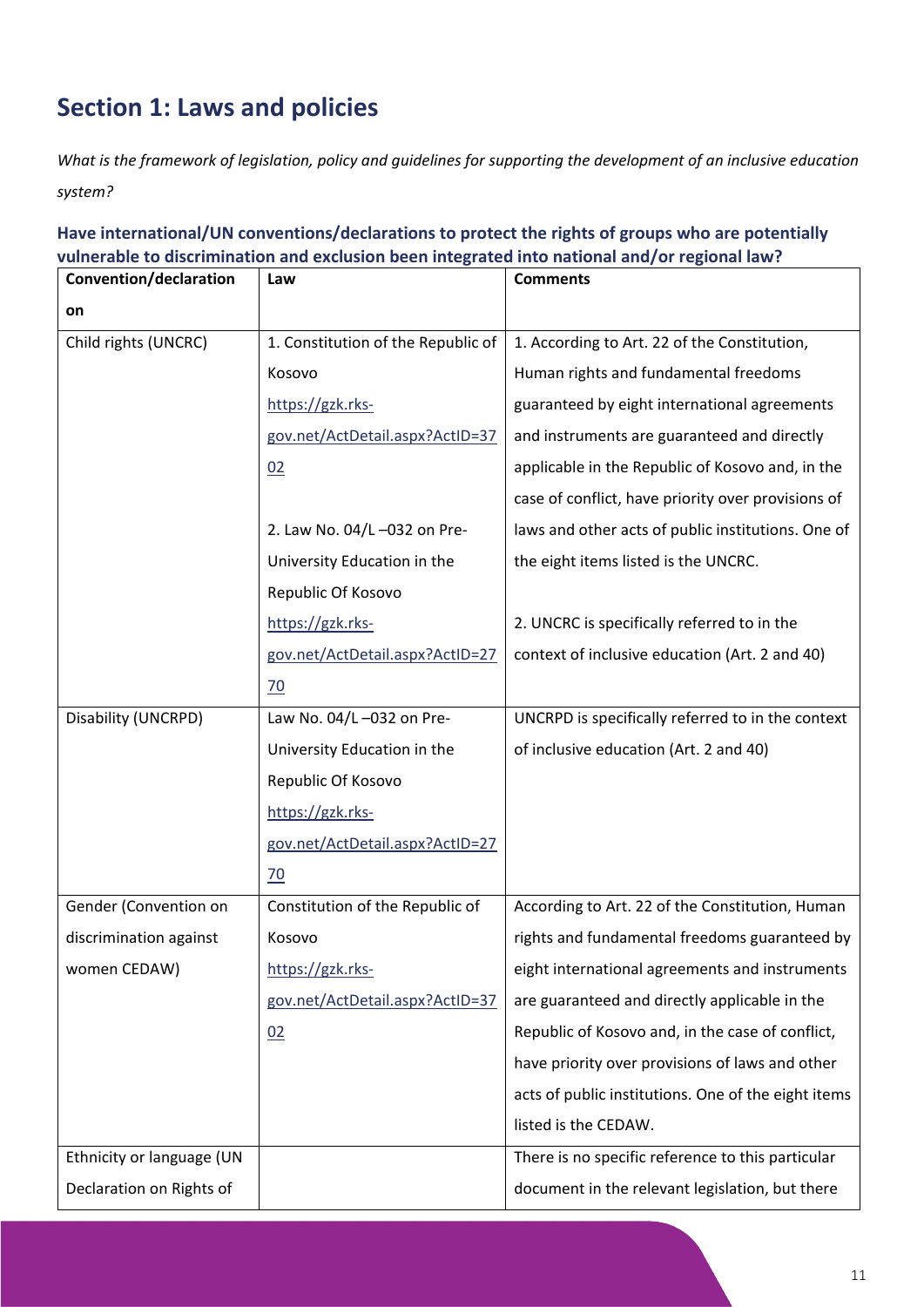## Section 1: Laws and policies

*What is the framework of legislation, policy and guidelines for supporting the development of an inclusive education system?*

### Have international/UN conventions/declarations to protect the rights of groups who are potentially vulnerable to discrimination and exclusion been integrated into national and/or regional law?

| Convention/declaration on | Law | Comments |
|---|---|---|
| Child rights (UNCRC) | 1. Constitution of the Republic of Kosovo https://gzk.rks-gov.net/ActDetail.aspx?ActID=3702<br><br>2. Law No. 04/L –032 on Pre-University Education in the Republic Of Kosovo https://gzk.rks-gov.net/ActDetail.aspx?ActID=2770 | 1. According to Art. 22 of the Constitution, Human rights and fundamental freedoms guaranteed by eight international agreements and instruments are guaranteed and directly applicable in the Republic of Kosovo and, in the case of conflict, have priority over provisions of laws and other acts of public institutions. One of the eight items listed is the UNCRC.<br><br>2. UNCRC is specifically referred to in the context of inclusive education (Art. 2 and 40) |
| Disability (UNCRPD) | Law No. 04/L –032 on Pre-University Education in the Republic Of Kosovo https://gzk.rks-gov.net/ActDetail.aspx?ActID=2770 | UNCRPD is specifically referred to in the context of inclusive education (Art. 2 and 40) |
| Gender (Convention on discrimination against women CEDAW) | Constitution of the Republic of Kosovo https://gzk.rks-gov.net/ActDetail.aspx?ActID=3702 | According to Art. 22 of the Constitution, Human rights and fundamental freedoms guaranteed by eight international agreements and instruments are guaranteed and directly applicable in the Republic of Kosovo and, in the case of conflict, have priority over provisions of laws and other acts of public institutions. One of the eight items listed is the CEDAW. |
| Ethnicity or language (UN Declaration on Rights of | | There is no specific reference to this particular document in the relevant legislation, but there |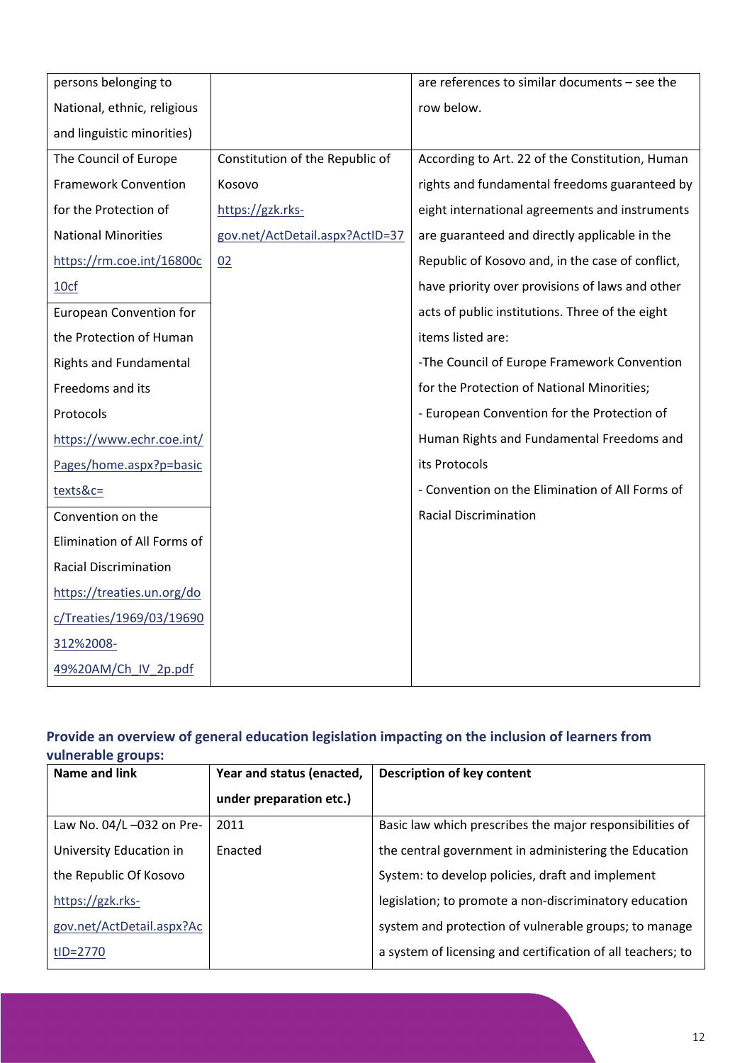| | | |
|---|---|---|
| persons belonging to National, ethnic, religious and linguistic minorities) | | are references to similar documents – see the row below. |
| The Council of Europe Framework Convention for the Protection of National Minorities https://rm.coe.int/16800c10cf | Constitution of the Republic of Kosovo https://gzk.rks-gov.net/ActDetail.aspx?ActID=3702 | According to Art. 22 of the Constitution, Human rights and fundamental freedoms guaranteed by eight international agreements and instruments are guaranteed and directly applicable in the Republic of Kosovo and, in the case of conflict, have priority over provisions of laws and other acts of public institutions. Three of the eight items listed are:<br>-The Council of Europe Framework Convention for the Protection of National Minorities;<br>- European Convention for the Protection of Human Rights and Fundamental Freedoms and its Protocols<br>- Convention on the Elimination of All Forms of Racial Discrimination |
| European Convention for the Protection of Human Rights and Fundamental Freedoms and its Protocols https://www.echr.coe.int/Pages/home.aspx?p=basictexts&c= | | |
| Convention on the Elimination of All Forms of Racial Discrimination https://treaties.un.org/doc/Treaties/1969/03/19690312%2008-49%20AM/Ch_IV_2p.pdf | | |

**Provide an overview of general education legislation impacting on the inclusion of learners from vulnerable groups:**

| Name and link | Year and status (enacted, under preparation etc.) | Description of key content |
|---|---|---|
| Law No. 04/L –032 on Pre-University Education in the Republic Of Kosovo https://gzk.rks-gov.net/ActDetail.aspx?ActID=2770 | 2011<br>Enacted | Basic law which prescribes the major responsibilities of the central government in administering the Education System: to develop policies, draft and implement legislation; to promote a non-discriminatory education system and protection of vulnerable groups; to manage a system of licensing and certification of all teachers; to |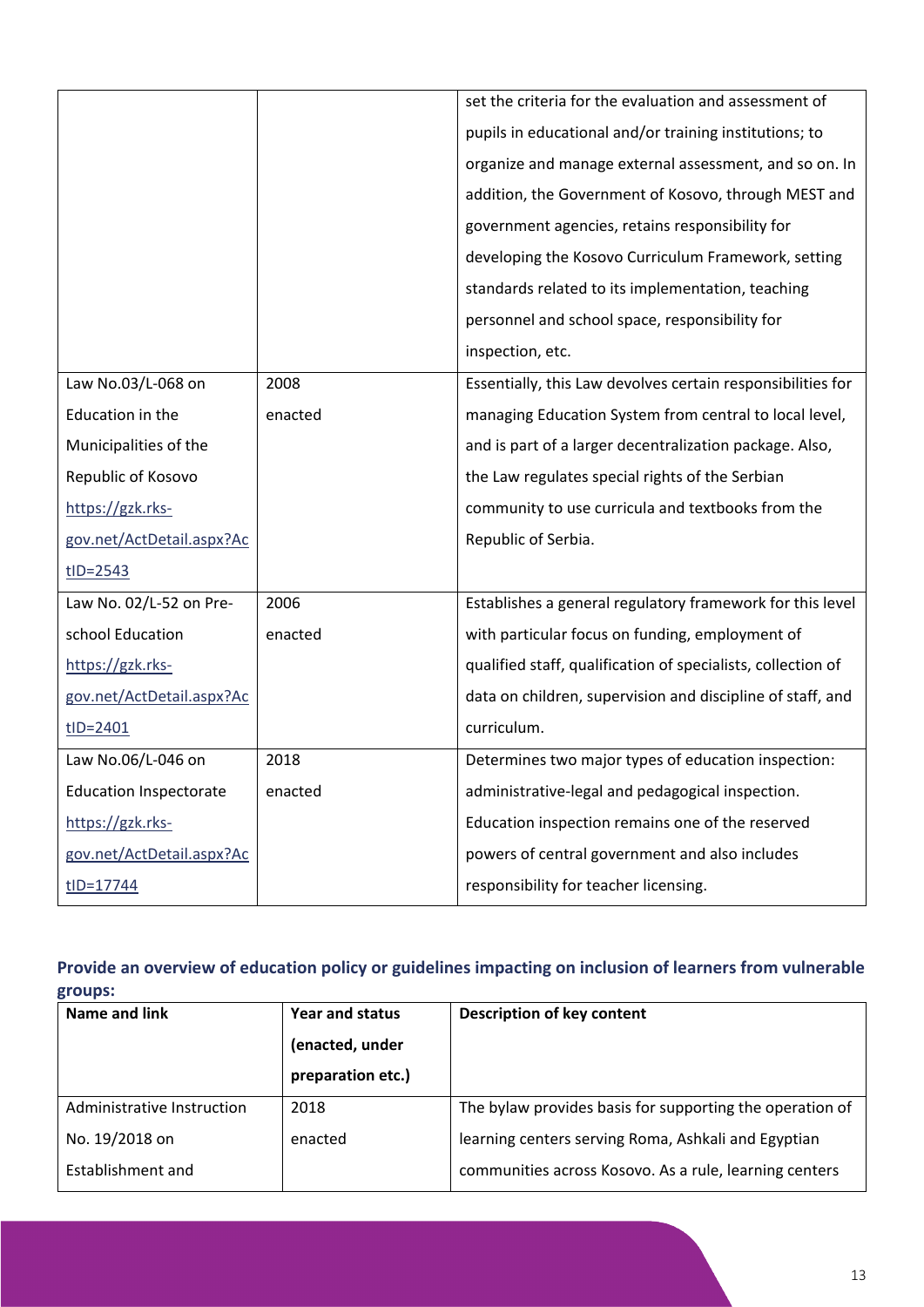| | | set the criteria for the evaluation and assessment of pupils in educational and/or training institutions; to organize and manage external assessment, and so on. In addition, the Government of Kosovo, through MEST and government agencies, retains responsibility for developing the Kosovo Curriculum Framework, setting standards related to its implementation, teaching personnel and school space, responsibility for inspection, etc. |
|---|---|---|
| Law No.03/L-068 on Education in the Municipalities of the Republic of Kosovo https://gzk.rks-gov.net/ActDetail.aspx?ActID=2543 | 2008 enacted | Essentially, this Law devolves certain responsibilities for managing Education System from central to local level, and is part of a larger decentralization package. Also, the Law regulates special rights of the Serbian community to use curricula and textbooks from the Republic of Serbia. |
| Law No. 02/L-52 on Pre-school Education https://gzk.rks-gov.net/ActDetail.aspx?ActID=2401 | 2006 enacted | Establishes a general regulatory framework for this level with particular focus on funding, employment of qualified staff, qualification of specialists, collection of data on children, supervision and discipline of staff, and curriculum. |
| Law No.06/L-046 on Education Inspectorate https://gzk.rks-gov.net/ActDetail.aspx?ActID=17744 | 2018 enacted | Determines two major types of education inspection: administrative-legal and pedagogical inspection. Education inspection remains one of the reserved powers of central government and also includes responsibility for teacher licensing. |

### Provide an overview of education policy or guidelines impacting on inclusion of learners from vulnerable groups:

| Name and link | Year and status (enacted, under preparation etc.) | Description of key content |
|---|---|---|
| Administrative Instruction No. 19/2018 on Establishment and | 2018 enacted | The bylaw provides basis for supporting the operation of learning centers serving Roma, Ashkali and Egyptian communities across Kosovo. As a rule, learning centers |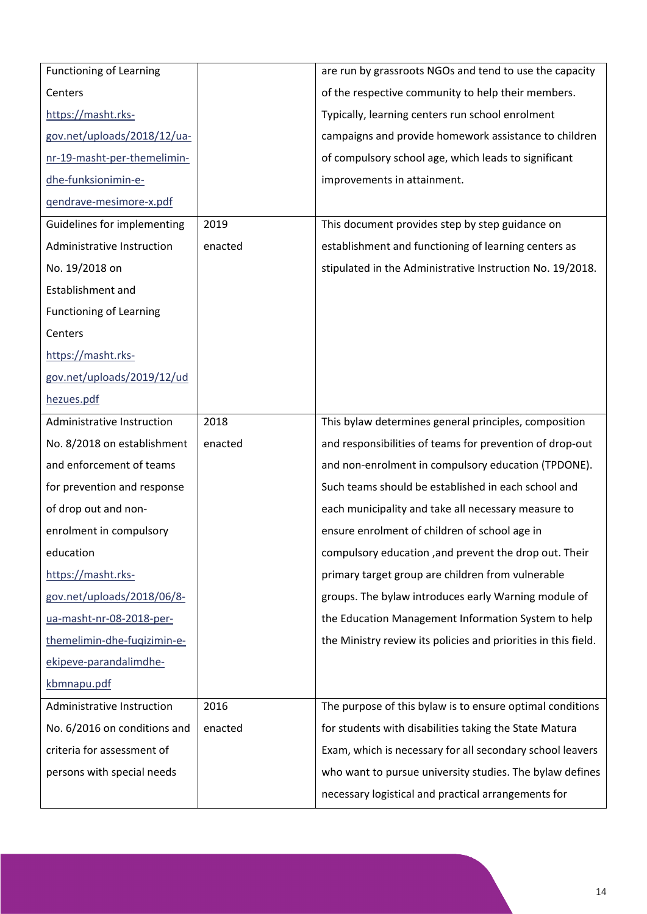| | | |
|---|---|---|
| Functioning of Learning Centers https://masht.rks-gov.net/uploads/2018/12/ua-nr-19-masht-per-themelimin-dhe-funksionimin-e-qendrave-mesimore-x.pdf | | are run by grassroots NGOs and tend to use the capacity of the respective community to help their members. Typically, learning centers run school enrolment campaigns and provide homework assistance to children of compulsory school age, which leads to significant improvements in attainment. |
| Guidelines for implementing Administrative Instruction No. 19/2018 on Establishment and Functioning of Learning Centers https://masht.rks-gov.net/uploads/2019/12/udhezues.pdf | 2019 enacted | This document provides step by step guidance on establishment and functioning of learning centers as stipulated in the Administrative Instruction No. 19/2018. |
| Administrative Instruction No. 8/2018 on establishment and enforcement of teams for prevention and response of drop out and non-enrolment in compulsory education https://masht.rks-gov.net/uploads/2018/06/8-ua-masht-nr-08-2018-per-themelimin-dhe-fuqizimin-e-ekipeve-parandalimdhe-kbmnapu.pdf | 2018 enacted | This bylaw determines general principles, composition and responsibilities of teams for prevention of drop-out and non-enrolment in compulsory education (TPDONE). Such teams should be established in each school and each municipality and take all necessary measure to ensure enrolment of children of school age in compulsory education ,and prevent the drop out. Their primary target group are children from vulnerable groups. The bylaw introduces early Warning module of the Education Management Information System to help the Ministry review its policies and priorities in this field. |
| Administrative Instruction No. 6/2016 on conditions and criteria for assessment of persons with special needs | 2016 enacted | The purpose of this bylaw is to ensure optimal conditions for students with disabilities taking the State Matura Exam, which is necessary for all secondary school leavers who want to pursue university studies. The bylaw defines necessary logistical and practical arrangements for |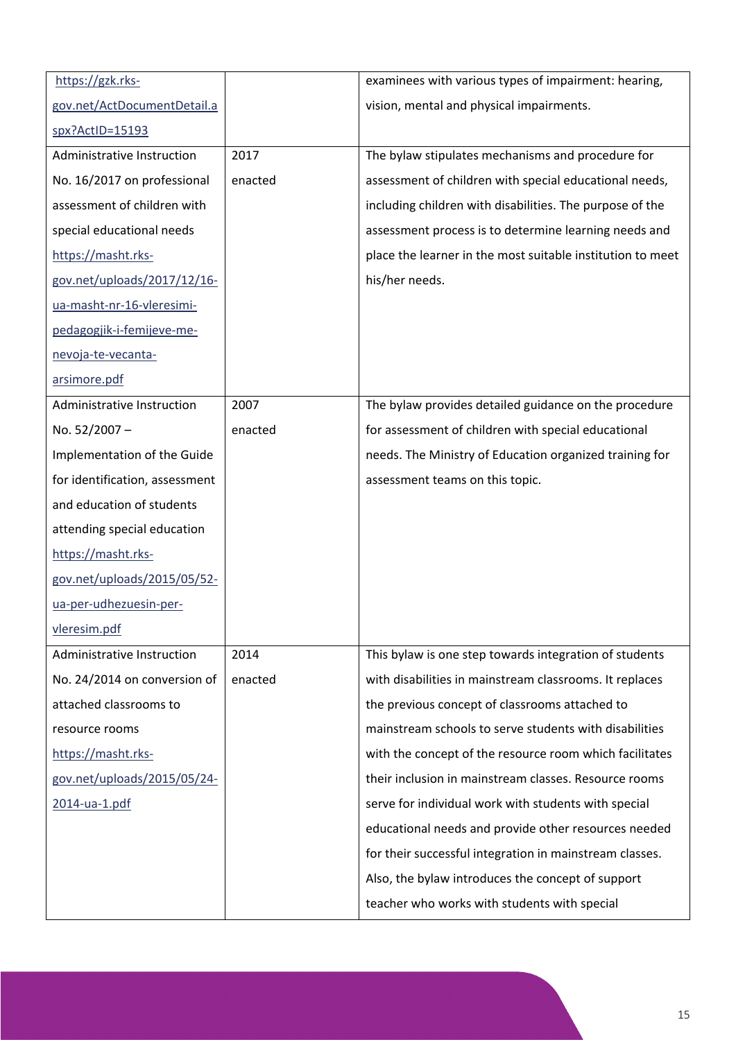| | | |
|---|---|---|
| https://gzk.rks-gov.net/ActDocumentDetail.aspx?ActID=15193 | | examinees with various types of impairment: hearing, vision, mental and physical impairments. |
| Administrative Instruction No. 16/2017 on professional assessment of children with special educational needs https://masht.rks-gov.net/uploads/2017/12/16-ua-masht-nr-16-vleresimi-pedagogjik-i-femijeve-me-nevoja-te-vecanta-arsimore.pdf | 2017 enacted | The bylaw stipulates mechanisms and procedure for assessment of children with special educational needs, including children with disabilities. The purpose of the assessment process is to determine learning needs and place the learner in the most suitable institution to meet his/her needs. |
| Administrative Instruction No. 52/2007 – Implementation of the Guide for identification, assessment and education of students attending special education https://masht.rks-gov.net/uploads/2015/05/52-ua-per-udhezuesin-per-vleresim.pdf | 2007 enacted | The bylaw provides detailed guidance on the procedure for assessment of children with special educational needs. The Ministry of Education organized training for assessment teams on this topic. |
| Administrative Instruction No. 24/2014 on conversion of attached classrooms to resource rooms https://masht.rks-gov.net/uploads/2015/05/24-2014-ua-1.pdf | 2014 enacted | This bylaw is one step towards integration of students with disabilities in mainstream classrooms. It replaces the previous concept of classrooms attached to mainstream schools to serve students with disabilities with the concept of the resource room which facilitates their inclusion in mainstream classes. Resource rooms serve for individual work with students with special educational needs and provide other resources needed for their successful integration in mainstream classes. Also, the bylaw introduces the concept of support teacher who works with students with special |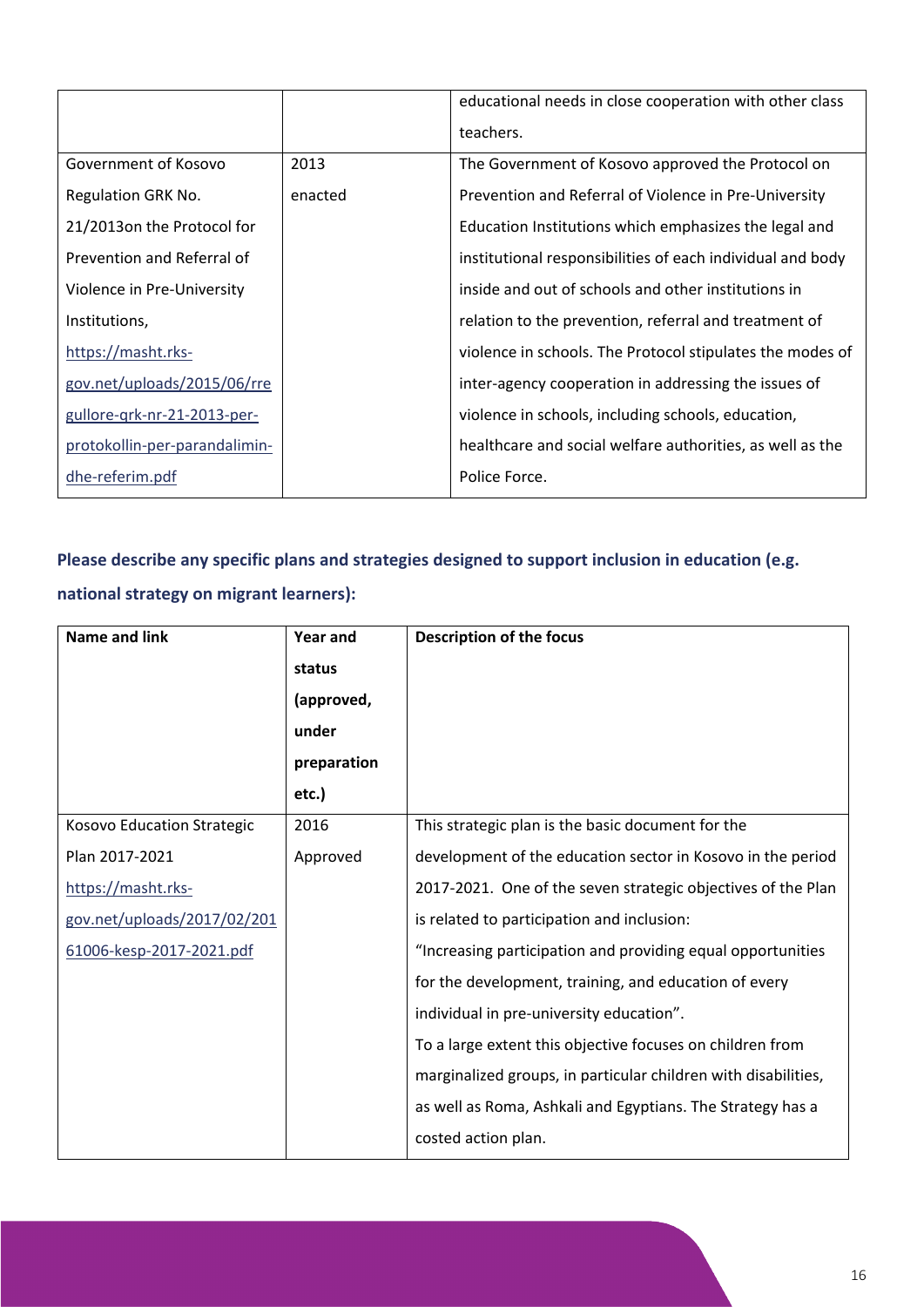| | | |
|---|---|---|
| | | educational needs in close cooperation with other class teachers. |
| Government of Kosovo Regulation GRK No. 21/2013on the Protocol for Prevention and Referral of Violence in Pre-University Institutions, https://masht.rks-gov.net/uploads/2015/06/rregullore-qrk-nr-21-2013-per-protokollin-per-parandalimin-dhe-referim.pdf | 2013 enacted | The Government of Kosovo approved the Protocol on Prevention and Referral of Violence in Pre-University Education Institutions which emphasizes the legal and institutional responsibilities of each individual and body inside and out of schools and other institutions in relation to the prevention, referral and treatment of violence in schools. The Protocol stipulates the modes of inter-agency cooperation in addressing the issues of violence in schools, including schools, education, healthcare and social welfare authorities, as well as the Police Force. |

**Please describe any specific plans and strategies designed to support inclusion in education (e.g. national strategy on migrant learners):**

| Name and link | Year and status (approved, under preparation etc.) | Description of the focus |
|---|---|---|
| Kosovo Education Strategic Plan 2017-2021 https://masht.rks-gov.net/uploads/2017/02/20161006-kesp-2017-2021.pdf | 2016 Approved | This strategic plan is the basic document for the development of the education sector in Kosovo in the period 2017-2021. One of the seven strategic objectives of the Plan is related to participation and inclusion: "Increasing participation and providing equal opportunities for the development, training, and education of every individual in pre-university education". To a large extent this objective focuses on children from marginalized groups, in particular children with disabilities, as well as Roma, Ashkali and Egyptians. The Strategy has a costed action plan. |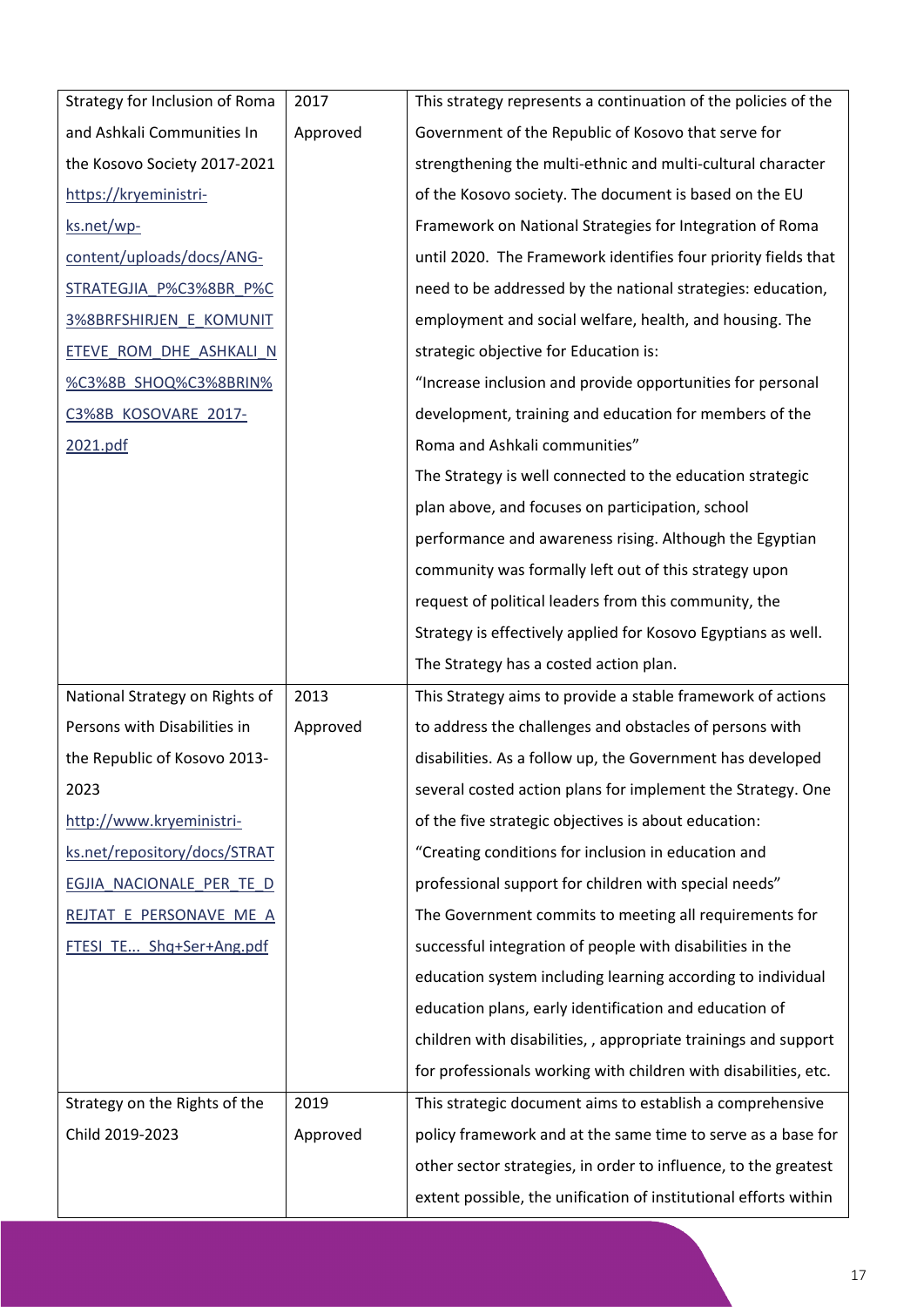| | | |
|---|---|---|
| Strategy for Inclusion of Roma and Ashkali Communities In the Kosovo Society 2017-2021 https://kryeministri-ks.net/wp-content/uploads/docs/ANG-STRATEGJIA_P%C3%8BR_P%C3%8BRFSHIRJEN_E_KOMUNITETEVE_ROM_DHE_ASHKALI_N%C3%8B_SHOQ%C3%8BRIN%C3%8B_KOSOVARE_2017-2021.pdf | 2017 Approved | This strategy represents a continuation of the policies of the Government of the Republic of Kosovo that serve for strengthening the multi-ethnic and multi-cultural character of the Kosovo society. The document is based on the EU Framework on National Strategies for Integration of Roma until 2020. The Framework identifies four priority fields that need to be addressed by the national strategies: education, employment and social welfare, health, and housing. The strategic objective for Education is: "Increase inclusion and provide opportunities for personal development, training and education for members of the Roma and Ashkali communities" The Strategy is well connected to the education strategic plan above, and focuses on participation, school performance and awareness rising. Although the Egyptian community was formally left out of this strategy upon request of political leaders from this community, the Strategy is effectively applied for Kosovo Egyptians as well. The Strategy has a costed action plan. |
| National Strategy on Rights of Persons with Disabilities in the Republic of Kosovo 2013-2023 http://www.kryeministri-ks.net/repository/docs/STRATEGJIA_NACIONALE_PER_TE_DREJTAT_E_PERSONAVE_ME_AFTESI_TE... Shq+Ser+Ang.pdf | 2013 Approved | This Strategy aims to provide a stable framework of actions to address the challenges and obstacles of persons with disabilities. As a follow up, the Government has developed several costed action plans for implement the Strategy. One of the five strategic objectives is about education: "Creating conditions for inclusion in education and professional support for children with special needs" The Government commits to meeting all requirements for successful integration of people with disabilities in the education system including learning according to individual education plans, early identification and education of children with disabilities, , appropriate trainings and support for professionals working with children with disabilities, etc. |
| Strategy on the Rights of the Child 2019-2023 | 2019 Approved | This strategic document aims to establish a comprehensive policy framework and at the same time to serve as a base for other sector strategies, in order to influence, to the greatest extent possible, the unification of institutional efforts within |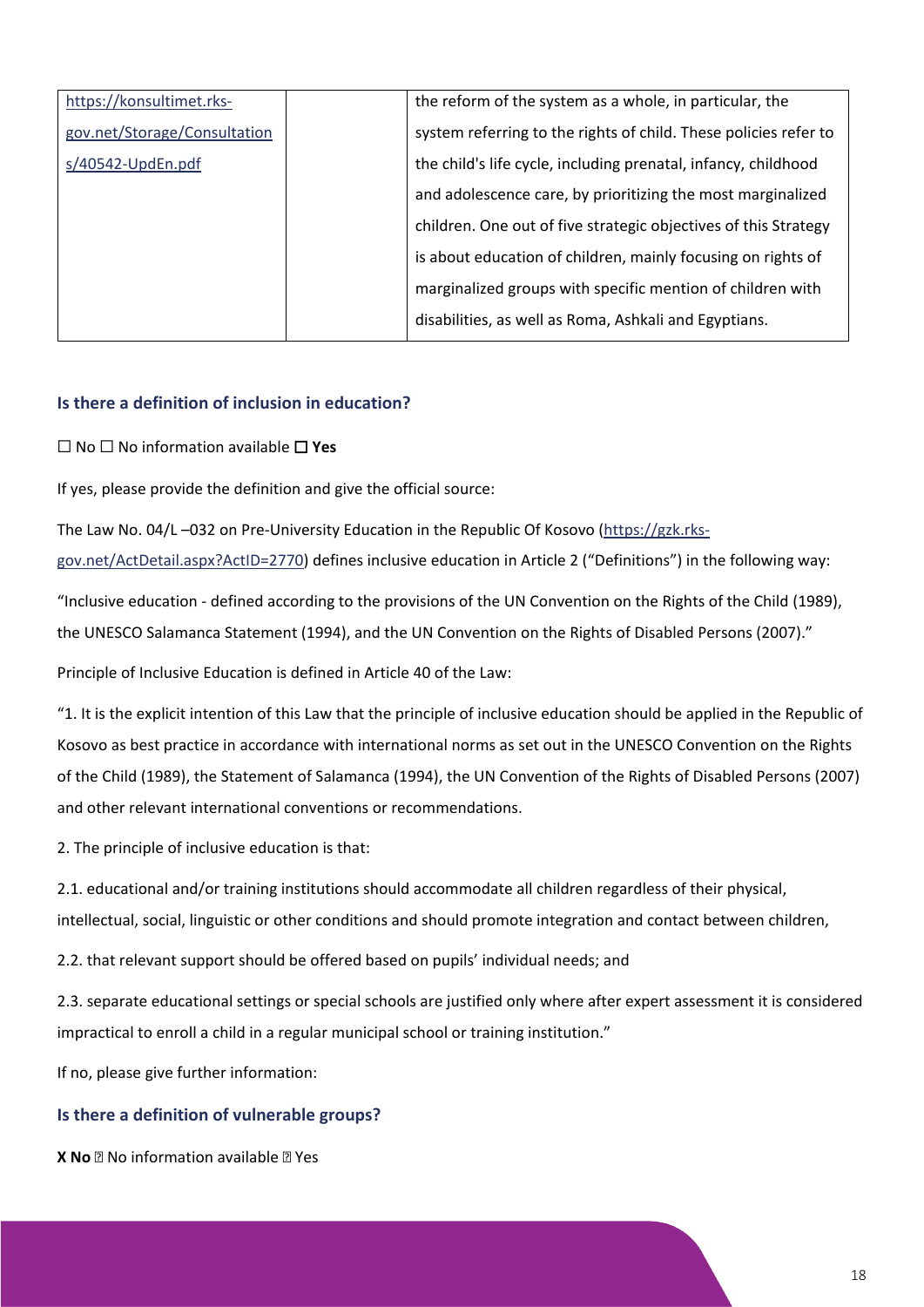| | | |
|---|---|---|
| https://konsultimet.rks-gov.net/Storage/Consultations/40542-UpdEn.pdf | | the reform of the system as a whole, in particular, the system referring to the rights of child. These policies refer to the child's life cycle, including prenatal, infancy, childhood and adolescence care, by prioritizing the most marginalized children. One out of five strategic objectives of this Strategy is about education of children, mainly focusing on rights of marginalized groups with specific mention of children with disabilities, as well as Roma, Ashkali and Egyptians. |

### Is there a definition of inclusion in education?

☐ No ☐ No information available ☐ **Yes**

If yes, please provide the definition and give the official source:

The Law No. 04/L –032 on Pre-University Education in the Republic Of Kosovo (https://gzk.rks-gov.net/ActDetail.aspx?ActID=2770) defines inclusive education in Article 2 ("Definitions") in the following way:

"Inclusive education - defined according to the provisions of the UN Convention on the Rights of the Child (1989), the UNESCO Salamanca Statement (1994), and the UN Convention on the Rights of Disabled Persons (2007)."

Principle of Inclusive Education is defined in Article 40 of the Law:

"1. It is the explicit intention of this Law that the principle of inclusive education should be applied in the Republic of Kosovo as best practice in accordance with international norms as set out in the UNESCO Convention on the Rights of the Child (1989), the Statement of Salamanca (1994), the UN Convention of the Rights of Disabled Persons (2007) and other relevant international conventions or recommendations.

2. The principle of inclusive education is that:

2.1. educational and/or training institutions should accommodate all children regardless of their physical, intellectual, social, linguistic or other conditions and should promote integration and contact between children,

2.2. that relevant support should be offered based on pupils' individual needs; and

2.3. separate educational settings or special schools are justified only where after expert assessment it is considered impractical to enroll a child in a regular municipal school or training institution."

If no, please give further information:

### Is there a definition of vulnerable groups?

**X No** ☐ No information available ☐ Yes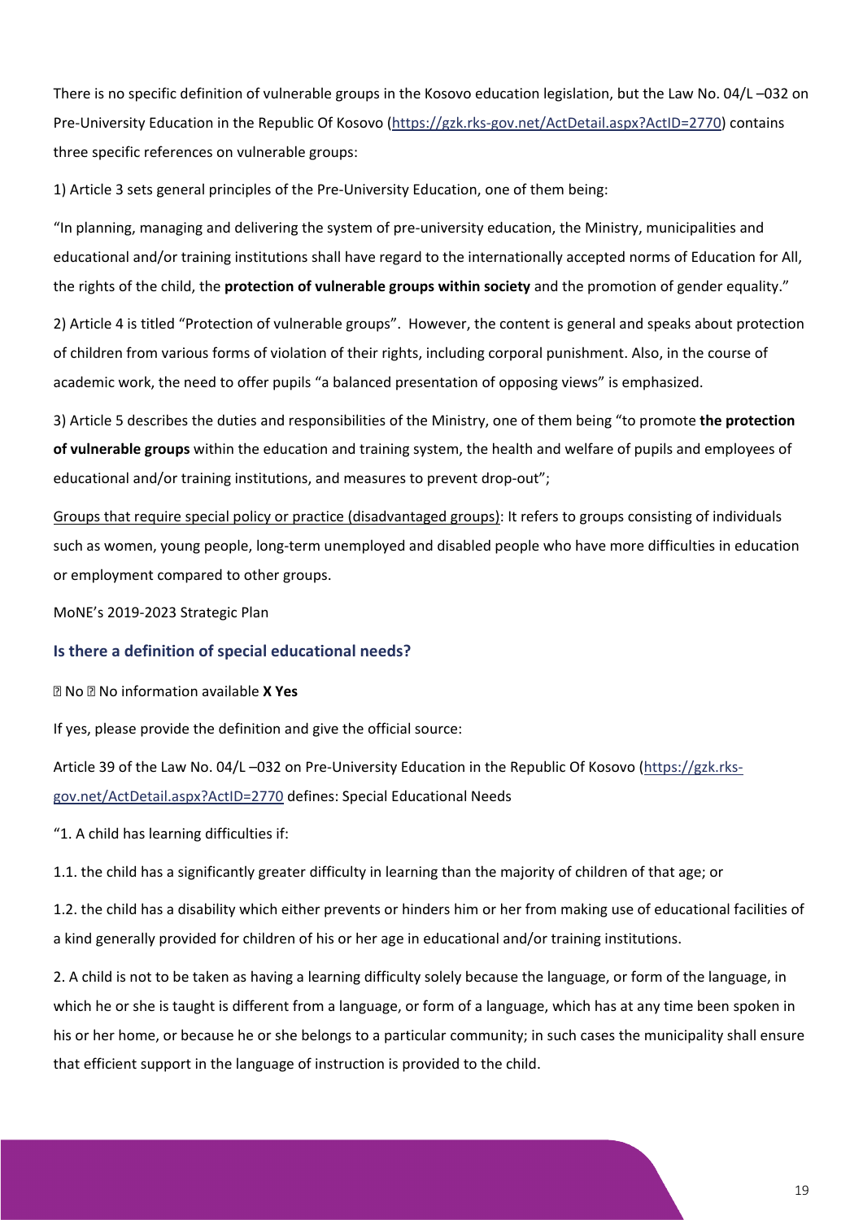There is no specific definition of vulnerable groups in the Kosovo education legislation, but the Law No. 04/L –032 on Pre-University Education in the Republic Of Kosovo ([https://gzk.rks-gov.net/ActDetail.aspx?ActID=2770](https://gzk.rks-gov.net/ActDetail.aspx?ActID=2770)) contains three specific references on vulnerable groups:

1) Article 3 sets general principles of the Pre-University Education, one of them being:

"In planning, managing and delivering the system of pre-university education, the Ministry, municipalities and educational and/or training institutions shall have regard to the internationally accepted norms of Education for All, the rights of the child, the **protection of vulnerable groups within society** and the promotion of gender equality."

2) Article 4 is titled "Protection of vulnerable groups". However, the content is general and speaks about protection of children from various forms of violation of their rights, including corporal punishment. Also, in the course of academic work, the need to offer pupils "a balanced presentation of opposing views" is emphasized.

3) Article 5 describes the duties and responsibilities of the Ministry, one of them being "to promote **the protection of vulnerable groups** within the education and training system, the health and welfare of pupils and employees of educational and/or training institutions, and measures to prevent drop-out";

<u>Groups that require special policy or practice (disadvantaged groups)</u>: It refers to groups consisting of individuals such as women, young people, long-term unemployed and disabled people who have more difficulties in education or employment compared to other groups.

MoNE's 2019-2023 Strategic Plan

### Is there a definition of special educational needs?

☐ No ☐ No information available **X Yes**

If yes, please provide the definition and give the official source:

Article 39 of the Law No. 04/L –032 on Pre-University Education in the Republic Of Kosovo ([https://gzk.rks-gov.net/ActDetail.aspx?ActID=2770](https://gzk.rks-gov.net/ActDetail.aspx?ActID=2770) defines: Special Educational Needs

"1. A child has learning difficulties if:

1.1. the child has a significantly greater difficulty in learning than the majority of children of that age; or

1.2. the child has a disability which either prevents or hinders him or her from making use of educational facilities of a kind generally provided for children of his or her age in educational and/or training institutions.

2. A child is not to be taken as having a learning difficulty solely because the language, or form of the language, in which he or she is taught is different from a language, or form of a language, which has at any time been spoken in his or her home, or because he or she belongs to a particular community; in such cases the municipality shall ensure that efficient support in the language of instruction is provided to the child.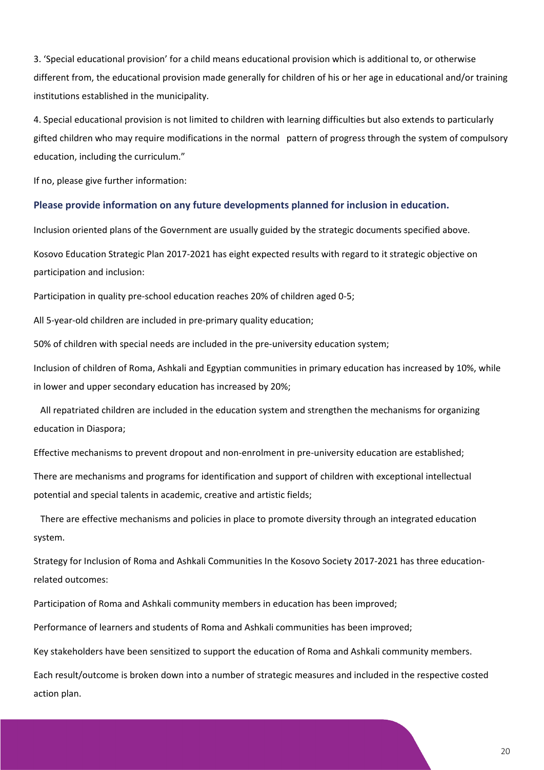3. 'Special educational provision' for a child means educational provision which is additional to, or otherwise different from, the educational provision made generally for children of his or her age in educational and/or training institutions established in the municipality.

4. Special educational provision is not limited to children with learning difficulties but also extends to particularly gifted children who may require modifications in the normal pattern of progress through the system of compulsory education, including the curriculum."

If no, please give further information:

### Please provide information on any future developments planned for inclusion in education.

Inclusion oriented plans of the Government are usually guided by the strategic documents specified above.

Kosovo Education Strategic Plan 2017-2021 has eight expected results with regard to it strategic objective on participation and inclusion:

Participation in quality pre-school education reaches 20% of children aged 0-5;

All 5-year-old children are included in pre-primary quality education;

50% of children with special needs are included in the pre-university education system;

Inclusion of children of Roma, Ashkali and Egyptian communities in primary education has increased by 10%, while in lower and upper secondary education has increased by 20%;

All repatriated children are included in the education system and strengthen the mechanisms for organizing education in Diaspora;

Effective mechanisms to prevent dropout and non-enrolment in pre-university education are established;

There are mechanisms and programs for identification and support of children with exceptional intellectual potential and special talents in academic, creative and artistic fields;

There are effective mechanisms and policies in place to promote diversity through an integrated education system.

Strategy for Inclusion of Roma and Ashkali Communities In the Kosovo Society 2017-2021 has three education-related outcomes:

Participation of Roma and Ashkali community members in education has been improved;

Performance of learners and students of Roma and Ashkali communities has been improved;

Key stakeholders have been sensitized to support the education of Roma and Ashkali community members.

Each result/outcome is broken down into a number of strategic measures and included in the respective costed action plan.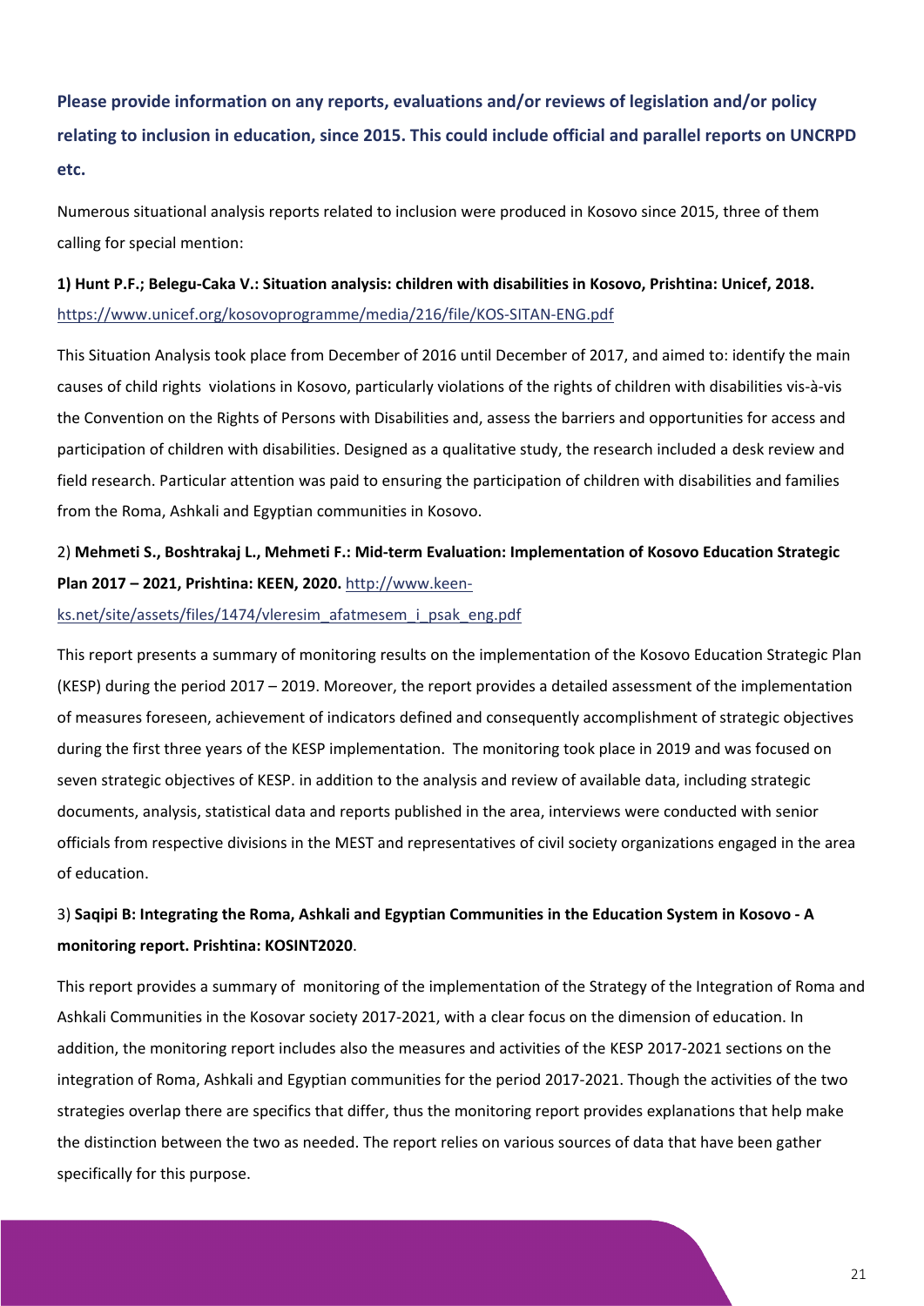**Please provide information on any reports, evaluations and/or reviews of legislation and/or policy relating to inclusion in education, since 2015. This could include official and parallel reports on UNCRPD etc.**

Numerous situational analysis reports related to inclusion were produced in Kosovo since 2015, three of them calling for special mention:

**1) Hunt P.F.; Belegu-Caka V.: Situation analysis: children with disabilities in Kosovo, Prishtina: Unicef, 2018.** https://www.unicef.org/kosovoprogramme/media/216/file/KOS-SITAN-ENG.pdf

This Situation Analysis took place from December of 2016 until December of 2017, and aimed to: identify the main causes of child rights violations in Kosovo, particularly violations of the rights of children with disabilities vis-à-vis the Convention on the Rights of Persons with Disabilities and, assess the barriers and opportunities for access and participation of children with disabilities. Designed as a qualitative study, the research included a desk review and field research. Particular attention was paid to ensuring the participation of children with disabilities and families from the Roma, Ashkali and Egyptian communities in Kosovo.

2) **Mehmeti S., Boshtrakaj L., Mehmeti F.: Mid-term Evaluation: Implementation of Kosovo Education Strategic Plan 2017 – 2021, Prishtina: KEEN, 2020.** http://www.keen-ks.net/site/assets/files/1474/vleresim_afatmesem_i_psak_eng.pdf

This report presents a summary of monitoring results on the implementation of the Kosovo Education Strategic Plan (KESP) during the period 2017 – 2019. Moreover, the report provides a detailed assessment of the implementation of measures foreseen, achievement of indicators defined and consequently accomplishment of strategic objectives during the first three years of the KESP implementation. The monitoring took place in 2019 and was focused on seven strategic objectives of KESP. in addition to the analysis and review of available data, including strategic documents, analysis, statistical data and reports published in the area, interviews were conducted with senior officials from respective divisions in the MEST and representatives of civil society organizations engaged in the area of education.

3) **Saqipi B: Integrating the Roma, Ashkali and Egyptian Communities in the Education System in Kosovo - A monitoring report. Prishtina: KOSINT2020**.

This report provides a summary of monitoring of the implementation of the Strategy of the Integration of Roma and Ashkali Communities in the Kosovar society 2017-2021, with a clear focus on the dimension of education. In addition, the monitoring report includes also the measures and activities of the KESP 2017-2021 sections on the integration of Roma, Ashkali and Egyptian communities for the period 2017-2021. Though the activities of the two strategies overlap there are specifics that differ, thus the monitoring report provides explanations that help make the distinction between the two as needed. The report relies on various sources of data that have been gather specifically for this purpose.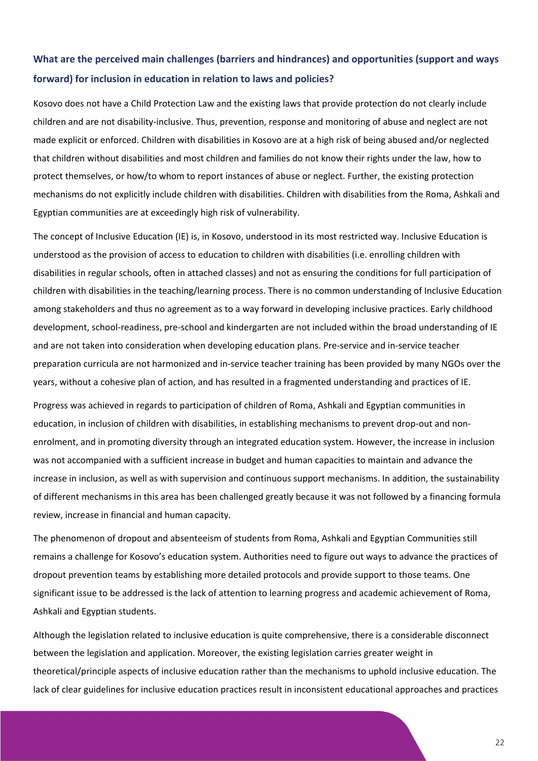### What are the perceived main challenges (barriers and hindrances) and opportunities (support and ways forward) for inclusion in education in relation to laws and policies?

Kosovo does not have a Child Protection Law and the existing laws that provide protection do not clearly include children and are not disability-inclusive. Thus, prevention, response and monitoring of abuse and neglect are not made explicit or enforced. Children with disabilities in Kosovo are at a high risk of being abused and/or neglected that children without disabilities and most children and families do not know their rights under the law, how to protect themselves, or how/to whom to report instances of abuse or neglect. Further, the existing protection mechanisms do not explicitly include children with disabilities. Children with disabilities from the Roma, Ashkali and Egyptian communities are at exceedingly high risk of vulnerability.

The concept of Inclusive Education (IE) is, in Kosovo, understood in its most restricted way. Inclusive Education is understood as the provision of access to education to children with disabilities (i.e. enrolling children with disabilities in regular schools, often in attached classes) and not as ensuring the conditions for full participation of children with disabilities in the teaching/learning process. There is no common understanding of Inclusive Education among stakeholders and thus no agreement as to a way forward in developing inclusive practices. Early childhood development, school-readiness, pre-school and kindergarten are not included within the broad understanding of IE and are not taken into consideration when developing education plans. Pre-service and in-service teacher preparation curricula are not harmonized and in-service teacher training has been provided by many NGOs over the years, without a cohesive plan of action, and has resulted in a fragmented understanding and practices of IE.

Progress was achieved in regards to participation of children of Roma, Ashkali and Egyptian communities in education, in inclusion of children with disabilities, in establishing mechanisms to prevent drop-out and non-enrolment, and in promoting diversity through an integrated education system. However, the increase in inclusion was not accompanied with a sufficient increase in budget and human capacities to maintain and advance the increase in inclusion, as well as with supervision and continuous support mechanisms. In addition, the sustainability of different mechanisms in this area has been challenged greatly because it was not followed by a financing formula review, increase in financial and human capacity.

The phenomenon of dropout and absenteeism of students from Roma, Ashkali and Egyptian Communities still remains a challenge for Kosovo's education system. Authorities need to figure out ways to advance the practices of dropout prevention teams by establishing more detailed protocols and provide support to those teams. One significant issue to be addressed is the lack of attention to learning progress and academic achievement of Roma, Ashkali and Egyptian students.

Although the legislation related to inclusive education is quite comprehensive, there is a considerable disconnect between the legislation and application. Moreover, the existing legislation carries greater weight in theoretical/principle aspects of inclusive education rather than the mechanisms to uphold inclusive education. The lack of clear guidelines for inclusive education practices result in inconsistent educational approaches and practices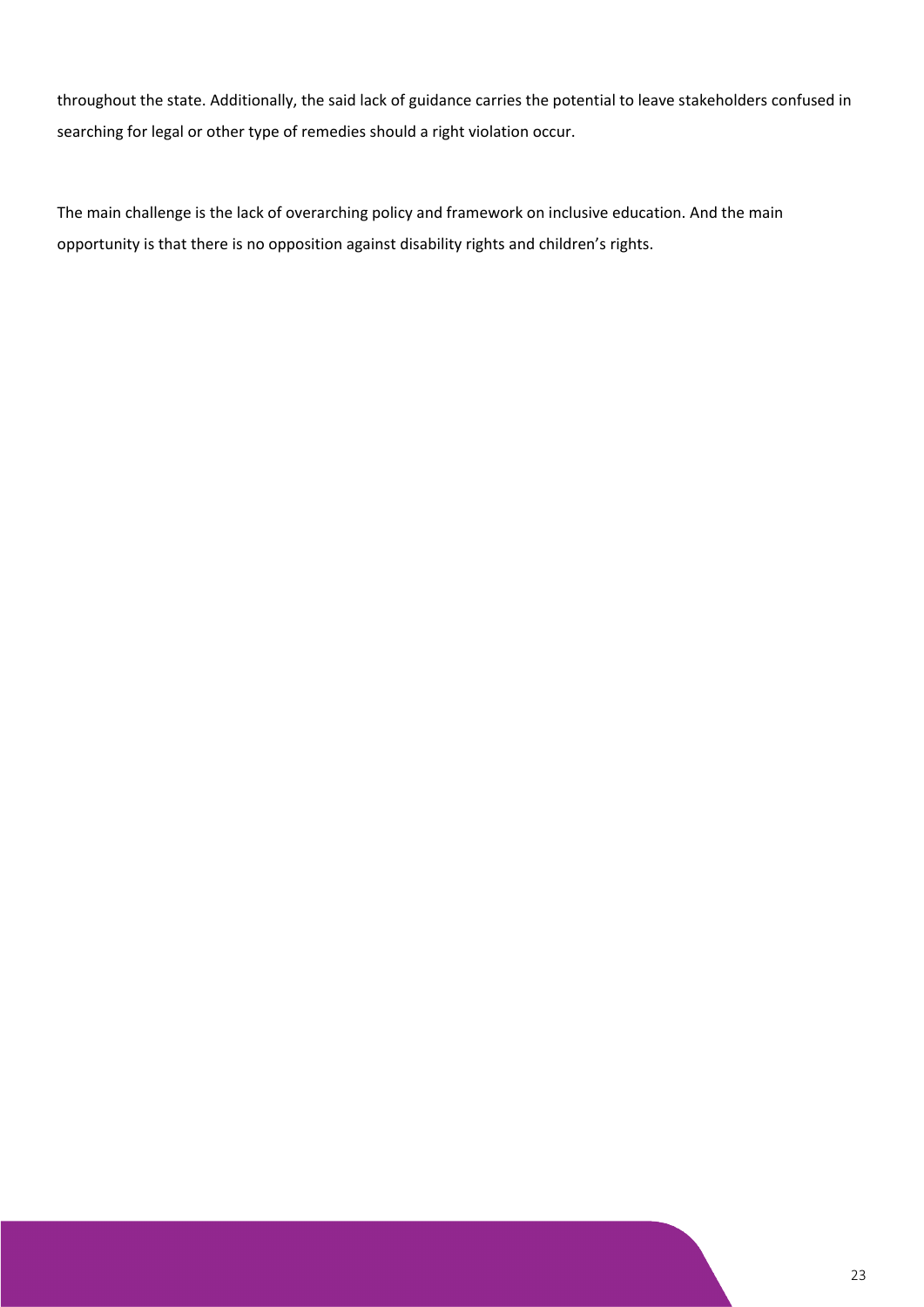throughout the state. Additionally, the said lack of guidance carries the potential to leave stakeholders confused in searching for legal or other type of remedies should a right violation occur.

The main challenge is the lack of overarching policy and framework on inclusive education. And the main opportunity is that there is no opposition against disability rights and children's rights.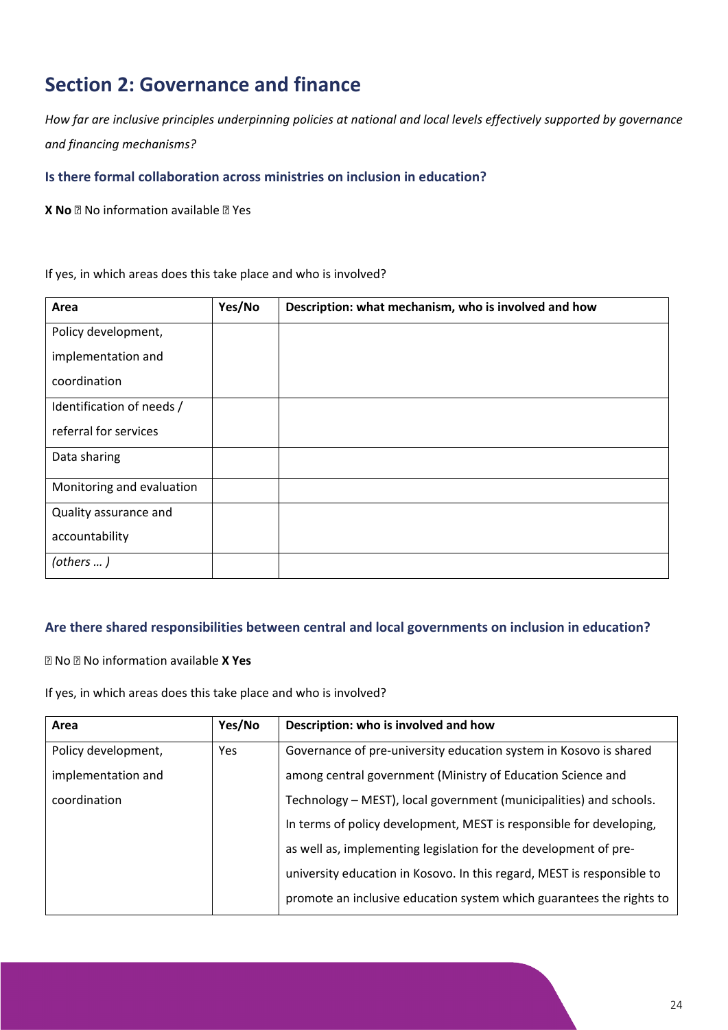## Section 2: Governance and finance

*How far are inclusive principles underpinning policies at national and local levels effectively supported by governance and financing mechanisms?*

### Is there formal collaboration across ministries on inclusion in education?

**X No** ☐ No information available ☐ Yes

If yes, in which areas does this take place and who is involved?

| Area | Yes/No | Description: what mechanism, who is involved and how |
|---|---|---|
| Policy development, implementation and coordination | | |
| Identification of needs / referral for services | | |
| Data sharing | | |
| Monitoring and evaluation | | |
| Quality assurance and accountability | | |
| *(others … )* | | |

### Are there shared responsibilities between central and local governments on inclusion in education?

☐ No ☐ No information available **X Yes**

If yes, in which areas does this take place and who is involved?

| Area | Yes/No | Description: who is involved and how |
|---|---|---|
| Policy development, implementation and coordination | Yes | Governance of pre-university education system in Kosovo is shared among central government (Ministry of Education Science and Technology – MEST), local government (municipalities) and schools. In terms of policy development, MEST is responsible for developing, as well as, implementing legislation for the development of pre-university education in Kosovo. In this regard, MEST is responsible to promote an inclusive education system which guarantees the rights to |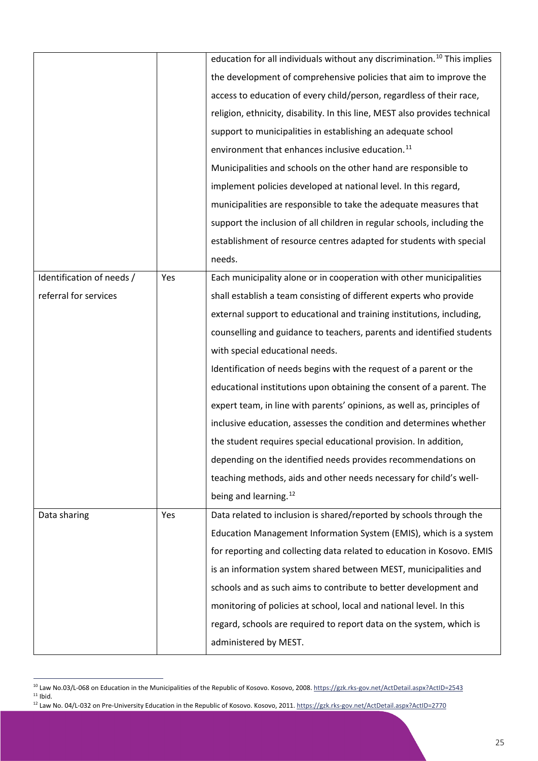|  |  |  |
|---|---|---|
|  |  | education for all individuals without any discrimination.[10] This implies the development of comprehensive policies that aim to improve the access to education of every child/person, regardless of their race, religion, ethnicity, disability. In this line, MEST also provides technical support to municipalities in establishing an adequate school environment that enhances inclusive education.[11] Municipalities and schools on the other hand are responsible to implement policies developed at national level. In this regard, municipalities are responsible to take the adequate measures that support the inclusion of all children in regular schools, including the establishment of resource centres adapted for students with special needs. |
| Identification of needs / referral for services | Yes | Each municipality alone or in cooperation with other municipalities shall establish a team consisting of different experts who provide external support to educational and training institutions, including, counselling and guidance to teachers, parents and identified students with special educational needs. Identification of needs begins with the request of a parent or the educational institutions upon obtaining the consent of a parent. The expert team, in line with parents' opinions, as well as, principles of inclusive education, assesses the condition and determines whether the student requires special educational provision. In addition, depending on the identified needs provides recommendations on teaching methods, aids and other needs necessary for child's well-being and learning.[12] |
| Data sharing | Yes | Data related to inclusion is shared/reported by schools through the Education Management Information System (EMIS), which is a system for reporting and collecting data related to education in Kosovo. EMIS is an information system shared between MEST, municipalities and schools and as such aims to contribute to better development and monitoring of policies at school, local and national level. In this regard, schools are required to report data on the system, which is administered by MEST. |

[10] Law No.03/L-068 on Education in the Municipalities of the Republic of Kosovo. Kosovo, 2008. https://gzk.rks-gov.net/ActDetail.aspx?ActID=2543

[11] Ibid.

[12] Law No. 04/L-032 on Pre-University Education in the Republic of Kosovo. Kosovo, 2011. https://gzk.rks-gov.net/ActDetail.aspx?ActID=2770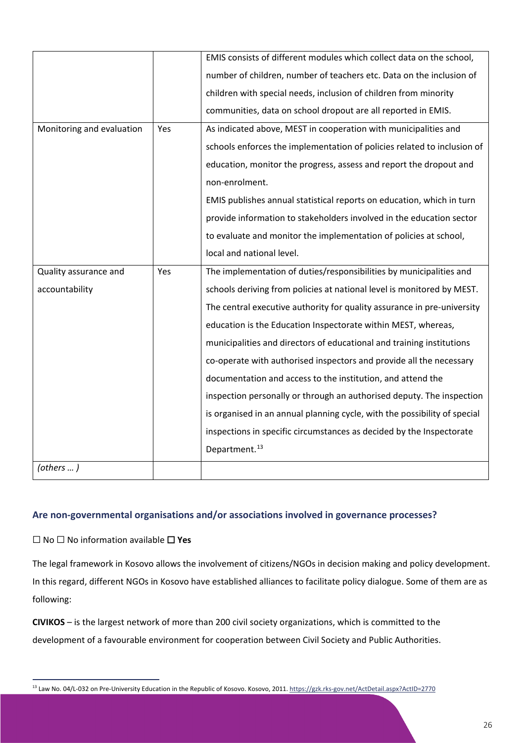| | | |
|---|---|---|
| | | EMIS consists of different modules which collect data on the school, number of children, number of teachers etc. Data on the inclusion of children with special needs, inclusion of children from minority communities, data on school dropout are all reported in EMIS. |
| Monitoring and evaluation | Yes | As indicated above, MEST in cooperation with municipalities and schools enforces the implementation of policies related to inclusion of education, monitor the progress, assess and report the dropout and non-enrolment.<br>EMIS publishes annual statistical reports on education, which in turn provide information to stakeholders involved in the education sector to evaluate and monitor the implementation of policies at school, local and national level. |
| Quality assurance and accountability | Yes | The implementation of duties/responsibilities by municipalities and schools deriving from policies at national level is monitored by MEST. The central executive authority for quality assurance in pre-university education is the Education Inspectorate within MEST, whereas, municipalities and directors of educational and training institutions co-operate with authorised inspectors and provide all the necessary documentation and access to the institution, and attend the inspection personally or through an authorised deputy. The inspection is organised in an annual planning cycle, with the possibility of special inspections in specific circumstances as decided by the Inspectorate Department.[13] |
| *(others … )* | | |

### Are non-governmental organisations and/or associations involved in governance processes?

☐ No ☐ No information available ☐ **Yes**

The legal framework in Kosovo allows the involvement of citizens/NGOs in decision making and policy development. In this regard, different NGOs in Kosovo have established alliances to facilitate policy dialogue. Some of them are as following:

**CIVIKOS** – is the largest network of more than 200 civil society organizations, which is committed to the development of a favourable environment for cooperation between Civil Society and Public Authorities.

[13] Law No. 04/L-032 on Pre-University Education in the Republic of Kosovo. Kosovo, 2011. https://gzk.rks-gov.net/ActDetail.aspx?ActID=2770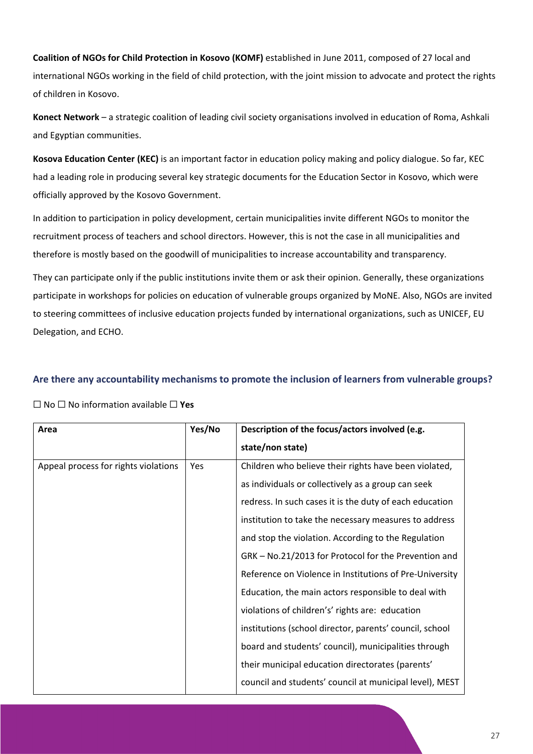**Coalition of NGOs for Child Protection in Kosovo (KOMF)** established in June 2011, composed of 27 local and international NGOs working in the field of child protection, with the joint mission to advocate and protect the rights of children in Kosovo.

**Konect Network** – a strategic coalition of leading civil society organisations involved in education of Roma, Ashkali and Egyptian communities.

**Kosova Education Center (KEC)** is an important factor in education policy making and policy dialogue. So far, KEC had a leading role in producing several key strategic documents for the Education Sector in Kosovo, which were officially approved by the Kosovo Government.

In addition to participation in policy development, certain municipalities invite different NGOs to monitor the recruitment process of teachers and school directors. However, this is not the case in all municipalities and therefore is mostly based on the goodwill of municipalities to increase accountability and transparency.

They can participate only if the public institutions invite them or ask their opinion. Generally, these organizations participate in workshops for policies on education of vulnerable groups organized by MoNE. Also, NGOs are invited to steering committees of inclusive education projects funded by international organizations, such as UNICEF, EU Delegation, and ECHO.

### Are there any accountability mechanisms to promote the inclusion of learners from vulnerable groups?

☐ No ☐ No information available ☐ **Yes**

| Area | Yes/No | Description of the focus/actors involved (e.g. state/non state) |
|---|---|---|
| Appeal process for rights violations | Yes | Children who believe their rights have been violated, as individuals or collectively as a group can seek redress. In such cases it is the duty of each education institution to take the necessary measures to address and stop the violation. According to the Regulation GRK – No.21/2013 for Protocol for the Prevention and Reference on Violence in Institutions of Pre-University Education, the main actors responsible to deal with violations of children's' rights are: education institutions (school director, parents' council, school board and students' council), municipalities through their municipal education directorates (parents' council and students' council at municipal level), MEST |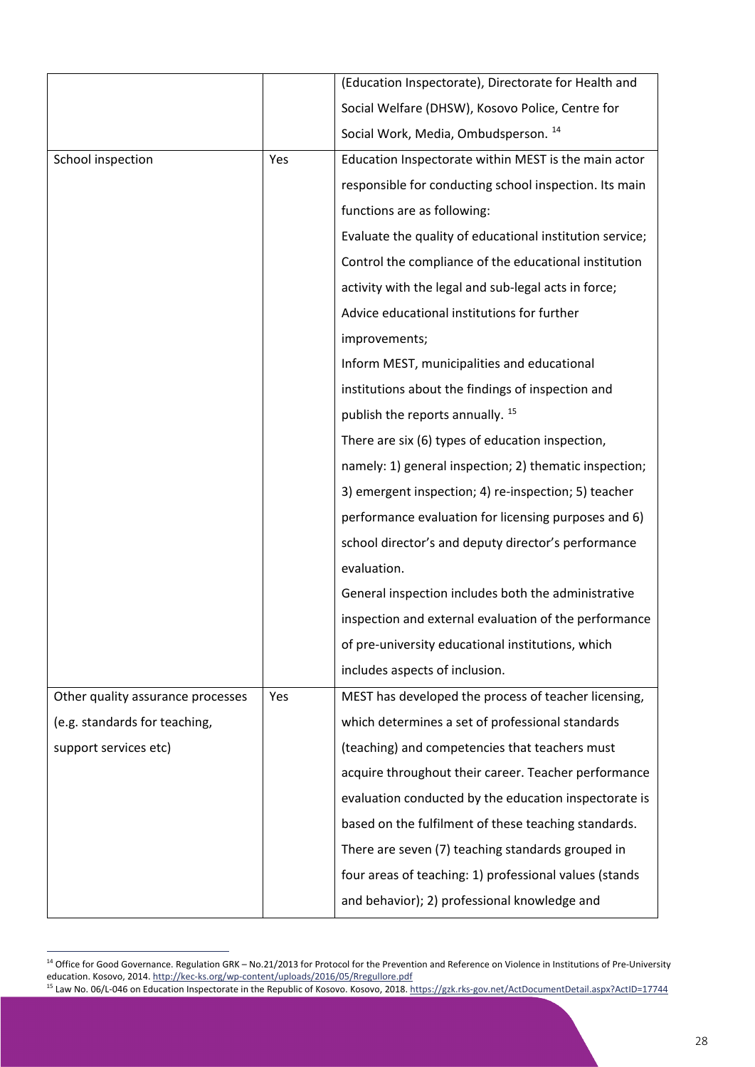|  |  |  |
|---|---|---|
|  |  | (Education Inspectorate), Directorate for Health and Social Welfare (DHSW), Kosovo Police, Centre for Social Work, Media, Ombudsperson. [14] |
| School inspection | Yes | Education Inspectorate within MEST is the main actor responsible for conducting school inspection. Its main functions are as following: Evaluate the quality of educational institution service; Control the compliance of the educational institution activity with the legal and sub-legal acts in force; Advice educational institutions for further improvements; Inform MEST, municipalities and educational institutions about the findings of inspection and publish the reports annually. [15] There are six (6) types of education inspection, namely: 1) general inspection; 2) thematic inspection; 3) emergent inspection; 4) re-inspection; 5) teacher performance evaluation for licensing purposes and 6) school director's and deputy director's performance evaluation. General inspection includes both the administrative inspection and external evaluation of the performance of pre-university educational institutions, which includes aspects of inclusion. |
| Other quality assurance processes (e.g. standards for teaching, support services etc) | Yes | MEST has developed the process of teacher licensing, which determines a set of professional standards (teaching) and competencies that teachers must acquire throughout their career. Teacher performance evaluation conducted by the education inspectorate is based on the fulfilment of these teaching standards. There are seven (7) teaching standards grouped in four areas of teaching: 1) professional values (stands and behavior); 2) professional knowledge and |

[14] Office for Good Governance. Regulation GRK – No.21/2013 for Protocol for the Prevention and Reference on Violence in Institutions of Pre-University education. Kosovo, 2014. http://kec-ks.org/wp-content/uploads/2016/05/Rregullore.pdf

[15] Law No. 06/L-046 on Education Inspectorate in the Republic of Kosovo. Kosovo, 2018. https://gzk.rks-gov.net/ActDocumentDetail.aspx?ActID=17744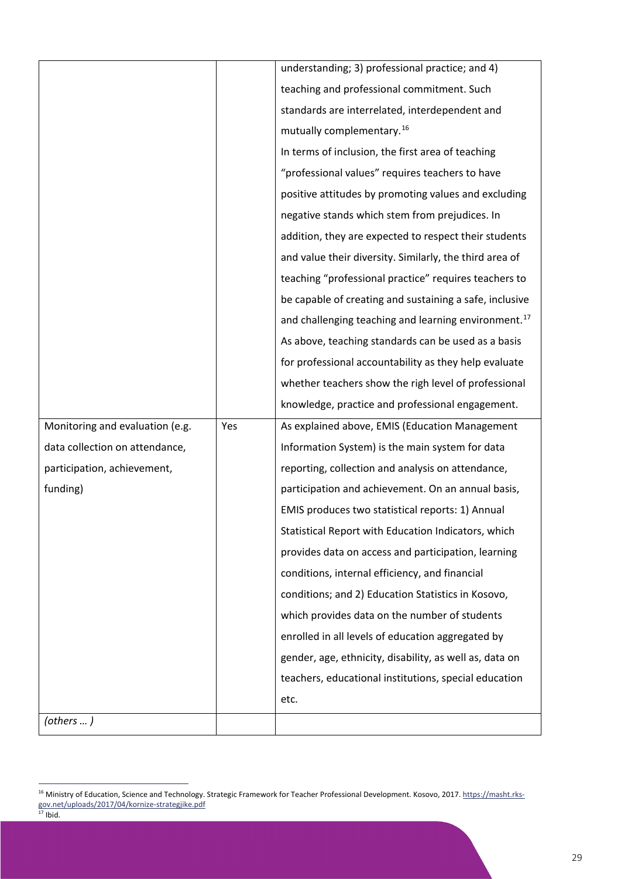| | | |
|---|---|---|
| | | understanding; 3) professional practice; and 4) teaching and professional commitment. Such standards are interrelated, interdependent and mutually complementary.[16] In terms of inclusion, the first area of teaching "professional values" requires teachers to have positive attitudes by promoting values and excluding negative stands which stem from prejudices. In addition, they are expected to respect their students and value their diversity. Similarly, the third area of teaching "professional practice" requires teachers to be capable of creating and sustaining a safe, inclusive and challenging teaching and learning environment.[17] As above, teaching standards can be used as a basis for professional accountability as they help evaluate whether teachers show the righ level of professional knowledge, practice and professional engagement. |
| Monitoring and evaluation (e.g. data collection on attendance, participation, achievement, funding) | Yes | As explained above, EMIS (Education Management Information System) is the main system for data reporting, collection and analysis on attendance, participation and achievement. On an annual basis, EMIS produces two statistical reports: 1) Annual Statistical Report with Education Indicators, which provides data on access and participation, learning conditions, internal efficiency, and financial conditions; and 2) Education Statistics in Kosovo, which provides data on the number of students enrolled in all levels of education aggregated by gender, age, ethnicity, disability, as well as, data on teachers, educational institutions, special education etc. |
| *(others … )* | | |

[16] Ministry of Education, Science and Technology. Strategic Framework for Teacher Professional Development. Kosovo, 2017. https://masht.rks-gov.net/uploads/2017/04/kornize-strategjike.pdf

[17] Ibid.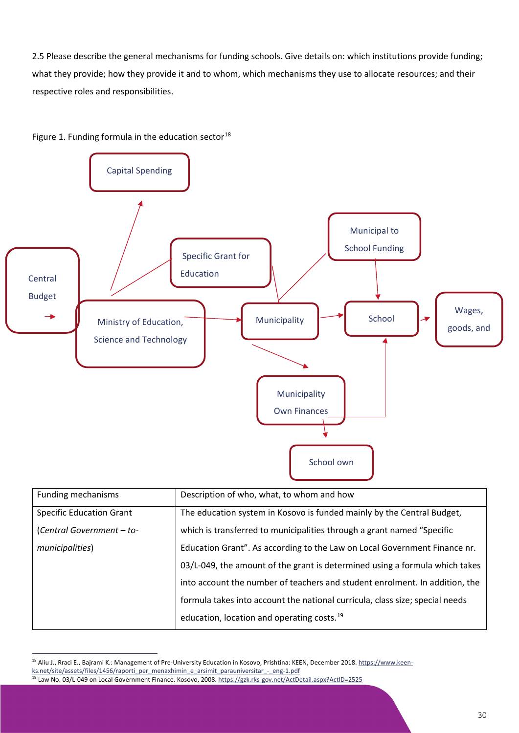2.5 Please describe the general mechanisms for funding schools. Give details on: which institutions provide funding; what they provide; how they provide it and to whom, which mechanisms they use to allocate resources; and their respective roles and responsibilities.

Figure 1. Funding formula in the education sector[18]

Capital Spending

Central Budget

Specific Grant for Education

Ministry of Education, Science and Technology

Municipal to School Funding

Municipality

School

Wages, goods, and

Municipality Own Finances

School own

| Funding mechanisms | Description of who, what, to whom and how |
| --- | --- |
| Specific Education Grant (*Central Government – to-municipalities*) | The education system in Kosovo is funded mainly by the Central Budget, which is transferred to municipalities through a grant named "Specific Education Grant". As according to the Law on Local Government Finance nr. 03/L-049, the amount of the grant is determined using a formula which takes into account the number of teachers and student enrolment. In addition, the formula takes into account the national curricula, class size; special needs education, location and operating costs.[19] |

[18] Aliu J., Rraci E., Bajrami K.: Management of Pre-University Education in Kosovo, Prishtina: KEEN, December 2018. https://www.keen-ks.net/site/assets/files/1456/raporti_per_menaxhimin_e_arsimit_parauniversitar_-_eng-1.pdf

[19] Law No. 03/L-049 on Local Government Finance. Kosovo, 2008. https://gzk.rks-gov.net/ActDetail.aspx?ActID=2525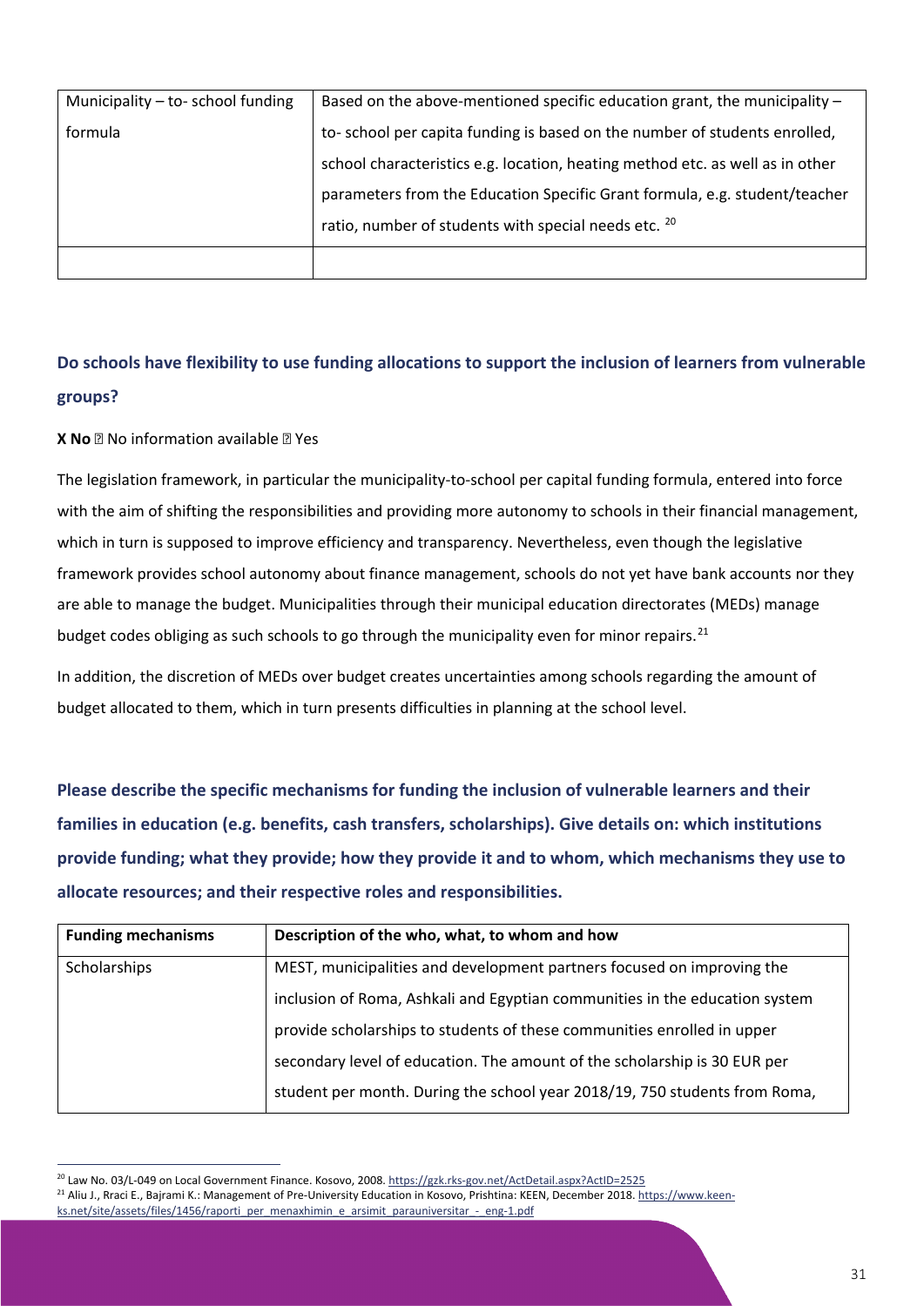| Municipality – to- school funding formula | Based on the above-mentioned specific education grant, the municipality – to- school per capita funding is based on the number of students enrolled, school characteristics e.g. location, heating method etc. as well as in other parameters from the Education Specific Grant formula, e.g. student/teacher ratio, number of students with special needs etc. [20] |
|---|---|
| | |

## Do schools have flexibility to use funding allocations to support the inclusion of learners from vulnerable groups?

**X No** ☐ No information available ☐ Yes

The legislation framework, in particular the municipality-to-school per capital funding formula, entered into force with the aim of shifting the responsibilities and providing more autonomy to schools in their financial management, which in turn is supposed to improve efficiency and transparency. Nevertheless, even though the legislative framework provides school autonomy about finance management, schools do not yet have bank accounts nor they are able to manage the budget. Municipalities through their municipal education directorates (MEDs) manage budget codes obliging as such schools to go through the municipality even for minor repairs.[21]

In addition, the discretion of MEDs over budget creates uncertainties among schools regarding the amount of budget allocated to them, which in turn presents difficulties in planning at the school level.

## Please describe the specific mechanisms for funding the inclusion of vulnerable learners and their families in education (e.g. benefits, cash transfers, scholarships). Give details on: which institutions provide funding; what they provide; how they provide it and to whom, which mechanisms they use to allocate resources; and their respective roles and responsibilities.

| Funding mechanisms | Description of the who, what, to whom and how |
|---|---|
| Scholarships | MEST, municipalities and development partners focused on improving the inclusion of Roma, Ashkali and Egyptian communities in the education system provide scholarships to students of these communities enrolled in upper secondary level of education. The amount of the scholarship is 30 EUR per student per month. During the school year 2018/19, 750 students from Roma, |

[20] Law No. 03/L-049 on Local Government Finance. Kosovo, 2008. https://gzk.rks-gov.net/ActDetail.aspx?ActID=2525

[21] Aliu J., Rraci E., Bajrami K.: Management of Pre-University Education in Kosovo, Prishtina: KEEN, December 2018. https://www.keen-ks.net/site/assets/files/1456/raporti_per_menaxhimin_e_arsimit_parauniversitar_-_eng-1.pdf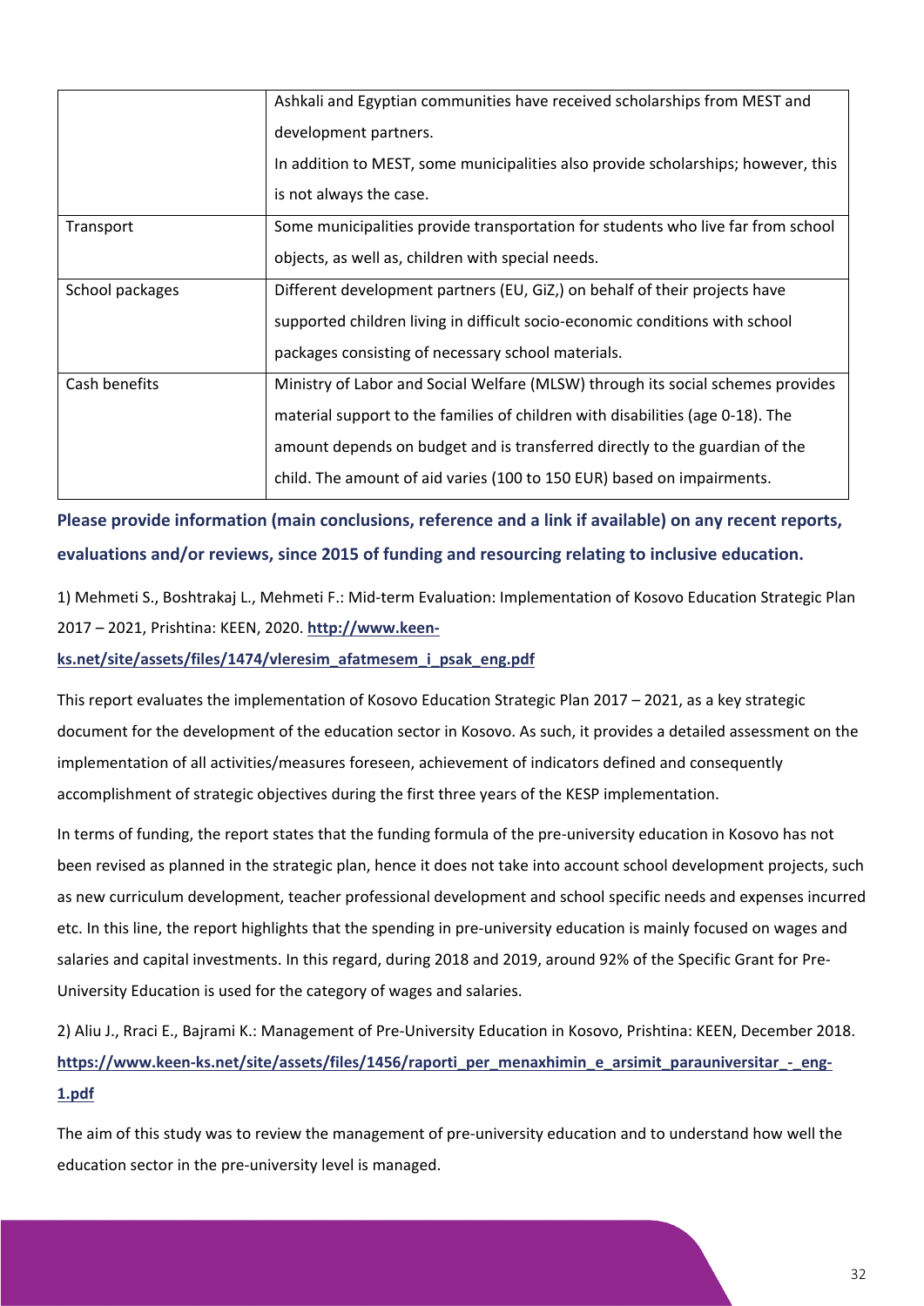| | |
|---|---|
| | Ashkali and Egyptian communities have received scholarships from MEST and development partners.<br>In addition to MEST, some municipalities also provide scholarships; however, this is not always the case. |
| Transport | Some municipalities provide transportation for students who live far from school objects, as well as, children with special needs. |
| School packages | Different development partners (EU, GiZ,) on behalf of their projects have supported children living in difficult socio-economic conditions with school packages consisting of necessary school materials. |
| Cash benefits | Ministry of Labor and Social Welfare (MLSW) through its social schemes provides material support to the families of children with disabilities (age 0-18). The amount depends on budget and is transferred directly to the guardian of the child. The amount of aid varies (100 to 150 EUR) based on impairments. |

**Please provide information (main conclusions, reference and a link if available) on any recent reports, evaluations and/or reviews, since 2015 of funding and resourcing relating to inclusive education.**

1) Mehmeti S., Boshtrakaj L., Mehmeti F.: Mid-term Evaluation: Implementation of Kosovo Education Strategic Plan 2017 – 2021, Prishtina: KEEN, 2020. **http://www.keen-ks.net/site/assets/files/1474/vleresim_afatmesem_i_psak_eng.pdf**

This report evaluates the implementation of Kosovo Education Strategic Plan 2017 – 2021, as a key strategic document for the development of the education sector in Kosovo. As such, it provides a detailed assessment on the implementation of all activities/measures foreseen, achievement of indicators defined and consequently accomplishment of strategic objectives during the first three years of the KESP implementation.

In terms of funding, the report states that the funding formula of the pre-university education in Kosovo has not been revised as planned in the strategic plan, hence it does not take into account school development projects, such as new curriculum development, teacher professional development and school specific needs and expenses incurred etc. In this line, the report highlights that the spending in pre-university education is mainly focused on wages and salaries and capital investments. In this regard, during 2018 and 2019, around 92% of the Specific Grant for Pre-University Education is used for the category of wages and salaries.

2) Aliu J., Rraci E., Bajrami K.: Management of Pre-University Education in Kosovo, Prishtina: KEEN, December 2018. **https://www.keen-ks.net/site/assets/files/1456/raporti_per_menaxhimin_e_arsimit_parauniversitar_-_eng-1.pdf**

The aim of this study was to review the management of pre-university education and to understand how well the education sector in the pre-university level is managed.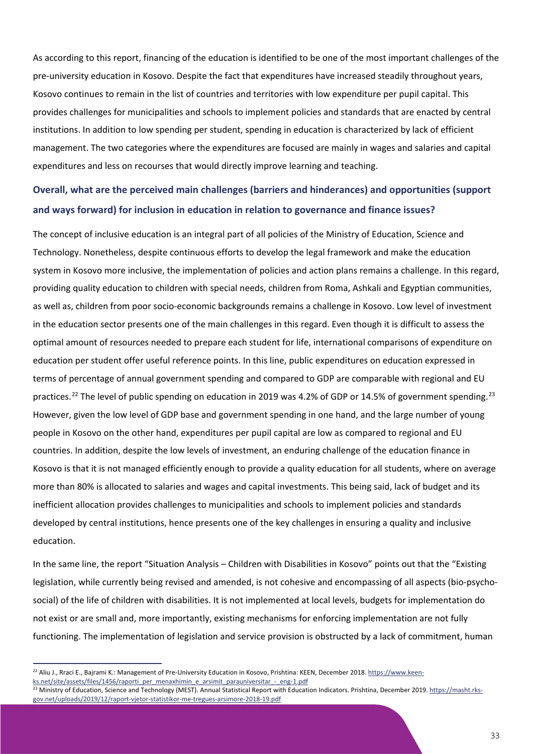As according to this report, financing of the education is identified to be one of the most important challenges of the pre-university education in Kosovo. Despite the fact that expenditures have increased steadily throughout years, Kosovo continues to remain in the list of countries and territories with low expenditure per pupil capital. This provides challenges for municipalities and schools to implement policies and standards that are enacted by central institutions. In addition to low spending per student, spending in education is characterized by lack of efficient management. The two categories where the expenditures are focused are mainly in wages and salaries and capital expenditures and less on recourses that would directly improve learning and teaching.

### Overall, what are the perceived main challenges (barriers and hinderances) and opportunities (support and ways forward) for inclusion in education in relation to governance and finance issues?

The concept of inclusive education is an integral part of all policies of the Ministry of Education, Science and Technology. Nonetheless, despite continuous efforts to develop the legal framework and make the education system in Kosovo more inclusive, the implementation of policies and action plans remains a challenge. In this regard, providing quality education to children with special needs, children from Roma, Ashkali and Egyptian communities, as well as, children from poor socio-economic backgrounds remains a challenge in Kosovo. Low level of investment in the education sector presents one of the main challenges in this regard. Even though it is difficult to assess the optimal amount of resources needed to prepare each student for life, international comparisons of expenditure on education per student offer useful reference points. In this line, public expenditures on education expressed in terms of percentage of annual government spending and compared to GDP are comparable with regional and EU practices.[22] The level of public spending on education in 2019 was 4.2% of GDP or 14.5% of government spending.[23] However, given the low level of GDP base and government spending in one hand, and the large number of young people in Kosovo on the other hand, expenditures per pupil capital are low as compared to regional and EU countries. In addition, despite the low levels of investment, an enduring challenge of the education finance in Kosovo is that it is not managed efficiently enough to provide a quality education for all students, where on average more than 80% is allocated to salaries and wages and capital investments. This being said, lack of budget and its inefficient allocation provides challenges to municipalities and schools to implement policies and standards developed by central institutions, hence presents one of the key challenges in ensuring a quality and inclusive education.

In the same line, the report "Situation Analysis – Children with Disabilities in Kosovo" points out that the "Existing legislation, while currently being revised and amended, is not cohesive and encompassing of all aspects (bio-psycho-social) of the life of children with disabilities. It is not implemented at local levels, budgets for implementation do not exist or are small and, more importantly, existing mechanisms for enforcing implementation are not fully functioning. The implementation of legislation and service provision is obstructed by a lack of commitment, human

[22] Aliu J., Rraci E., Bajrami K.: Management of Pre-University Education in Kosovo, Prishtina: KEEN, December 2018. https://www.keen-ks.net/site/assets/files/1456/raporti_per_menaxhimin_e_arsimit_parauniversitar_-_eng-1.pdf

[23] Ministry of Education, Science and Technology (MEST). Annual Statistical Report with Education Indicators. Prishtina, December 2019. https://masht.rks-gov.net/uploads/2019/12/raport-vjetor-statistikor-me-tregues-arsimore-2018-19.pdf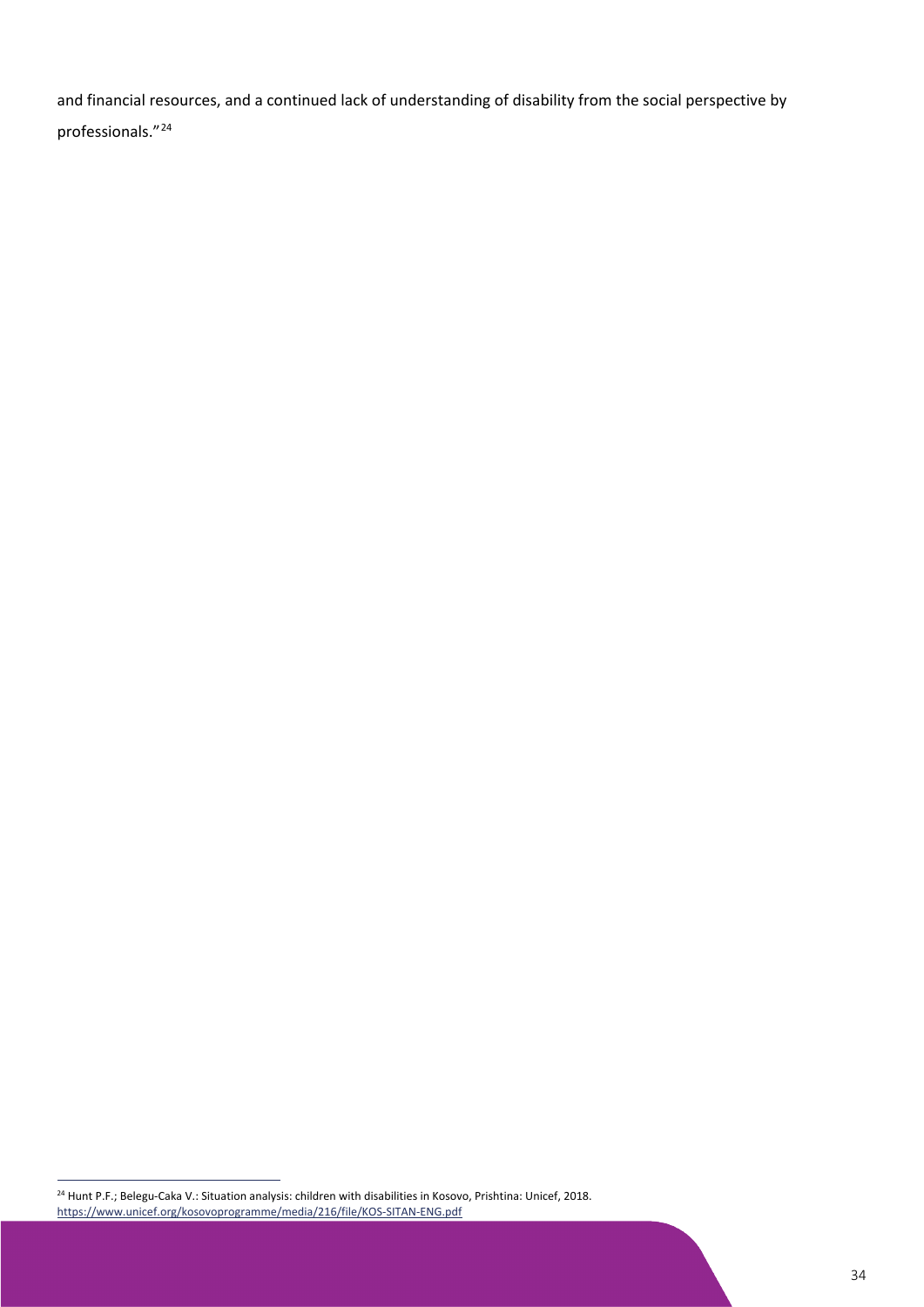and financial resources, and a continued lack of understanding of disability from the social perspective by professionals."[24]

[24] Hunt P.F.; Belegu-Caka V.: Situation analysis: children with disabilities in Kosovo, Prishtina: Unicef, 2018. https://www.unicef.org/kosovoprogramme/media/216/file/KOS-SITAN-ENG.pdf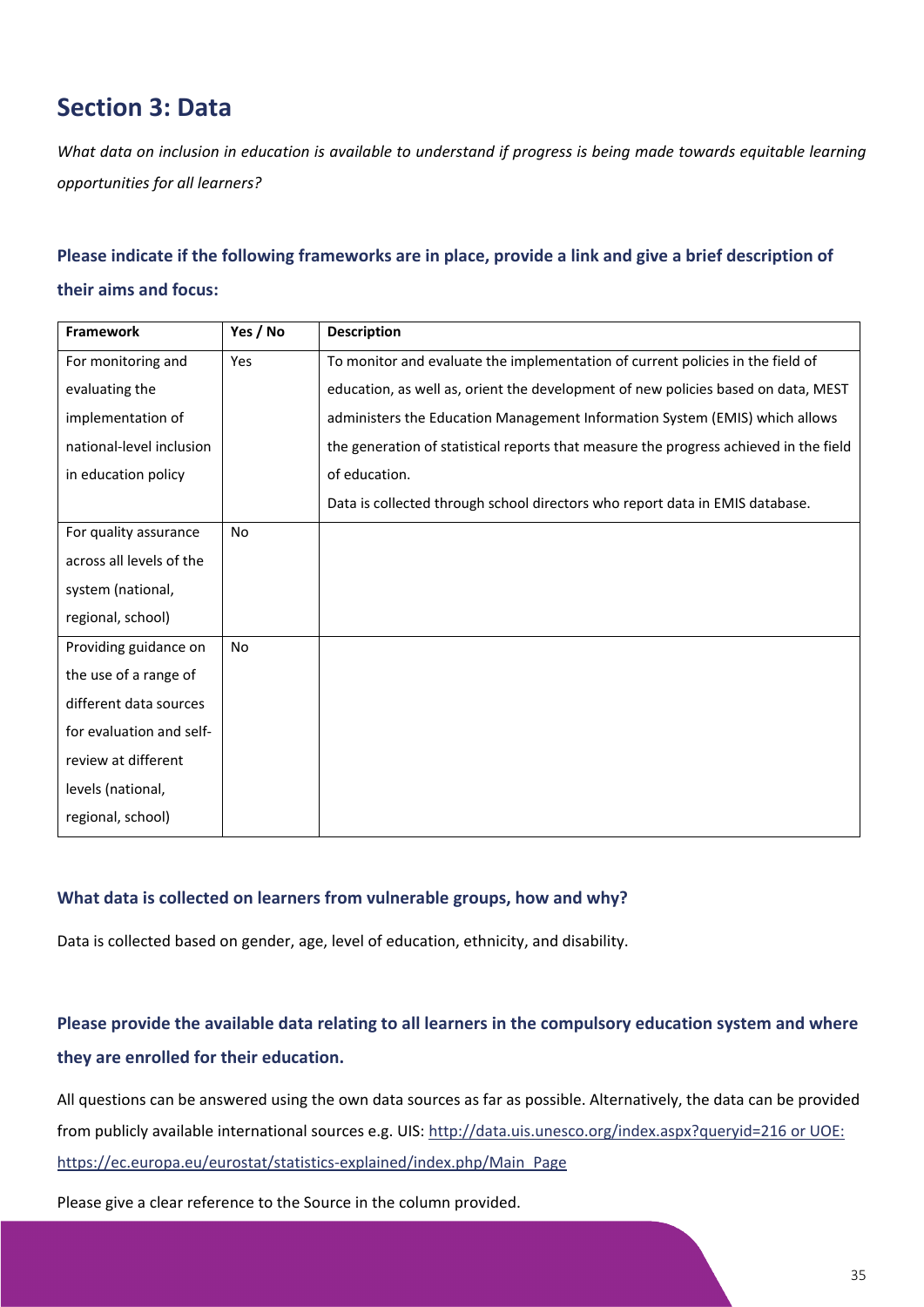## Section 3: Data

*What data on inclusion in education is available to understand if progress is being made towards equitable learning opportunities for all learners?*

### Please indicate if the following frameworks are in place, provide a link and give a brief description of their aims and focus:

| Framework | Yes / No | Description |
|---|---|---|
| For monitoring and evaluating the implementation of national-level inclusion in education policy | Yes | To monitor and evaluate the implementation of current policies in the field of education, as well as, orient the development of new policies based on data, MEST administers the Education Management Information System (EMIS) which allows the generation of statistical reports that measure the progress achieved in the field of education.<br>Data is collected through school directors who report data in EMIS database. |
| For quality assurance across all levels of the system (national, regional, school) | No | |
| Providing guidance on the use of a range of different data sources for evaluation and self-review at different levels (national, regional, school) | No | |

### What data is collected on learners from vulnerable groups, how and why?

Data is collected based on gender, age, level of education, ethnicity, and disability.

### Please provide the available data relating to all learners in the compulsory education system and where they are enrolled for their education.

All questions can be answered using the own data sources as far as possible. Alternatively, the data can be provided from publicly available international sources e.g. UIS: http://data.uis.unesco.org/index.aspx?queryid=216 or UOE: https://ec.europa.eu/eurostat/statistics-explained/index.php/Main_Page

Please give a clear reference to the Source in the column provided.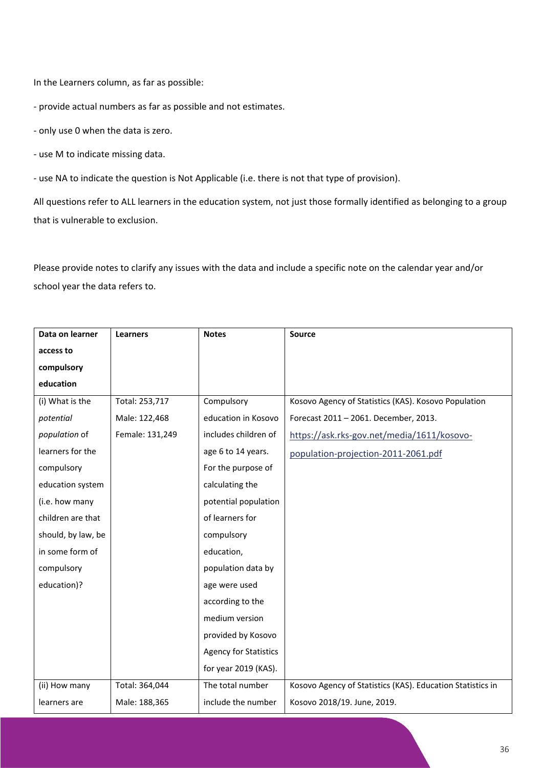In the Learners column, as far as possible:

- provide actual numbers as far as possible and not estimates.

- only use 0 when the data is zero.

- use M to indicate missing data.

- use NA to indicate the question is Not Applicable (i.e. there is not that type of provision).

All questions refer to ALL learners in the education system, not just those formally identified as belonging to a group that is vulnerable to exclusion.

Please provide notes to clarify any issues with the data and include a specific note on the calendar year and/or school year the data refers to.

| Data on learner access to compulsory education | Learners | Notes | Source |
|---|---|---|---|
| (i) What is the *potential population* of learners for the compulsory education system (i.e. how many children are that should, by law, be in some form of compulsory education)? | Total: 253,717<br>Male: 122,468<br>Female: 131,249 | Compulsory education in Kosovo includes children of age 6 to 14 years. For the purpose of calculating the potential population of learners for compulsory education, population data by age were used according to the medium version provided by Kosovo Agency for Statistics for year 2019 (KAS). | Kosovo Agency of Statistics (KAS). Kosovo Population Forecast 2011 – 2061. December, 2013. https://ask.rks-gov.net/media/1611/kosovo-population-projection-2011-2061.pdf |
| (ii) How many learners are | Total: 364,044<br>Male: 188,365 | The total number include the number | Kosovo Agency of Statistics (KAS). Education Statistics in Kosovo 2018/19. June, 2019. |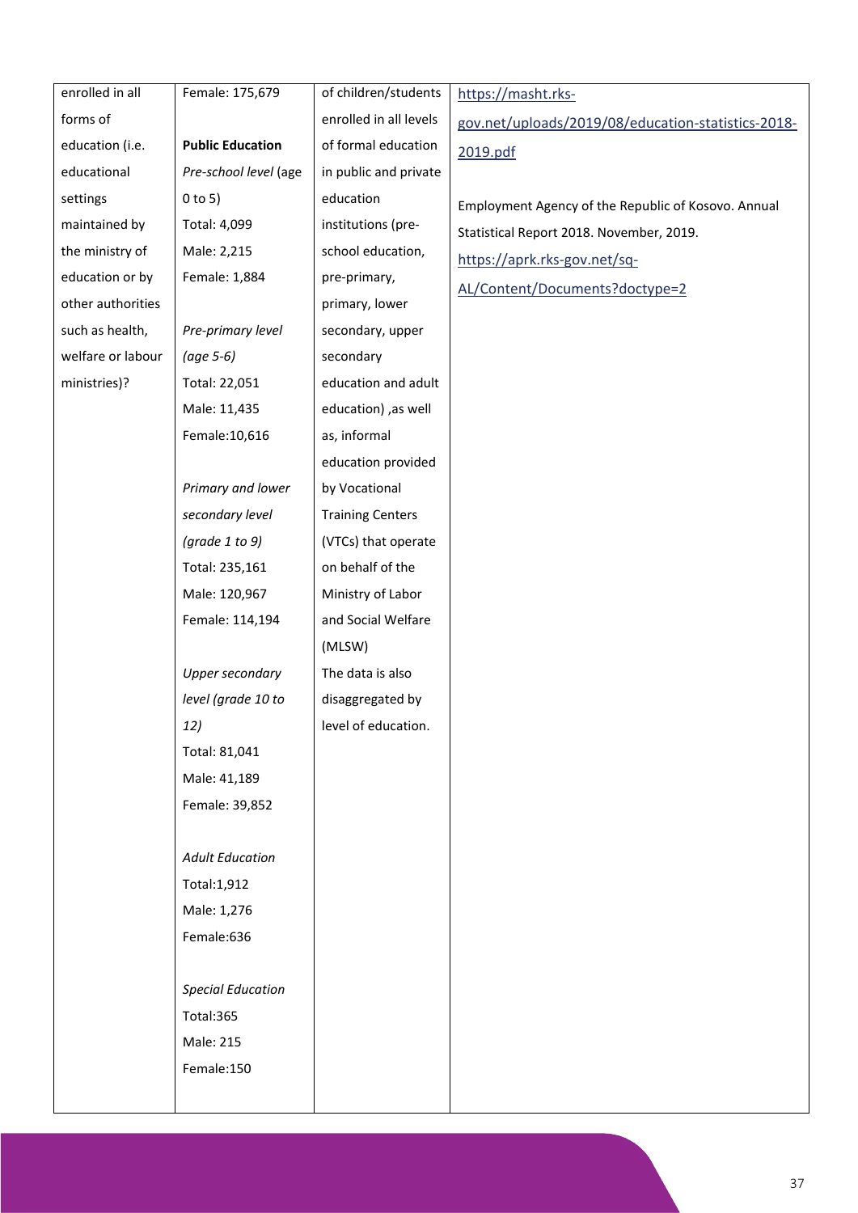| | | | |
|---|---|---|---|
| enrolled in all forms of education (i.e. educational settings maintained by the ministry of education or by other authorities such as health, welfare or labour ministries)? | Female: 175,679<br><br>**Public Education**<br>*Pre-school level* (age 0 to 5)<br>Total: 4,099<br>Male: 2,215<br>Female: 1,884<br><br>*Pre-primary level (age 5-6)*<br>Total: 22,051<br>Male: 11,435<br>Female:10,616<br><br>*Primary and lower secondary level (grade 1 to 9)*<br>Total: 235,161<br>Male: 120,967<br>Female: 114,194<br><br>*Upper secondary level (grade 10 to 12)*<br>Total: 81,041<br>Male: 41,189<br>Female: 39,852<br><br>*Adult Education*<br>Total:1,912<br>Male: 1,276<br>Female:636<br><br>*Special Education*<br>Total:365<br>Male: 215<br>Female:150 | of children/students enrolled in all levels of formal education in public and private education institutions (pre-school education, pre-primary, primary, lower secondary, upper secondary education and adult education) ,as well as, informal education provided by Vocational Training Centers (VTCs) that operate on behalf of the Ministry of Labor and Social Welfare (MLSW) The data is also disaggregated by level of education. | https://masht.rks-gov.net/uploads/2019/08/education-statistics-2018-2019.pdf<br><br>Employment Agency of the Republic of Kosovo. Annual Statistical Report 2018. November, 2019. https://aprk.rks-gov.net/sq-AL/Content/Documents?doctype=2 |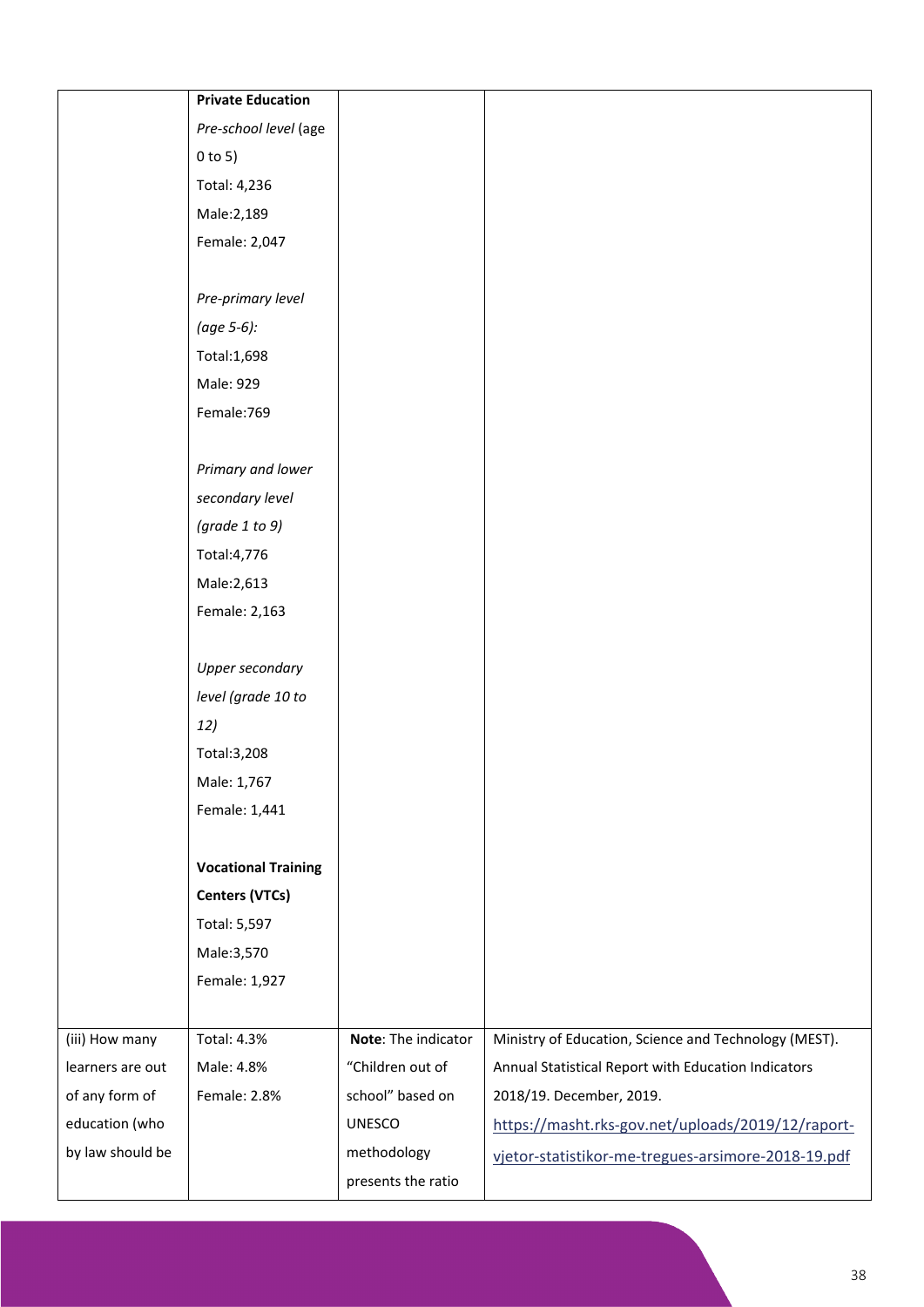| | | | |
|---|---|---|---|
| | **Private Education**<br>*Pre-school level* (age 0 to 5)<br>Total: 4,236<br>Male:2,189<br>Female: 2,047<br><br>*Pre-primary level (age 5-6):*<br>Total:1,698<br>Male: 929<br>Female:769<br><br>*Primary and lower secondary level (grade 1 to 9)*<br>Total:4,776<br>Male:2,613<br>Female: 2,163<br><br>*Upper secondary level (grade 10 to 12)*<br>Total:3,208<br>Male: 1,767<br>Female: 1,441<br><br>**Vocational Training Centers (VTCs)**<br>Total: 5,597<br>Male:3,570<br>Female: 1,927 | | |
| (iii) How many learners are out of any form of education (who by law should be | Total: 4.3%<br>Male: 4.8%<br>Female: 2.8% | **Note**: The indicator "Children out of school" based on UNESCO methodology presents the ratio | Ministry of Education, Science and Technology (MEST). Annual Statistical Report with Education Indicators 2018/19. December, 2019. https://masht.rks-gov.net/uploads/2019/12/raport-vjetor-statistikor-me-tregues-arsimore-2018-19.pdf |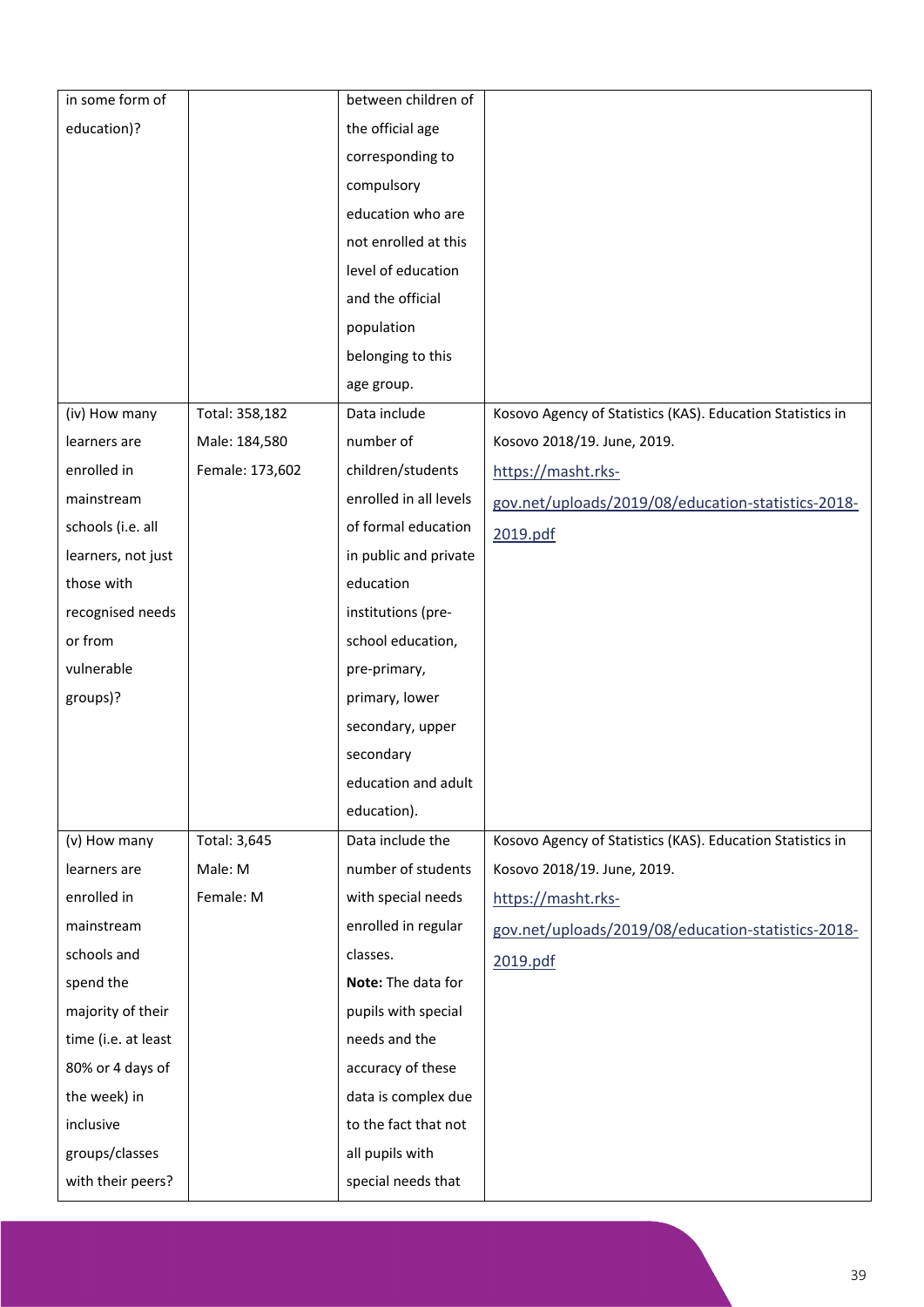| | | | |
|---|---|---|---|
| in some form of education)? | | between children of the official age corresponding to compulsory education who are not enrolled at this level of education and the official population belonging to this age group. | |
| (iv) How many learners are enrolled in mainstream schools (i.e. all learners, not just those with recognised needs or from vulnerable groups)? | Total: 358,182<br>Male: 184,580<br>Female: 173,602 | Data include number of children/students enrolled in all levels of formal education in public and private education institutions (pre-school education, pre-primary, primary, lower secondary, upper secondary education and adult education). | Kosovo Agency of Statistics (KAS). Education Statistics in Kosovo 2018/19. June, 2019. https://masht.rks-gov.net/uploads/2019/08/education-statistics-2018-2019.pdf |
| (v) How many learners are enrolled in mainstream schools and spend the majority of their time (i.e. at least 80% or 4 days of the week) in inclusive groups/classes with their peers? | Total: 3,645<br>Male: M<br>Female: M | Data include the number of students with special needs enrolled in regular classes.<br>**Note:** The data for pupils with special needs and the accuracy of these data is complex due to the fact that not all pupils with special needs that | Kosovo Agency of Statistics (KAS). Education Statistics in Kosovo 2018/19. June, 2019. https://masht.rks-gov.net/uploads/2019/08/education-statistics-2018-2019.pdf |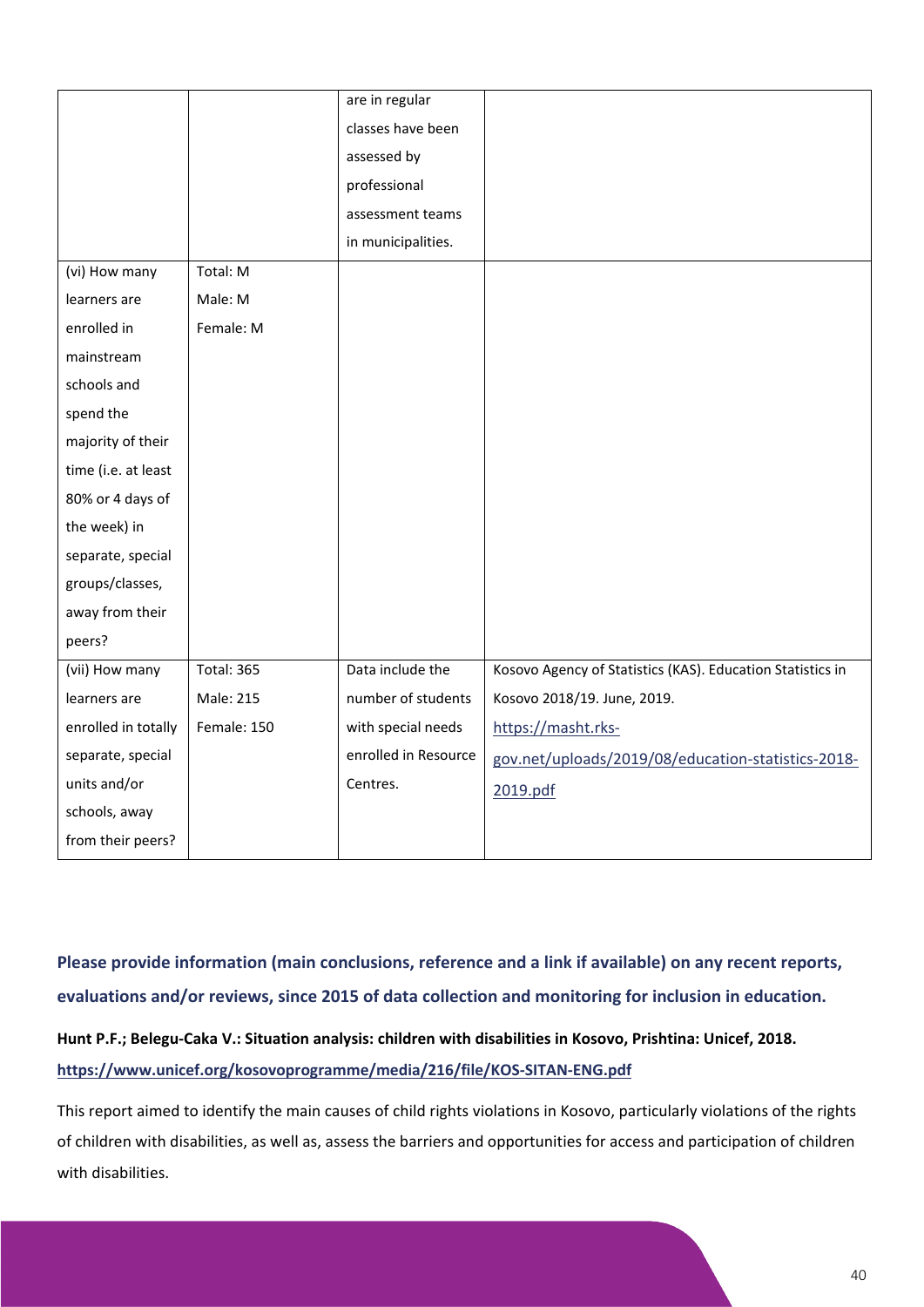|  |  | are in regular classes have been assessed by professional assessment teams in municipalities. |  |
|---|---|---|---|
| (vi) How many learners are enrolled in mainstream schools and spend the majority of their time (i.e. at least 80% or 4 days of the week) in separate, special groups/classes, away from their peers? | Total: M<br>Male: M<br>Female: M |  |  |
| (vii) How many learners are enrolled in totally separate, special units and/or schools, away from their peers? | Total: 365<br>Male: 215<br>Female: 150 | Data include the number of students with special needs enrolled in Resource Centres. | Kosovo Agency of Statistics (KAS). Education Statistics in Kosovo 2018/19. June, 2019. https://masht.rks-gov.net/uploads/2019/08/education-statistics-2018-2019.pdf |

**Please provide information (main conclusions, reference and a link if available) on any recent reports, evaluations and/or reviews, since 2015 of data collection and monitoring for inclusion in education.**

**Hunt P.F.; Belegu-Caka V.: Situation analysis: children with disabilities in Kosovo, Prishtina: Unicef, 2018.**
**https://www.unicef.org/kosovoprogramme/media/216/file/KOS-SITAN-ENG.pdf**

This report aimed to identify the main causes of child rights violations in Kosovo, particularly violations of the rights of children with disabilities, as well as, assess the barriers and opportunities for access and participation of children with disabilities.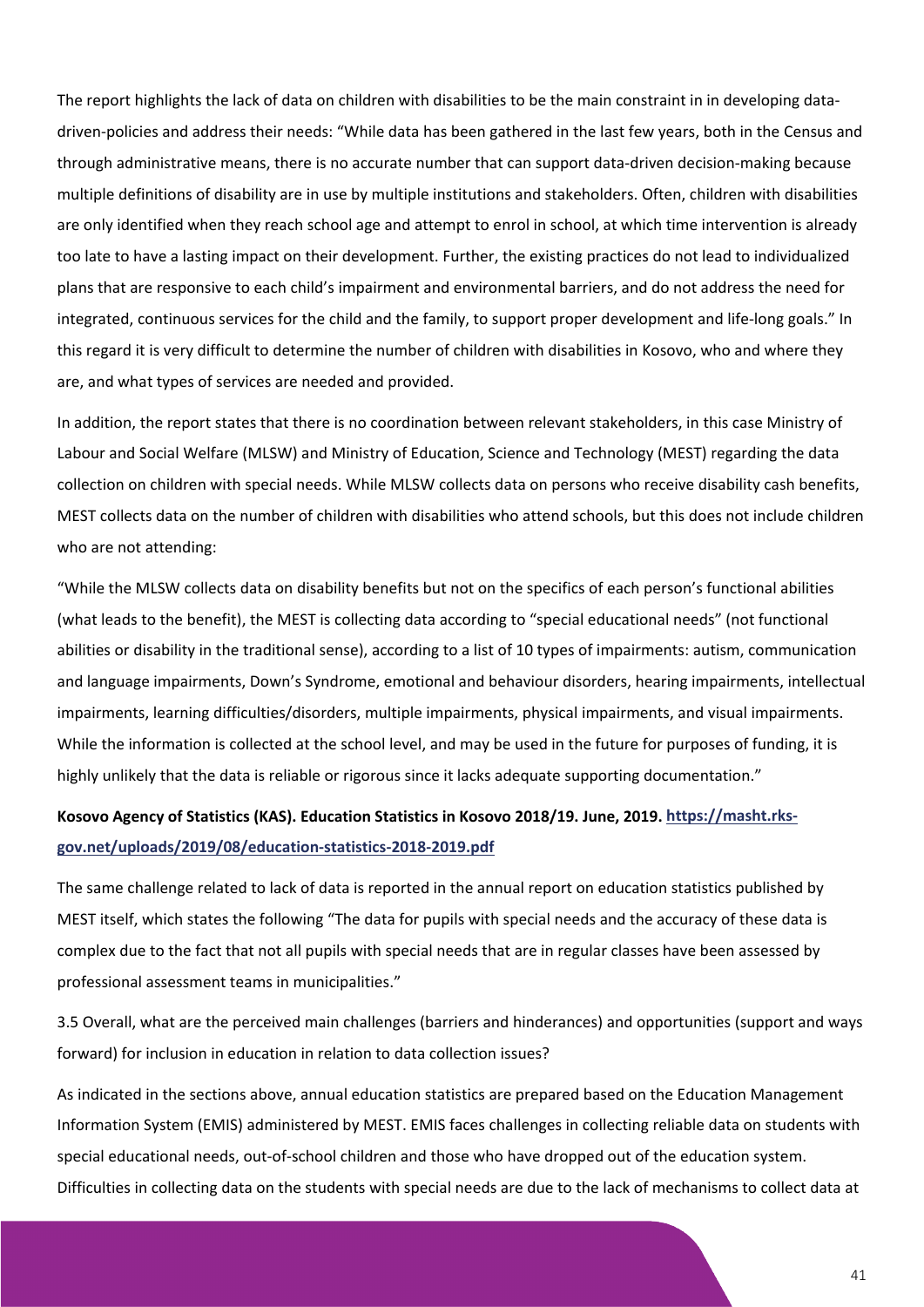The report highlights the lack of data on children with disabilities to be the main constraint in in developing data-driven-policies and address their needs: "While data has been gathered in the last few years, both in the Census and through administrative means, there is no accurate number that can support data-driven decision-making because multiple definitions of disability are in use by multiple institutions and stakeholders. Often, children with disabilities are only identified when they reach school age and attempt to enrol in school, at which time intervention is already too late to have a lasting impact on their development. Further, the existing practices do not lead to individualized plans that are responsive to each child's impairment and environmental barriers, and do not address the need for integrated, continuous services for the child and the family, to support proper development and life-long goals." In this regard it is very difficult to determine the number of children with disabilities in Kosovo, who and where they are, and what types of services are needed and provided.

In addition, the report states that there is no coordination between relevant stakeholders, in this case Ministry of Labour and Social Welfare (MLSW) and Ministry of Education, Science and Technology (MEST) regarding the data collection on children with special needs. While MLSW collects data on persons who receive disability cash benefits, MEST collects data on the number of children with disabilities who attend schools, but this does not include children who are not attending:

"While the MLSW collects data on disability benefits but not on the specifics of each person's functional abilities (what leads to the benefit), the MEST is collecting data according to "special educational needs" (not functional abilities or disability in the traditional sense), according to a list of 10 types of impairments: autism, communication and language impairments, Down's Syndrome, emotional and behaviour disorders, hearing impairments, intellectual impairments, learning difficulties/disorders, multiple impairments, physical impairments, and visual impairments. While the information is collected at the school level, and may be used in the future for purposes of funding, it is highly unlikely that the data is reliable or rigorous since it lacks adequate supporting documentation."

**Kosovo Agency of Statistics (KAS). Education Statistics in Kosovo 2018/19. June, 2019. https://masht.rks-gov.net/uploads/2019/08/education-statistics-2018-2019.pdf**

The same challenge related to lack of data is reported in the annual report on education statistics published by MEST itself, which states the following "The data for pupils with special needs and the accuracy of these data is complex due to the fact that not all pupils with special needs that are in regular classes have been assessed by professional assessment teams in municipalities."

3.5 Overall, what are the perceived main challenges (barriers and hinderances) and opportunities (support and ways forward) for inclusion in education in relation to data collection issues?

As indicated in the sections above, annual education statistics are prepared based on the Education Management Information System (EMIS) administered by MEST. EMIS faces challenges in collecting reliable data on students with special educational needs, out-of-school children and those who have dropped out of the education system. Difficulties in collecting data on the students with special needs are due to the lack of mechanisms to collect data at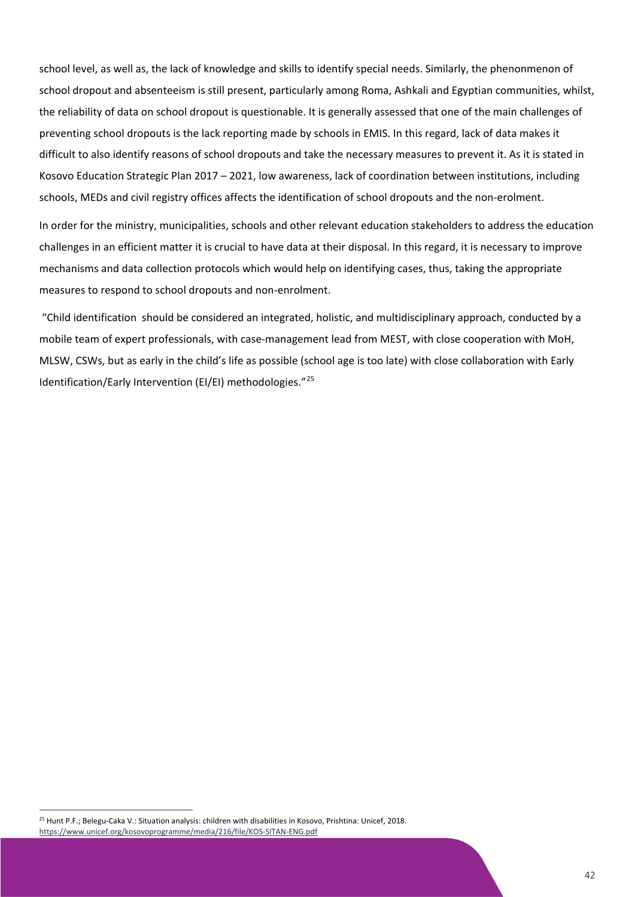school level, as well as, the lack of knowledge and skills to identify special needs. Similarly, the phenonmenon of school dropout and absenteeism is still present, particularly among Roma, Ashkali and Egyptian communities, whilst, the reliability of data on school dropout is questionable. It is generally assessed that one of the main challenges of preventing school dropouts is the lack reporting made by schools in EMIS. In this regard, lack of data makes it difficult to also identify reasons of school dropouts and take the necessary measures to prevent it. As it is stated in Kosovo Education Strategic Plan 2017 – 2021, low awareness, lack of coordination between institutions, including schools, MEDs and civil registry offices affects the identification of school dropouts and the non-erolment.

In order for the ministry, municipalities, schools and other relevant education stakeholders to address the education challenges in an efficient matter it is crucial to have data at their disposal. In this regard, it is necessary to improve mechanisms and data collection protocols which would help on identifying cases, thus, taking the appropriate measures to respond to school dropouts and non-enrolment.

"Child identification should be considered an integrated, holistic, and multidisciplinary approach, conducted by a mobile team of expert professionals, with case-management lead from MEST, with close cooperation with MoH, MLSW, CSWs, but as early in the child's life as possible (school age is too late) with close collaboration with Early Identification/Early Intervention (EI/EI) methodologies."[25]

[25] Hunt P.F.; Belegu-Caka V.: Situation analysis: children with disabilities in Kosovo, Prishtina: Unicef, 2018. https://www.unicef.org/kosovoprogramme/media/216/file/KOS-SITAN-ENG.pdf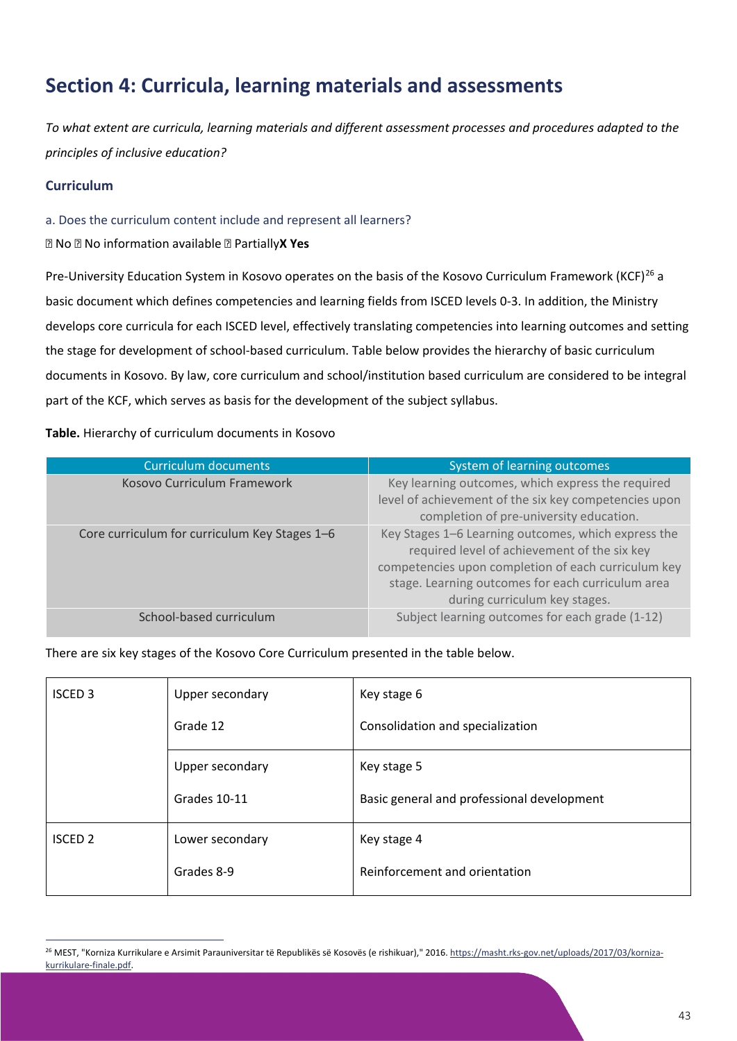# Section 4: Curricula, learning materials and assessments

*To what extent are curricula, learning materials and different assessment processes and procedures adapted to the principles of inclusive education?*

### Curriculum

a. Does the curriculum content include and represent all learners?

☐ No ☐ No information available ☐ Partially **X Yes**

Pre-University Education System in Kosovo operates on the basis of the Kosovo Curriculum Framework (KCF)[26] a basic document which defines competencies and learning fields from ISCED levels 0-3. In addition, the Ministry develops core curricula for each ISCED level, effectively translating competencies into learning outcomes and setting the stage for development of school-based curriculum. Table below provides the hierarchy of basic curriculum documents in Kosovo. By law, core curriculum and school/institution based curriculum are considered to be integral part of the KCF, which serves as basis for the development of the subject syllabus.

**Table.** Hierarchy of curriculum documents in Kosovo

| Curriculum documents | System of learning outcomes |
|---|---|
| Kosovo Curriculum Framework | Key learning outcomes, which express the required level of achievement of the six key competencies upon completion of pre-university education. |
| Core curriculum for curriculum Key Stages 1–6 | Key Stages 1–6 Learning outcomes, which express the required level of achievement of the six key competencies upon completion of each curriculum key stage. Learning outcomes for each curriculum area during curriculum key stages. |
| School-based curriculum | Subject learning outcomes for each grade (1-12) |

There are six key stages of the Kosovo Core Curriculum presented in the table below.

| | | |
|---|---|---|
| ISCED 3 | Upper secondary<br>Grade 12 | Key stage 6<br>Consolidation and specialization |
| | Upper secondary<br>Grades 10-11 | Key stage 5<br>Basic general and professional development |
| ISCED 2 | Lower secondary<br>Grades 8-9 | Key stage 4<br>Reinforcement and orientation |

[26] MEST, "Korniza Kurrikulare e Arsimit Parauniversitar të Republikës së Kosovës (e rishikuar)," 2016. https://masht.rks-gov.net/uploads/2017/03/korniza-kurrikulare-finale.pdf.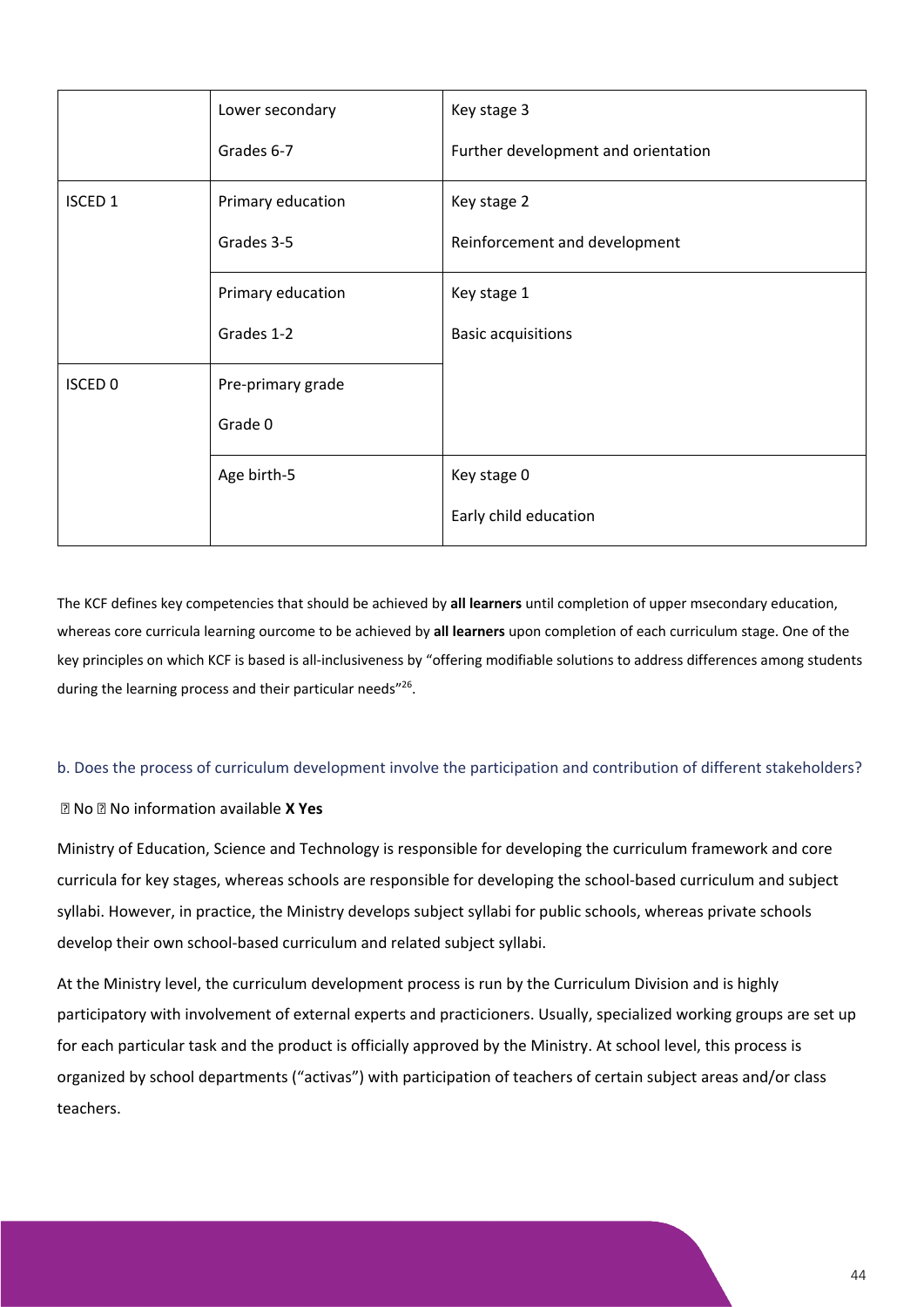| | | |
|---|---|---|
| | Lower secondary<br><br>Grades 6-7 | Key stage 3<br><br>Further development and orientation |
| ISCED 1 | Primary education<br><br>Grades 3-5 | Key stage 2<br><br>Reinforcement and development |
| | Primary education<br><br>Grades 1-2 | Key stage 1<br><br>Basic acquisitions |
| ISCED 0 | Pre-primary grade<br><br>Grade 0 | |
| | Age birth-5 | Key stage 0<br><br>Early child education |

The KCF defines key competencies that should be achieved by **all learners** until completion of upper msecondary education, whereas core curricula learning ourcome to be achieved by **all learners** upon completion of each curriculum stage. One of the key principles on which KCF is based is all-inclusiveness by "offering modifiable solutions to address differences among students during the learning process and their particular needs"[26].

### b. Does the process of curriculum development involve the participation and contribution of different stakeholders?

☐ No ☐ No information available **X Yes**

Ministry of Education, Science and Technology is responsible for developing the curriculum framework and core curricula for key stages, whereas schools are responsible for developing the school-based curriculum and subject syllabi. However, in practice, the Ministry develops subject syllabi for public schools, whereas private schools develop their own school-based curriculum and related subject syllabi.

At the Ministry level, the curriculum development process is run by the Curriculum Division and is highly participatory with involvement of external experts and practicioners. Usually, specialized working groups are set up for each particular task and the product is officially approved by the Ministry. At school level, this process is organized by school departments ("activas") with participation of teachers of certain subject areas and/or class teachers.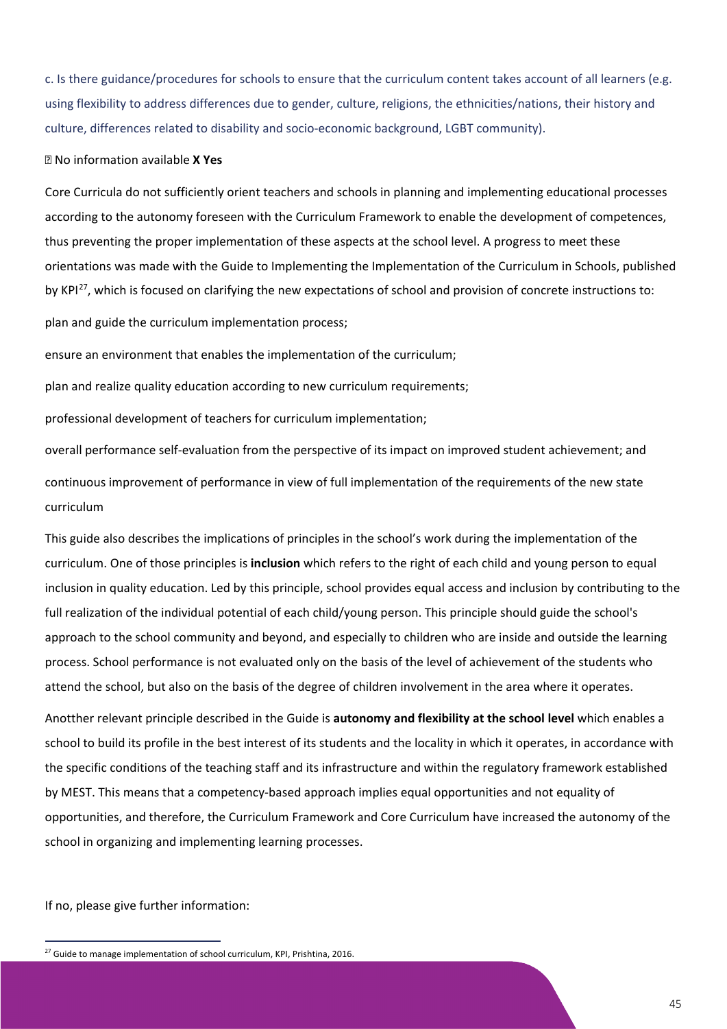c. Is there guidance/procedures for schools to ensure that the curriculum content takes account of all learners (e.g. using flexibility to address differences due to gender, culture, religions, the ethnicities/nations, their history and culture, differences related to disability and socio-economic background, LGBT community).

☐ No information available **X Yes**

Core Curricula do not sufficiently orient teachers and schools in planning and implementing educational processes according to the autonomy foreseen with the Curriculum Framework to enable the development of competences, thus preventing the proper implementation of these aspects at the school level. A progress to meet these orientations was made with the Guide to Implementing the Implementation of the Curriculum in Schools, published by KPI[27], which is focused on clarifying the new expectations of school and provision of concrete instructions to:

plan and guide the curriculum implementation process;

ensure an environment that enables the implementation of the curriculum;

plan and realize quality education according to new curriculum requirements;

professional development of teachers for curriculum implementation;

overall performance self-evaluation from the perspective of its impact on improved student achievement; and

continuous improvement of performance in view of full implementation of the requirements of the new state curriculum

This guide also describes the implications of principles in the school's work during the implementation of the curriculum. One of those principles is **inclusion** which refers to the right of each child and young person to equal inclusion in quality education. Led by this principle, school provides equal access and inclusion by contributing to the full realization of the individual potential of each child/young person. This principle should guide the school's approach to the school community and beyond, and especially to children who are inside and outside the learning process. School performance is not evaluated only on the basis of the level of achievement of the students who attend the school, but also on the basis of the degree of children involvement in the area where it operates.

Anotther relevant principle described in the Guide is **autonomy and flexibility at the school level** which enables a school to build its profile in the best interest of its students and the locality in which it operates, in accordance with the specific conditions of the teaching staff and its infrastructure and within the regulatory framework established by MEST. This means that a competency-based approach implies equal opportunities and not equality of opportunities, and therefore, the Curriculum Framework and Core Curriculum have increased the autonomy of the school in organizing and implementing learning processes.

If no, please give further information:

[27] Guide to manage implementation of school curriculum, KPI, Prishtina, 2016.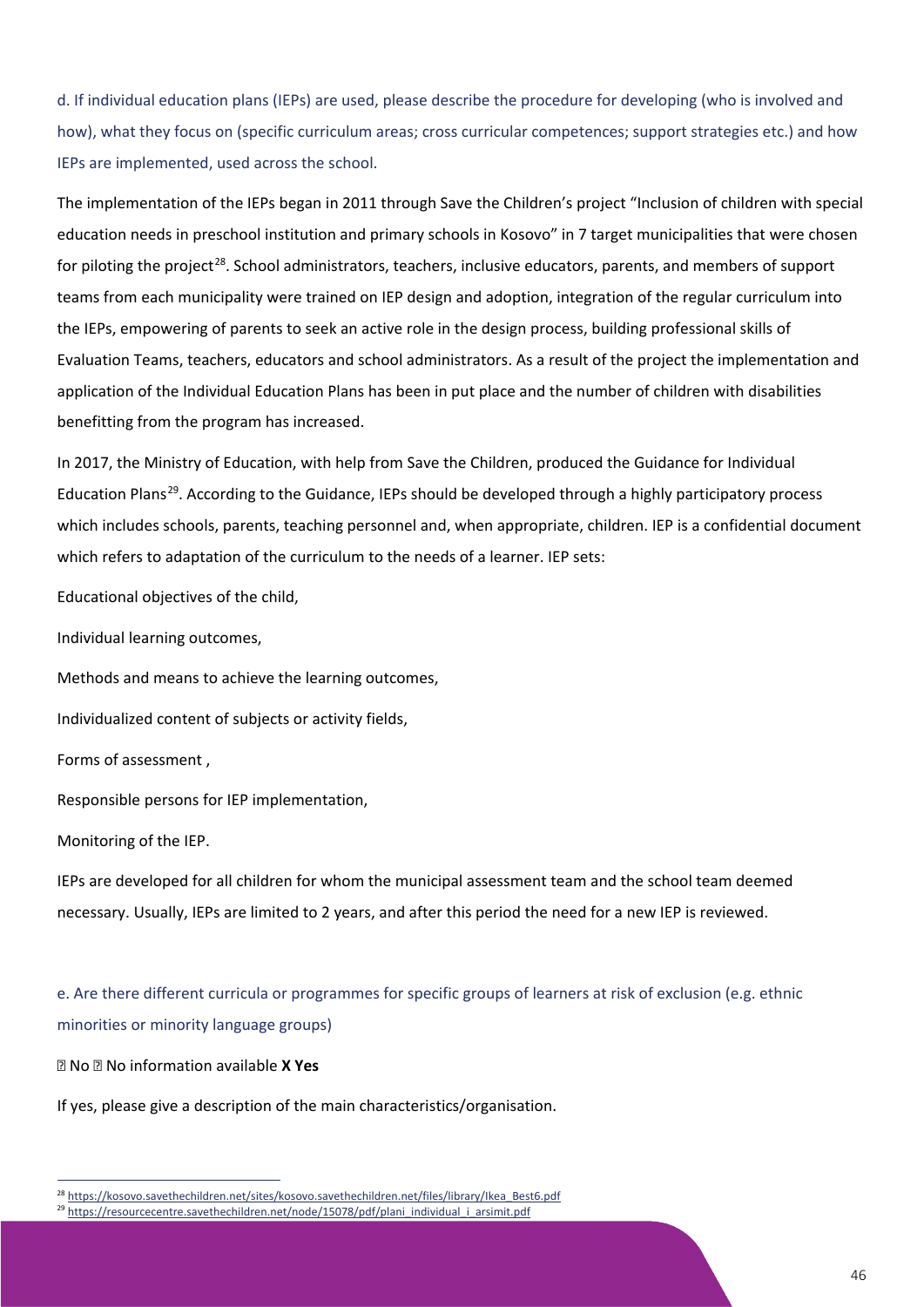d. If individual education plans (IEPs) are used, please describe the procedure for developing (who is involved and how), what they focus on (specific curriculum areas; cross curricular competences; support strategies etc.) and how IEPs are implemented, used across the school.

The implementation of the IEPs began in 2011 through Save the Children's project "Inclusion of children with special education needs in preschool institution and primary schools in Kosovo" in 7 target municipalities that were chosen for piloting the project[28]. School administrators, teachers, inclusive educators, parents, and members of support teams from each municipality were trained on IEP design and adoption, integration of the regular curriculum into the IEPs, empowering of parents to seek an active role in the design process, building professional skills of Evaluation Teams, teachers, educators and school administrators. As a result of the project the implementation and application of the Individual Education Plans has been in put place and the number of children with disabilities benefitting from the program has increased.

In 2017, the Ministry of Education, with help from Save the Children, produced the Guidance for Individual Education Plans[29]. According to the Guidance, IEPs should be developed through a highly participatory process which includes schools, parents, teaching personnel and, when appropriate, children. IEP is a confidential document which refers to adaptation of the curriculum to the needs of a learner. IEP sets:

Educational objectives of the child,

Individual learning outcomes,

Methods and means to achieve the learning outcomes,

Individualized content of subjects or activity fields,

Forms of assessment ,

Responsible persons for IEP implementation,

Monitoring of the IEP.

IEPs are developed for all children for whom the municipal assessment team and the school team deemed necessary. Usually, IEPs are limited to 2 years, and after this period the need for a new IEP is reviewed.

e. Are there different curricula or programmes for specific groups of learners at risk of exclusion (e.g. ethnic minorities or minority language groups)

☐ No ☐ No information available **X Yes**

If yes, please give a description of the main characteristics/organisation.

---

[28] https://kosovo.savethechildren.net/sites/kosovo.savethechildren.net/files/library/Ikea_Best6.pdf

[29] https://resourcecentre.savethechildren.net/node/15078/pdf/plani_individual_i_arsimit.pdf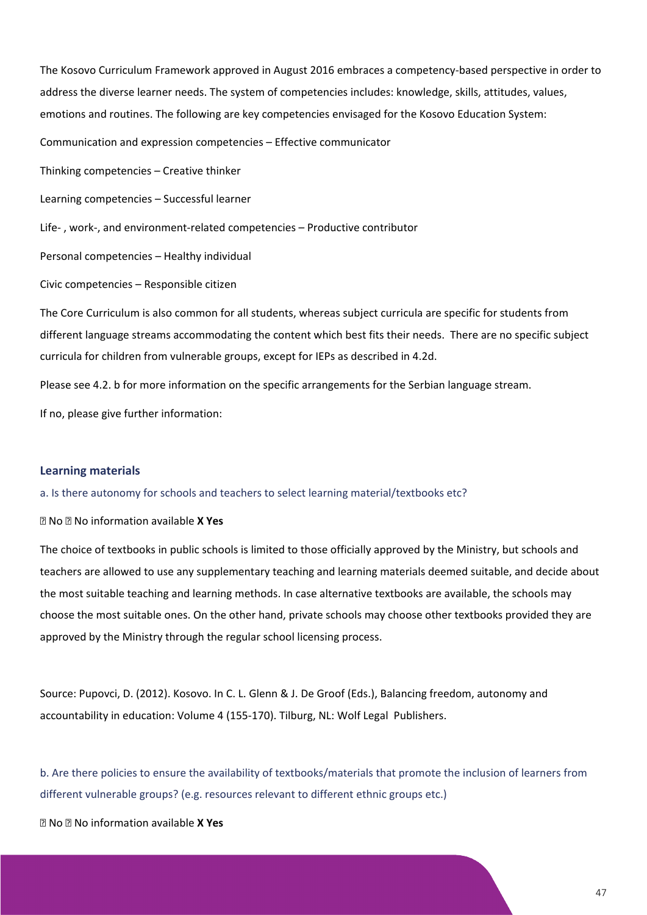The Kosovo Curriculum Framework approved in August 2016 embraces a competency-based perspective in order to address the diverse learner needs. The system of competencies includes: knowledge, skills, attitudes, values, emotions and routines. The following are key competencies envisaged for the Kosovo Education System:

Communication and expression competencies – Effective communicator

Thinking competencies – Creative thinker

Learning competencies – Successful learner

Life- , work-, and environment-related competencies – Productive contributor

Personal competencies – Healthy individual

Civic competencies – Responsible citizen

The Core Curriculum is also common for all students, whereas subject curricula are specific for students from different language streams accommodating the content which best fits their needs. There are no specific subject curricula for children from vulnerable groups, except for IEPs as described in 4.2d.

Please see 4.2. b for more information on the specific arrangements for the Serbian language stream.

If no, please give further information:

### Learning materials

a. Is there autonomy for schools and teachers to select learning material/textbooks etc?

☐ No ☐ No information available **X Yes**

The choice of textbooks in public schools is limited to those officially approved by the Ministry, but schools and teachers are allowed to use any supplementary teaching and learning materials deemed suitable, and decide about the most suitable teaching and learning methods. In case alternative textbooks are available, the schools may choose the most suitable ones. On the other hand, private schools may choose other textbooks provided they are approved by the Ministry through the regular school licensing process.

Source: Pupovci, D. (2012). Kosovo. In C. L. Glenn & J. De Groof (Eds.), Balancing freedom, autonomy and accountability in education: Volume 4 (155-170). Tilburg, NL: Wolf Legal Publishers.

b. Are there policies to ensure the availability of textbooks/materials that promote the inclusion of learners from different vulnerable groups? (e.g. resources relevant to different ethnic groups etc.)

☐ No ☐ No information available **X Yes**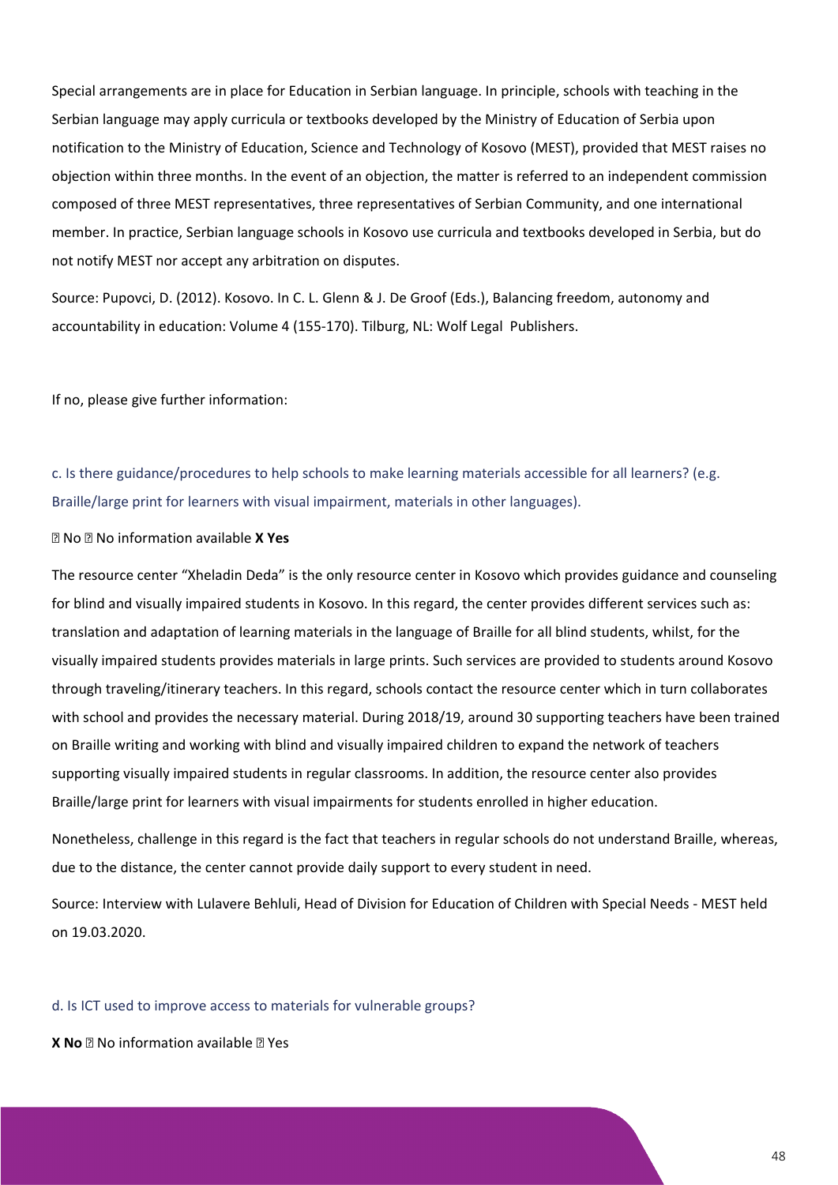Special arrangements are in place for Education in Serbian language. In principle, schools with teaching in the Serbian language may apply curricula or textbooks developed by the Ministry of Education of Serbia upon notification to the Ministry of Education, Science and Technology of Kosovo (MEST), provided that MEST raises no objection within three months. In the event of an objection, the matter is referred to an independent commission composed of three MEST representatives, three representatives of Serbian Community, and one international member. In practice, Serbian language schools in Kosovo use curricula and textbooks developed in Serbia, but do not notify MEST nor accept any arbitration on disputes.

Source: Pupovci, D. (2012). Kosovo. In C. L. Glenn & J. De Groof (Eds.), Balancing freedom, autonomy and accountability in education: Volume 4 (155-170). Tilburg, NL: Wolf Legal Publishers.

If no, please give further information:

c. Is there guidance/procedures to help schools to make learning materials accessible for all learners? (e.g. Braille/large print for learners with visual impairment, materials in other languages).

☐ No ☐ No information available **X Yes**

The resource center "Xheladin Deda" is the only resource center in Kosovo which provides guidance and counseling for blind and visually impaired students in Kosovo. In this regard, the center provides different services such as: translation and adaptation of learning materials in the language of Braille for all blind students, whilst, for the visually impaired students provides materials in large prints. Such services are provided to students around Kosovo through traveling/itinerary teachers. In this regard, schools contact the resource center which in turn collaborates with school and provides the necessary material. During 2018/19, around 30 supporting teachers have been trained on Braille writing and working with blind and visually impaired children to expand the network of teachers supporting visually impaired students in regular classrooms. In addition, the resource center also provides Braille/large print for learners with visual impairments for students enrolled in higher education.

Nonetheless, challenge in this regard is the fact that teachers in regular schools do not understand Braille, whereas, due to the distance, the center cannot provide daily support to every student in need.

Source: Interview with Lulavere Behluli, Head of Division for Education of Children with Special Needs - MEST held on 19.03.2020.

d. Is ICT used to improve access to materials for vulnerable groups?

**X No** ☐ No information available ☐ Yes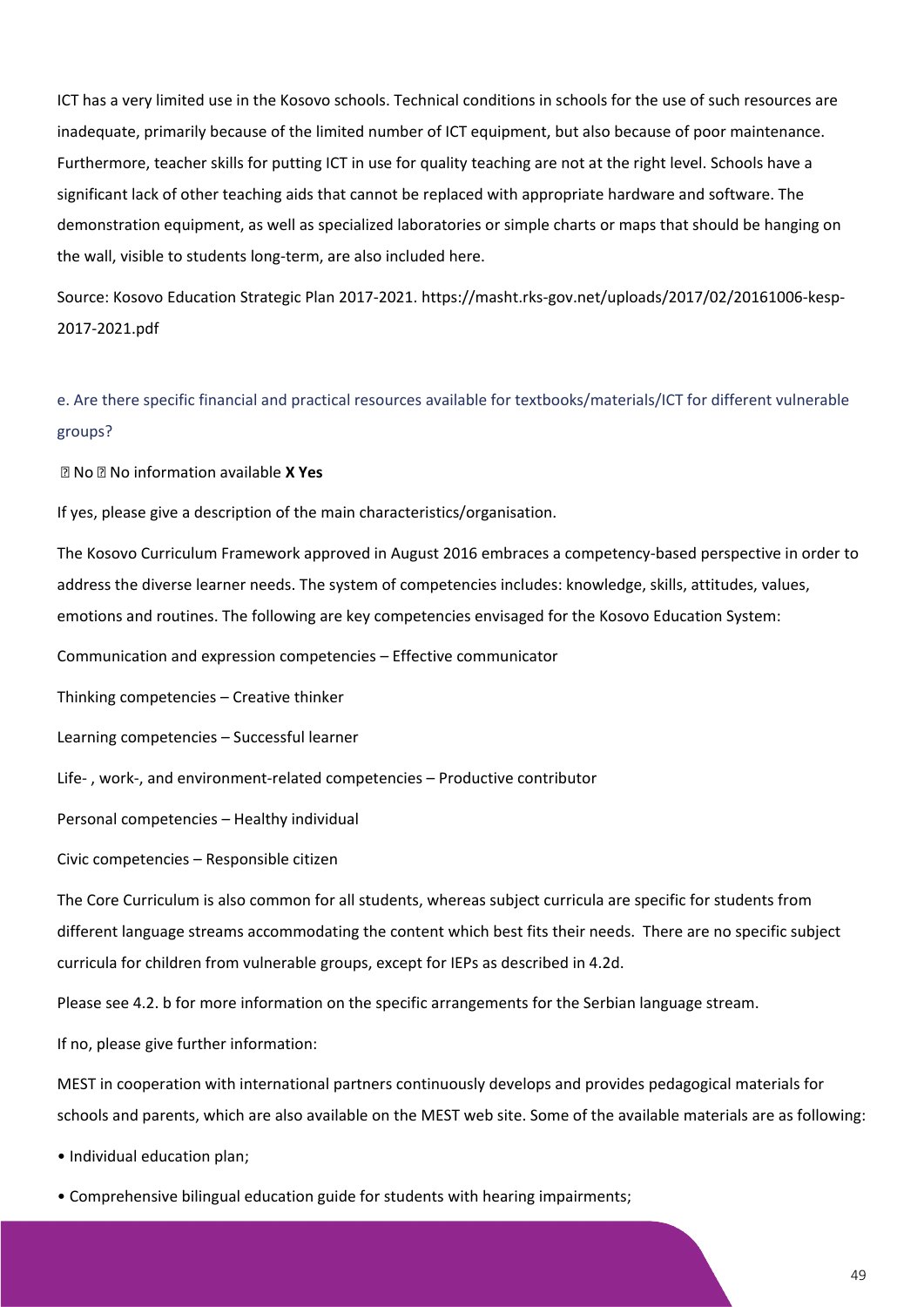ICT has a very limited use in the Kosovo schools. Technical conditions in schools for the use of such resources are inadequate, primarily because of the limited number of ICT equipment, but also because of poor maintenance. Furthermore, teacher skills for putting ICT in use for quality teaching are not at the right level. Schools have a significant lack of other teaching aids that cannot be replaced with appropriate hardware and software. The demonstration equipment, as well as specialized laboratories or simple charts or maps that should be hanging on the wall, visible to students long-term, are also included here.

Source: Kosovo Education Strategic Plan 2017-2021. https://masht.rks-gov.net/uploads/2017/02/20161006-kesp-2017-2021.pdf

e. Are there specific financial and practical resources available for textbooks/materials/ICT for different vulnerable groups?

☐ No ☐ No information available **X Yes**

If yes, please give a description of the main characteristics/organisation.

The Kosovo Curriculum Framework approved in August 2016 embraces a competency-based perspective in order to address the diverse learner needs. The system of competencies includes: knowledge, skills, attitudes, values, emotions and routines. The following are key competencies envisaged for the Kosovo Education System:

Communication and expression competencies – Effective communicator

Thinking competencies – Creative thinker

Learning competencies – Successful learner

Life- , work-, and environment-related competencies – Productive contributor

Personal competencies – Healthy individual

Civic competencies – Responsible citizen

The Core Curriculum is also common for all students, whereas subject curricula are specific for students from different language streams accommodating the content which best fits their needs. There are no specific subject curricula for children from vulnerable groups, except for IEPs as described in 4.2d.

Please see 4.2. b for more information on the specific arrangements for the Serbian language stream.

If no, please give further information:

MEST in cooperation with international partners continuously develops and provides pedagogical materials for schools and parents, which are also available on the MEST web site. Some of the available materials are as following:

- Individual education plan;
- Comprehensive bilingual education guide for students with hearing impairments;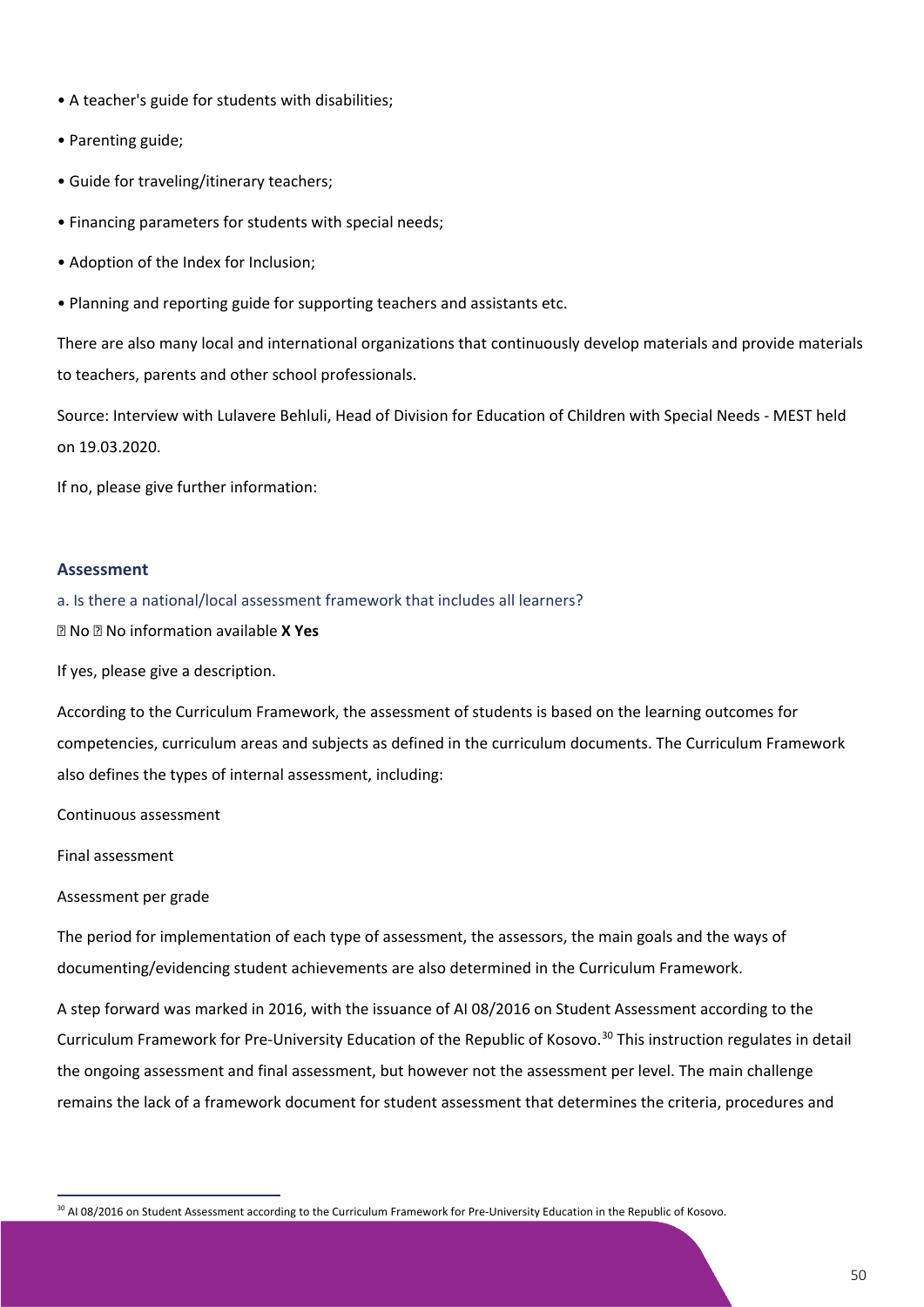- A teacher's guide for students with disabilities;
- Parenting guide;
- Guide for traveling/itinerary teachers;
- Financing parameters for students with special needs;
- Adoption of the Index for Inclusion;
- Planning and reporting guide for supporting teachers and assistants etc.

There are also many local and international organizations that continuously develop materials and provide materials to teachers, parents and other school professionals.

Source: Interview with Lulavere Behluli, Head of Division for Education of Children with Special Needs - MEST held on 19.03.2020.

If no, please give further information:

### Assessment

a. Is there a national/local assessment framework that includes all learners?

☐ No ☐ No information available **X Yes**

If yes, please give a description.

According to the Curriculum Framework, the assessment of students is based on the learning outcomes for competencies, curriculum areas and subjects as defined in the curriculum documents. The Curriculum Framework also defines the types of internal assessment, including:

Continuous assessment

Final assessment

Assessment per grade

The period for implementation of each type of assessment, the assessors, the main goals and the ways of documenting/evidencing student achievements are also determined in the Curriculum Framework.

A step forward was marked in 2016, with the issuance of AI 08/2016 on Student Assessment according to the Curriculum Framework for Pre-University Education of the Republic of Kosovo.[30] This instruction regulates in detail the ongoing assessment and final assessment, but however not the assessment per level. The main challenge remains the lack of a framework document for student assessment that determines the criteria, procedures and

[30] AI 08/2016 on Student Assessment according to the Curriculum Framework for Pre-University Education in the Republic of Kosovo.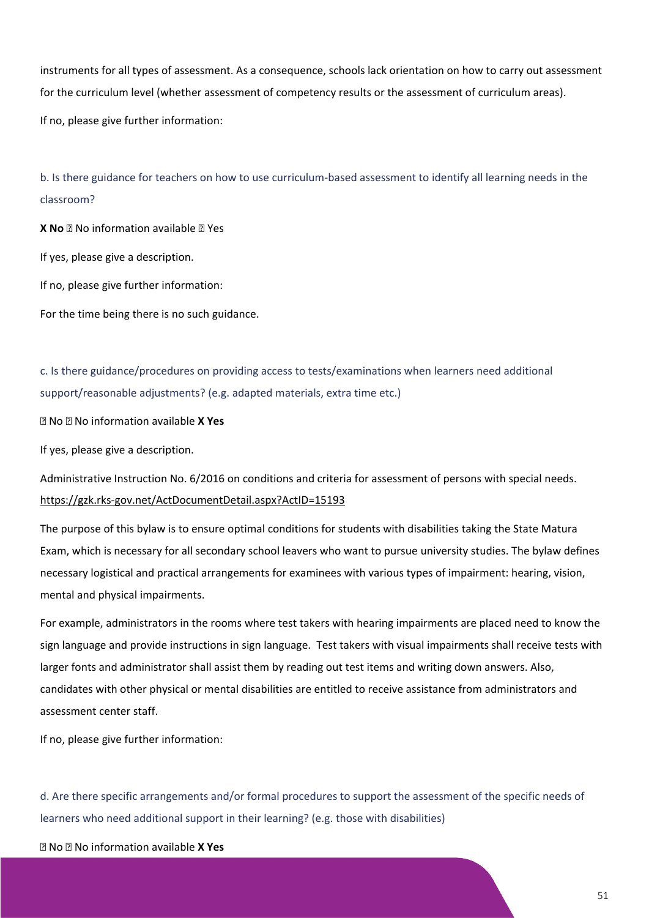instruments for all types of assessment. As a consequence, schools lack orientation on how to carry out assessment for the curriculum level (whether assessment of competency results or the assessment of curriculum areas).

If no, please give further information:

b. Is there guidance for teachers on how to use curriculum-based assessment to identify all learning needs in the classroom?

**X No** ☐ No information available ☐ Yes

If yes, please give a description.

If no, please give further information:

For the time being there is no such guidance.

c. Is there guidance/procedures on providing access to tests/examinations when learners need additional support/reasonable adjustments? (e.g. adapted materials, extra time etc.)

☐ No ☐ No information available **X Yes**

If yes, please give a description.

Administrative Instruction No. 6/2016 on conditions and criteria for assessment of persons with special needs. https://gzk.rks-gov.net/ActDocumentDetail.aspx?ActID=15193

The purpose of this bylaw is to ensure optimal conditions for students with disabilities taking the State Matura Exam, which is necessary for all secondary school leavers who want to pursue university studies. The bylaw defines necessary logistical and practical arrangements for examinees with various types of impairment: hearing, vision, mental and physical impairments.

For example, administrators in the rooms where test takers with hearing impairments are placed need to know the sign language and provide instructions in sign language. Test takers with visual impairments shall receive tests with larger fonts and administrator shall assist them by reading out test items and writing down answers. Also, candidates with other physical or mental disabilities are entitled to receive assistance from administrators and assessment center staff.

If no, please give further information:

d. Are there specific arrangements and/or formal procedures to support the assessment of the specific needs of learners who need additional support in their learning? (e.g. those with disabilities)

☐ No ☐ No information available **X Yes**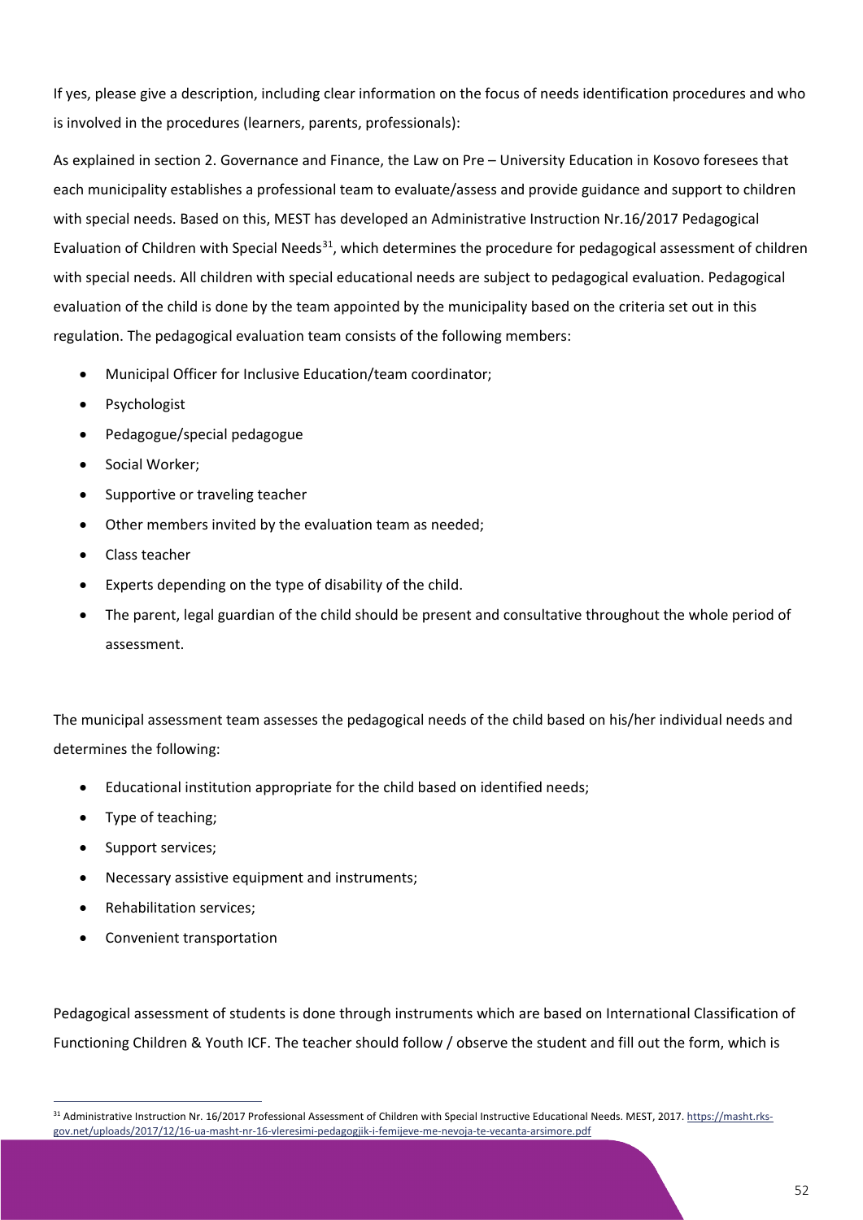If yes, please give a description, including clear information on the focus of needs identification procedures and who is involved in the procedures (learners, parents, professionals):

As explained in section 2. Governance and Finance, the Law on Pre – University Education in Kosovo foresees that each municipality establishes a professional team to evaluate/assess and provide guidance and support to children with special needs. Based on this, MEST has developed an Administrative Instruction Nr.16/2017 Pedagogical Evaluation of Children with Special Needs[31], which determines the procedure for pedagogical assessment of children with special needs. All children with special educational needs are subject to pedagogical evaluation. Pedagogical evaluation of the child is done by the team appointed by the municipality based on the criteria set out in this regulation. The pedagogical evaluation team consists of the following members:

- Municipal Officer for Inclusive Education/team coordinator;
- Psychologist
- Pedagogue/special pedagogue
- Social Worker;
- Supportive or traveling teacher
- Other members invited by the evaluation team as needed;
- Class teacher
- Experts depending on the type of disability of the child.
- The parent, legal guardian of the child should be present and consultative throughout the whole period of assessment.

The municipal assessment team assesses the pedagogical needs of the child based on his/her individual needs and determines the following:

- Educational institution appropriate for the child based on identified needs;
- Type of teaching;
- Support services;
- Necessary assistive equipment and instruments;
- Rehabilitation services;
- Convenient transportation

Pedagogical assessment of students is done through instruments which are based on International Classification of Functioning Children & Youth ICF. The teacher should follow / observe the student and fill out the form, which is

[31] Administrative Instruction Nr. 16/2017 Professional Assessment of Children with Special Instructive Educational Needs. MEST, 2017. https://masht.rks-gov.net/uploads/2017/12/16-ua-masht-nr-16-vleresimi-pedagogjik-i-femijeve-me-nevoja-te-vecanta-arsimore.pdf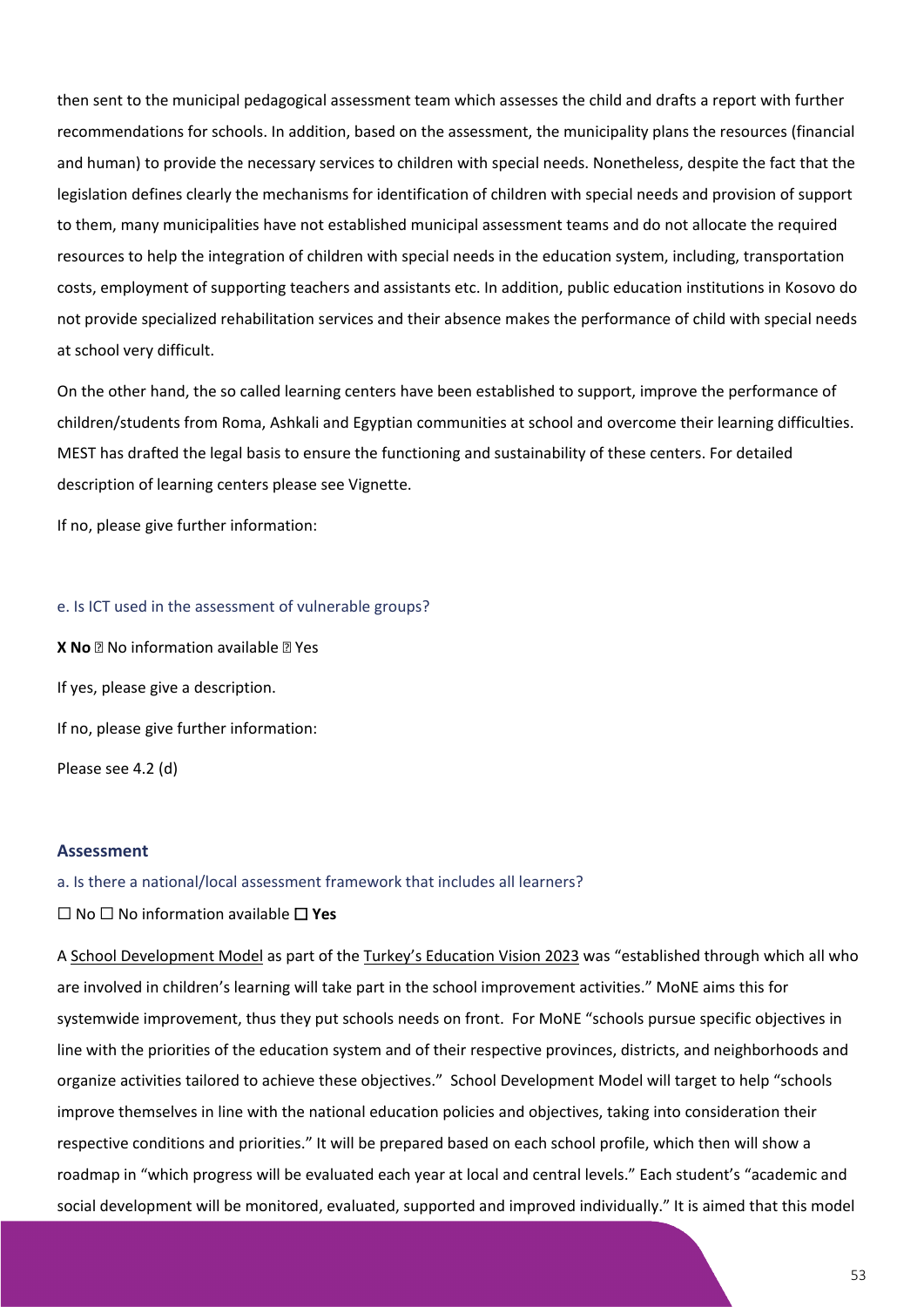then sent to the municipal pedagogical assessment team which assesses the child and drafts a report with further recommendations for schools. In addition, based on the assessment, the municipality plans the resources (financial and human) to provide the necessary services to children with special needs. Nonetheless, despite the fact that the legislation defines clearly the mechanisms for identification of children with special needs and provision of support to them, many municipalities have not established municipal assessment teams and do not allocate the required resources to help the integration of children with special needs in the education system, including, transportation costs, employment of supporting teachers and assistants etc. In addition, public education institutions in Kosovo do not provide specialized rehabilitation services and their absence makes the performance of child with special needs at school very difficult.

On the other hand, the so called learning centers have been established to support, improve the performance of children/students from Roma, Ashkali and Egyptian communities at school and overcome their learning difficulties. MEST has drafted the legal basis to ensure the functioning and sustainability of these centers. For detailed description of learning centers please see Vignette.

If no, please give further information:

e. Is ICT used in the assessment of vulnerable groups?

**X No** ☐ No information available ☐ Yes

If yes, please give a description.

If no, please give further information:

Please see 4.2 (d)

#### Assessment

a. Is there a national/local assessment framework that includes all learners?

☐ No ☐ No information available ☐ **Yes**

A School Development Model as part of the Turkey's Education Vision 2023 was "established through which all who are involved in children's learning will take part in the school improvement activities." MoNE aims this for systemwide improvement, thus they put schools needs on front. For MoNE "schools pursue specific objectives in line with the priorities of the education system and of their respective provinces, districts, and neighborhoods and organize activities tailored to achieve these objectives." School Development Model will target to help "schools improve themselves in line with the national education policies and objectives, taking into consideration their respective conditions and priorities." It will be prepared based on each school profile, which then will show a roadmap in "which progress will be evaluated each year at local and central levels." Each student's "academic and social development will be monitored, evaluated, supported and improved individually." It is aimed that this model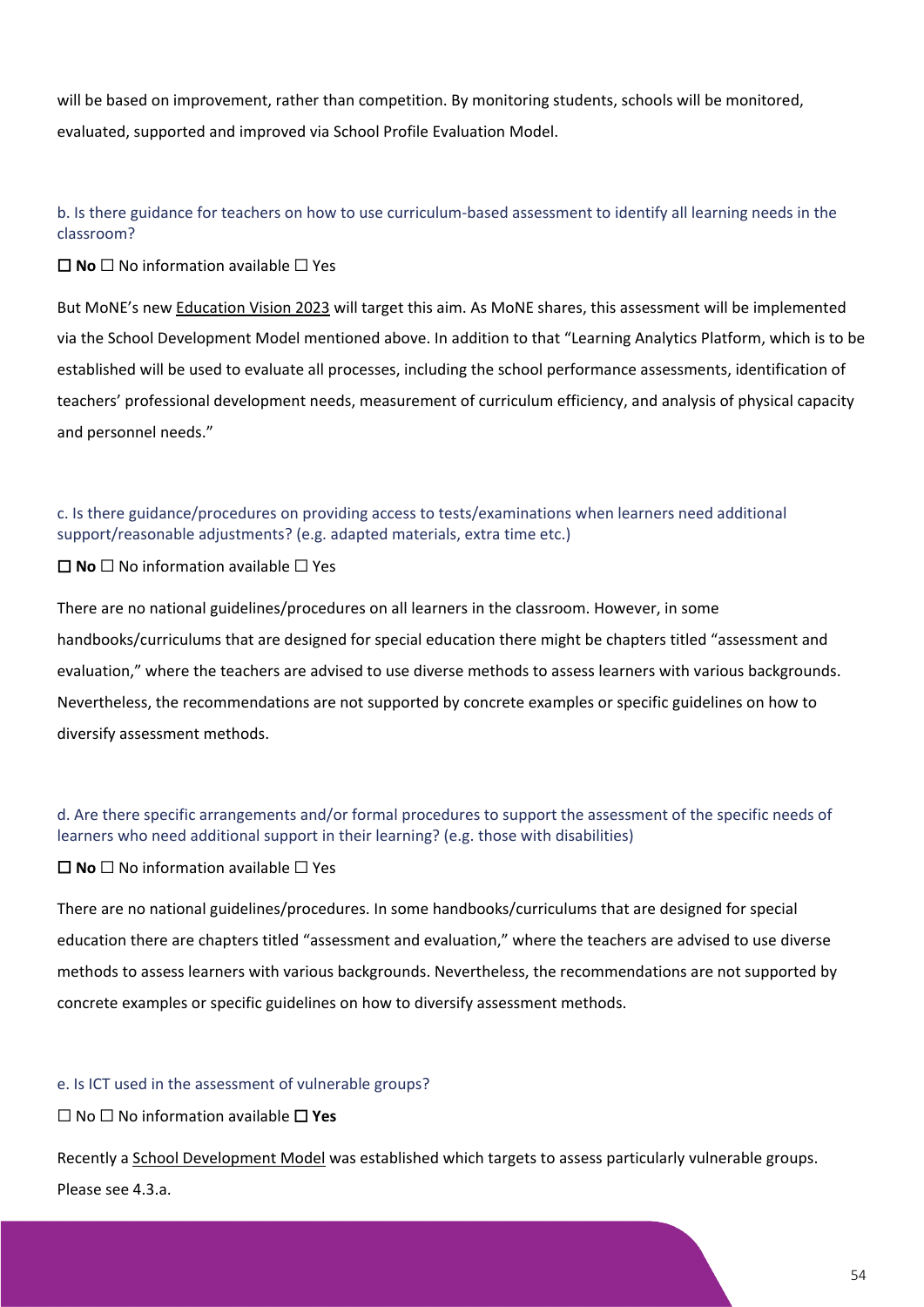will be based on improvement, rather than competition. By monitoring students, schools will be monitored, evaluated, supported and improved via School Profile Evaluation Model.

b. Is there guidance for teachers on how to use curriculum-based assessment to identify all learning needs in the classroom?

☐ **No** ☐ No information available ☐ Yes

But MoNE's new Education Vision 2023 will target this aim. As MoNE shares, this assessment will be implemented via the School Development Model mentioned above. In addition to that "Learning Analytics Platform, which is to be established will be used to evaluate all processes, including the school performance assessments, identification of teachers' professional development needs, measurement of curriculum efficiency, and analysis of physical capacity and personnel needs."

c. Is there guidance/procedures on providing access to tests/examinations when learners need additional support/reasonable adjustments? (e.g. adapted materials, extra time etc.)

☐ **No** ☐ No information available ☐ Yes

There are no national guidelines/procedures on all learners in the classroom. However, in some handbooks/curriculums that are designed for special education there might be chapters titled "assessment and evaluation," where the teachers are advised to use diverse methods to assess learners with various backgrounds. Nevertheless, the recommendations are not supported by concrete examples or specific guidelines on how to diversify assessment methods.

d. Are there specific arrangements and/or formal procedures to support the assessment of the specific needs of learners who need additional support in their learning? (e.g. those with disabilities)

☐ **No** ☐ No information available ☐ Yes

There are no national guidelines/procedures. In some handbooks/curriculums that are designed for special education there are chapters titled "assessment and evaluation," where the teachers are advised to use diverse methods to assess learners with various backgrounds. Nevertheless, the recommendations are not supported by concrete examples or specific guidelines on how to diversify assessment methods.

e. Is ICT used in the assessment of vulnerable groups?

☐ No ☐ No information available ☐ **Yes**

Recently a School Development Model was established which targets to assess particularly vulnerable groups. Please see 4.3.a.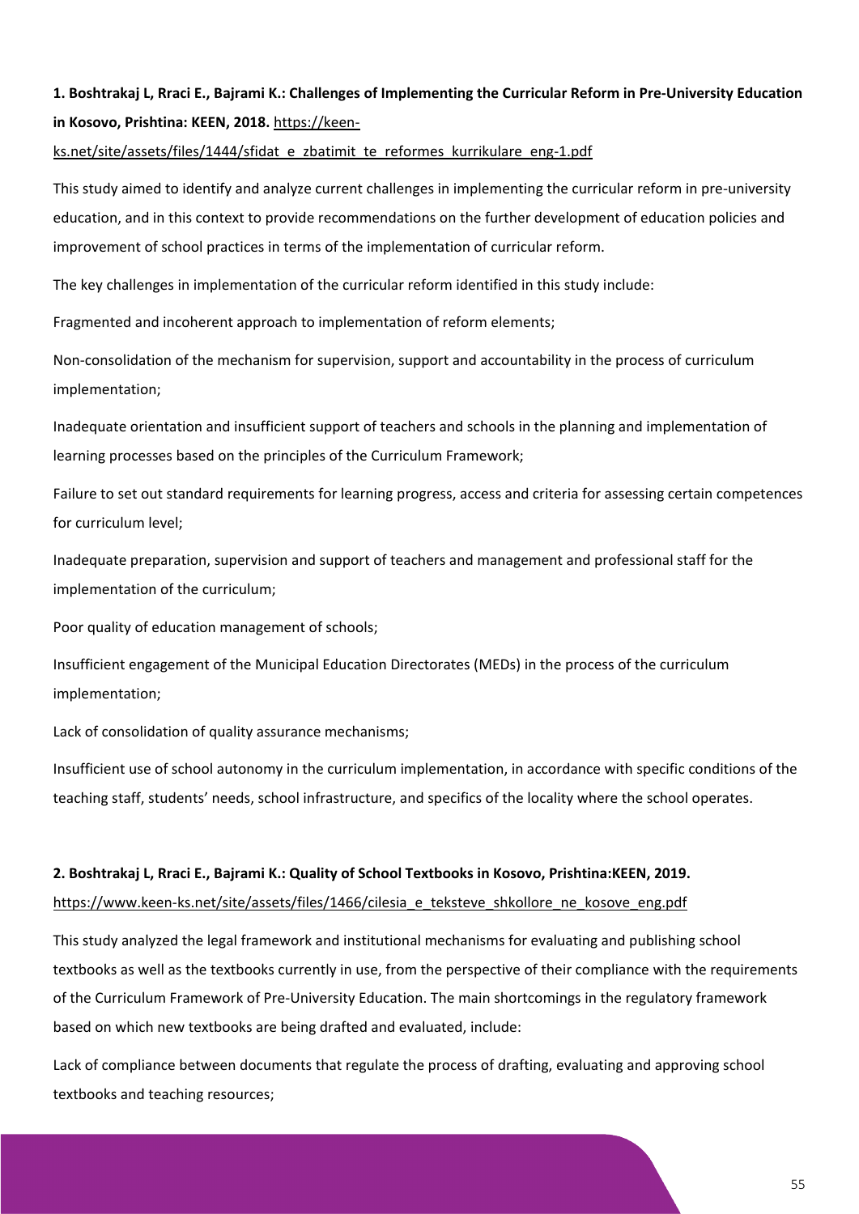**1. Boshtrakaj L, Rraci E., Bajrami K.: Challenges of Implementing the Curricular Reform in Pre-University Education in Kosovo, Prishtina: KEEN, 2018.** https://keen-ks.net/site/assets/files/1444/sfidat_e_zbatimit_te_reformes_kurrikulare_eng-1.pdf

This study aimed to identify and analyze current challenges in implementing the curricular reform in pre-university education, and in this context to provide recommendations on the further development of education policies and improvement of school practices in terms of the implementation of curricular reform.

The key challenges in implementation of the curricular reform identified in this study include:

Fragmented and incoherent approach to implementation of reform elements;

Non-consolidation of the mechanism for supervision, support and accountability in the process of curriculum implementation;

Inadequate orientation and insufficient support of teachers and schools in the planning and implementation of learning processes based on the principles of the Curriculum Framework;

Failure to set out standard requirements for learning progress, access and criteria for assessing certain competences for curriculum level;

Inadequate preparation, supervision and support of teachers and management and professional staff for the implementation of the curriculum;

Poor quality of education management of schools;

Insufficient engagement of the Municipal Education Directorates (MEDs) in the process of the curriculum implementation;

Lack of consolidation of quality assurance mechanisms;

Insufficient use of school autonomy in the curriculum implementation, in accordance with specific conditions of the teaching staff, students' needs, school infrastructure, and specifics of the locality where the school operates.

**2. Boshtrakaj L, Rraci E., Bajrami K.: Quality of School Textbooks in Kosovo, Prishtina:KEEN, 2019.** https://www.keen-ks.net/site/assets/files/1466/cilesia_e_teksteve_shkollore_ne_kosove_eng.pdf

This study analyzed the legal framework and institutional mechanisms for evaluating and publishing school textbooks as well as the textbooks currently in use, from the perspective of their compliance with the requirements of the Curriculum Framework of Pre-University Education. The main shortcomings in the regulatory framework based on which new textbooks are being drafted and evaluated, include:

Lack of compliance between documents that regulate the process of drafting, evaluating and approving school textbooks and teaching resources;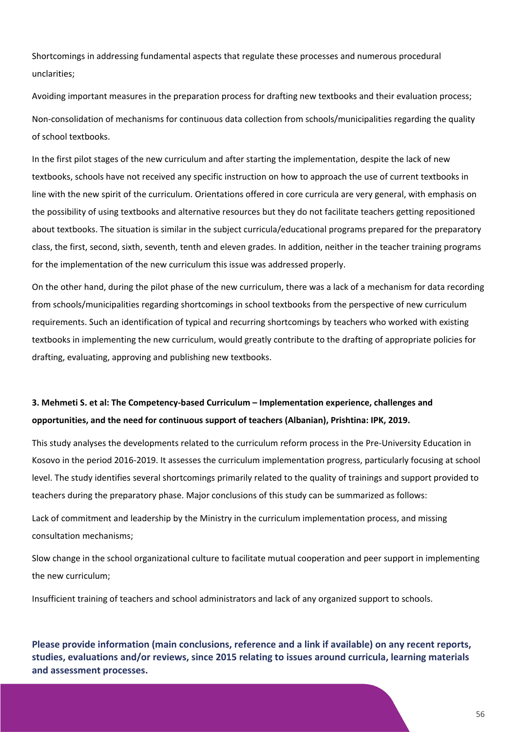Shortcomings in addressing fundamental aspects that regulate these processes and numerous procedural unclarities;

Avoiding important measures in the preparation process for drafting new textbooks and their evaluation process;

Non-consolidation of mechanisms for continuous data collection from schools/municipalities regarding the quality of school textbooks.

In the first pilot stages of the new curriculum and after starting the implementation, despite the lack of new textbooks, schools have not received any specific instruction on how to approach the use of current textbooks in line with the new spirit of the curriculum. Orientations offered in core curricula are very general, with emphasis on the possibility of using textbooks and alternative resources but they do not facilitate teachers getting repositioned about textbooks. The situation is similar in the subject curricula/educational programs prepared for the preparatory class, the first, second, sixth, seventh, tenth and eleven grades. In addition, neither in the teacher training programs for the implementation of the new curriculum this issue was addressed properly.

On the other hand, during the pilot phase of the new curriculum, there was a lack of a mechanism for data recording from schools/municipalities regarding shortcomings in school textbooks from the perspective of new curriculum requirements. Such an identification of typical and recurring shortcomings by teachers who worked with existing textbooks in implementing the new curriculum, would greatly contribute to the drafting of appropriate policies for drafting, evaluating, approving and publishing new textbooks.

**3. Mehmeti S. et al: The Competency-based Curriculum – Implementation experience, challenges and opportunities, and the need for continuous support of teachers (Albanian), Prishtina: IPK, 2019.**

This study analyses the developments related to the curriculum reform process in the Pre-University Education in Kosovo in the period 2016-2019. It assesses the curriculum implementation progress, particularly focusing at school level. The study identifies several shortcomings primarily related to the quality of trainings and support provided to teachers during the preparatory phase. Major conclusions of this study can be summarized as follows:

Lack of commitment and leadership by the Ministry in the curriculum implementation process, and missing consultation mechanisms;

Slow change in the school organizational culture to facilitate mutual cooperation and peer support in implementing the new curriculum;

Insufficient training of teachers and school administrators and lack of any organized support to schools.

**Please provide information (main conclusions, reference and a link if available) on any recent reports, studies, evaluations and/or reviews, since 2015 relating to issues around curricula, learning materials and assessment processes.**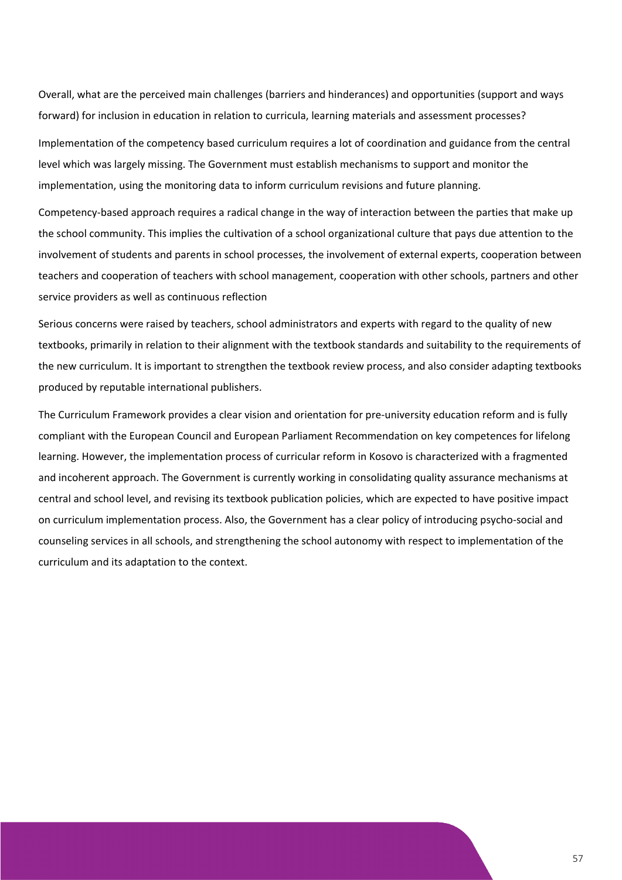Overall, what are the perceived main challenges (barriers and hinderances) and opportunities (support and ways forward) for inclusion in education in relation to curricula, learning materials and assessment processes?

Implementation of the competency based curriculum requires a lot of coordination and guidance from the central level which was largely missing. The Government must establish mechanisms to support and monitor the implementation, using the monitoring data to inform curriculum revisions and future planning.

Competency-based approach requires a radical change in the way of interaction between the parties that make up the school community. This implies the cultivation of a school organizational culture that pays due attention to the involvement of students and parents in school processes, the involvement of external experts, cooperation between teachers and cooperation of teachers with school management, cooperation with other schools, partners and other service providers as well as continuous reflection

Serious concerns were raised by teachers, school administrators and experts with regard to the quality of new textbooks, primarily in relation to their alignment with the textbook standards and suitability to the requirements of the new curriculum. It is important to strengthen the textbook review process, and also consider adapting textbooks produced by reputable international publishers.

The Curriculum Framework provides a clear vision and orientation for pre-university education reform and is fully compliant with the European Council and European Parliament Recommendation on key competences for lifelong learning. However, the implementation process of curricular reform in Kosovo is characterized with a fragmented and incoherent approach. The Government is currently working in consolidating quality assurance mechanisms at central and school level, and revising its textbook publication policies, which are expected to have positive impact on curriculum implementation process. Also, the Government has a clear policy of introducing psycho-social and counseling services in all schools, and strengthening the school autonomy with respect to implementation of the curriculum and its adaptation to the context.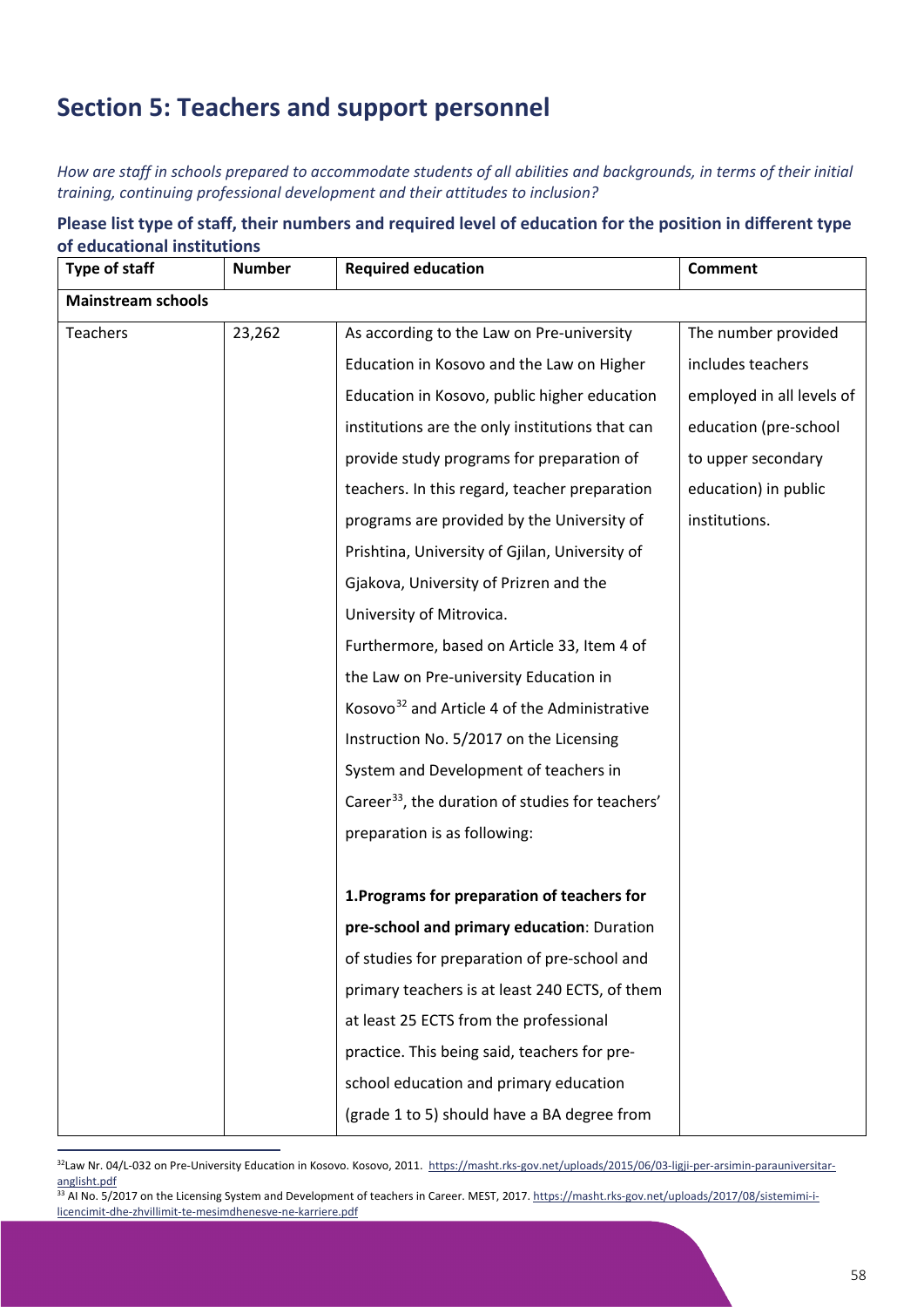## Section 5: Teachers and support personnel

*How are staff in schools prepared to accommodate students of all abilities and backgrounds, in terms of their initial training, continuing professional development and their attitudes to inclusion?*

**Please list type of staff, their numbers and required level of education for the position in different type of educational institutions**

| Type of staff | Number | Required education | Comment |
|---|---|---|---|
| **Mainstream schools** | | | |
| Teachers | 23,262 | As according to the Law on Pre-university Education in Kosovo and the Law on Higher Education in Kosovo, public higher education institutions are the only institutions that can provide study programs for preparation of teachers. In this regard, teacher preparation programs are provided by the University of Prishtina, University of Gjilan, University of Gjakova, University of Prizren and the University of Mitrovica.<br>Furthermore, based on Article 33, Item 4 of the Law on Pre-university Education in Kosovo[32] and Article 4 of the Administrative Instruction No. 5/2017 on the Licensing System and Development of teachers in Career[33], the duration of studies for teachers' preparation is as following:<br><br>**1.Programs for preparation of teachers for pre-school and primary education**: Duration of studies for preparation of pre-school and primary teachers is at least 240 ECTS, of them at least 25 ECTS from the professional practice. This being said, teachers for pre-school education and primary education (grade 1 to 5) should have a BA degree from | The number provided includes teachers employed in all levels of education (pre-school to upper secondary education) in public institutions. |

[32]Law Nr. 04/L-032 on Pre-University Education in Kosovo. Kosovo, 2011. https://masht.rks-gov.net/uploads/2015/06/03-ligji-per-arsimin-parauniversitar-anglisht.pdf

[33] AI No. 5/2017 on the Licensing System and Development of teachers in Career. MEST, 2017. https://masht.rks-gov.net/uploads/2017/08/sistemimi-i-licencimit-dhe-zhvillimit-te-mesimdhenesve-ne-karriere.pdf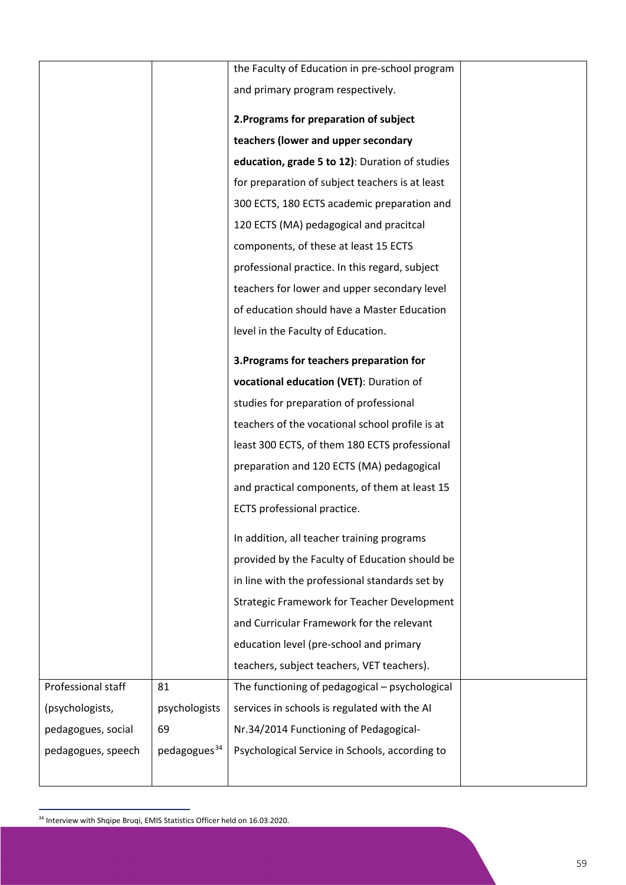| | | | |
|---|---|---|---|
| | | the Faculty of Education in pre-school program and primary program respectively.<br><br>**2.Programs for preparation of subject teachers (lower and upper secondary education, grade 5 to 12)**: Duration of studies for preparation of subject teachers is at least 300 ECTS, 180 ECTS academic preparation and 120 ECTS (MA) pedagogical and pracitcal components, of these at least 15 ECTS professional practice. In this regard, subject teachers for lower and upper secondary level of education should have a Master Education level in the Faculty of Education.<br><br>**3.Programs for teachers preparation for vocational education (VET)**: Duration of studies for preparation of professional teachers of the vocational school profile is at least 300 ECTS, of them 180 ECTS professional preparation and 120 ECTS (MA) pedagogical and practical components, of them at least 15 ECTS professional practice.<br><br>In addition, all teacher training programs provided by the Faculty of Education should be in line with the professional standards set by Strategic Framework for Teacher Development and Curricular Framework for the relevant education level (pre-school and primary teachers, subject teachers, VET teachers). | |
| Professional staff (psychologists, pedagogues, social pedagogues, speech | 81 psychologists 69 pedagogues[34] | The functioning of pedagogical – psychological services in schools is regulated with the AI Nr.34/2014 Functioning of Pedagogical-Psychological Service in Schools, according to | |

[34] Interview with Shqipe Bruqi, EMIS Statistics Officer held on 16.03.2020.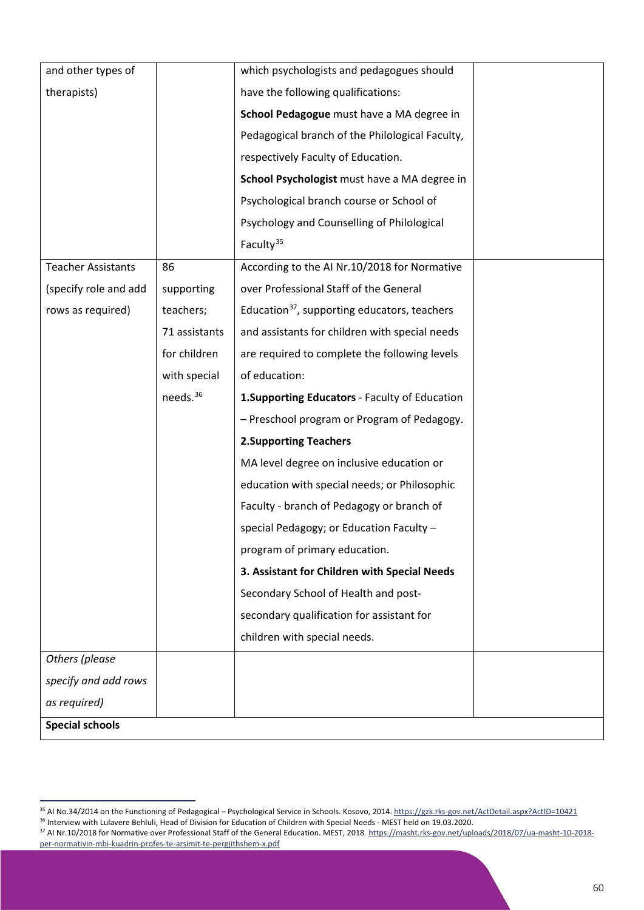| | | | |
|---|---|---|---|
| and other types of therapists) | | which psychologists and pedagogues should have the following qualifications:<br>**School Pedagogue** must have a MA degree in Pedagogical branch of the Philological Faculty, respectively Faculty of Education.<br>**School Psychologist** must have a MA degree in Psychological branch course or School of Psychology and Counselling of Philological Faculty[35] | |
| Teacher Assistants (specify role and add rows as required) | 86 supporting teachers; 71 assistants for children with special needs.[36] | According to the AI Nr.10/2018 for Normative over Professional Staff of the General Education[37], supporting educators, teachers and assistants for children with special needs are required to complete the following levels of education:<br>**1.Supporting Educators** - Faculty of Education – Preschool program or Program of Pedagogy.<br>**2.Supporting Teachers**<br>MA level degree on inclusive education or education with special needs; or Philosophic Faculty - branch of Pedagogy or branch of special Pedagogy; or Education Faculty – program of primary education.<br>**3. Assistant for Children with Special Needs**<br>Secondary School of Health and post-secondary qualification for assistant for children with special needs. | |
| *Others (please specify and add rows as required)* | | | |
| **Special schools** | | | |

[35] AI No.34/2014 on the Functioning of Pedagogical – Psychological Service in Schools. Kosovo, 2014. https://gzk.rks-gov.net/ActDetail.aspx?ActID=10421

[36] Interview with Lulavere Behluli, Head of Division for Education of Children with Special Needs - MEST held on 19.03.2020.

[37] AI Nr.10/2018 for Normative over Professional Staff of the General Education. MEST, 2018. https://masht.rks-gov.net/uploads/2018/07/ua-masht-10-2018-per-normativin-mbi-kuadrin-profes-te-arsimit-te-pergjithshem-x.pdf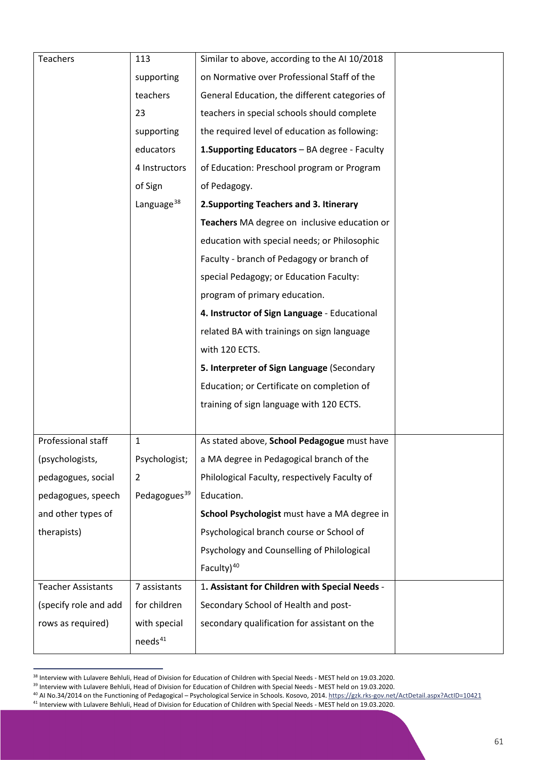| Teachers | 113 supporting teachers 23 supporting educators 4 Instructors of Sign Language[38] | Similar to above, according to the AI 10/2018 on Normative over Professional Staff of the General Education, the different categories of teachers in special schools should complete the required level of education as following: **1.Supporting Educators** – BA degree - Faculty of Education: Preschool program or Program of Pedagogy. **2.Supporting Teachers and 3. Itinerary Teachers** MA degree on inclusive education or education with special needs; or Philosophic Faculty - branch of Pedagogy or branch of special Pedagogy; or Education Faculty: program of primary education. **4. Instructor of Sign Language** - Educational related BA with trainings on sign language with 120 ECTS. **5. Interpreter of Sign Language** (Secondary Education; or Certificate on completion of training of sign language with 120 ECTS. | |
|---|---|---|---|
| Professional staff (psychologists, pedagogues, social pedagogues, speech and other types of therapists) | 1 Psychologist; 2 Pedagogues[39] | As stated above, **School Pedagogue** must have a MA degree in Pedagogical branch of the Philological Faculty, respectively Faculty of Education. **School Psychologist** must have a MA degree in Psychological branch course or School of Psychology and Counselling of Philological Faculty)[40] | |
| Teacher Assistants (specify role and add rows as required) | 7 assistants for children with special needs[41] | 1. **Assistant for Children with Special Needs** - Secondary School of Health and post-secondary qualification for assistant on the | |

[38] Interview with Lulavere Behluli, Head of Division for Education of Children with Special Needs - MEST held on 19.03.2020.

[39] Interview with Lulavere Behluli, Head of Division for Education of Children with Special Needs - MEST held on 19.03.2020.

[40] AI No.34/2014 on the Functioning of Pedagogical – Psychological Service in Schools. Kosovo, 2014. https://gzk.rks-gov.net/ActDetail.aspx?ActID=10421

[41] Interview with Lulavere Behluli, Head of Division for Education of Children with Special Needs - MEST held on 19.03.2020.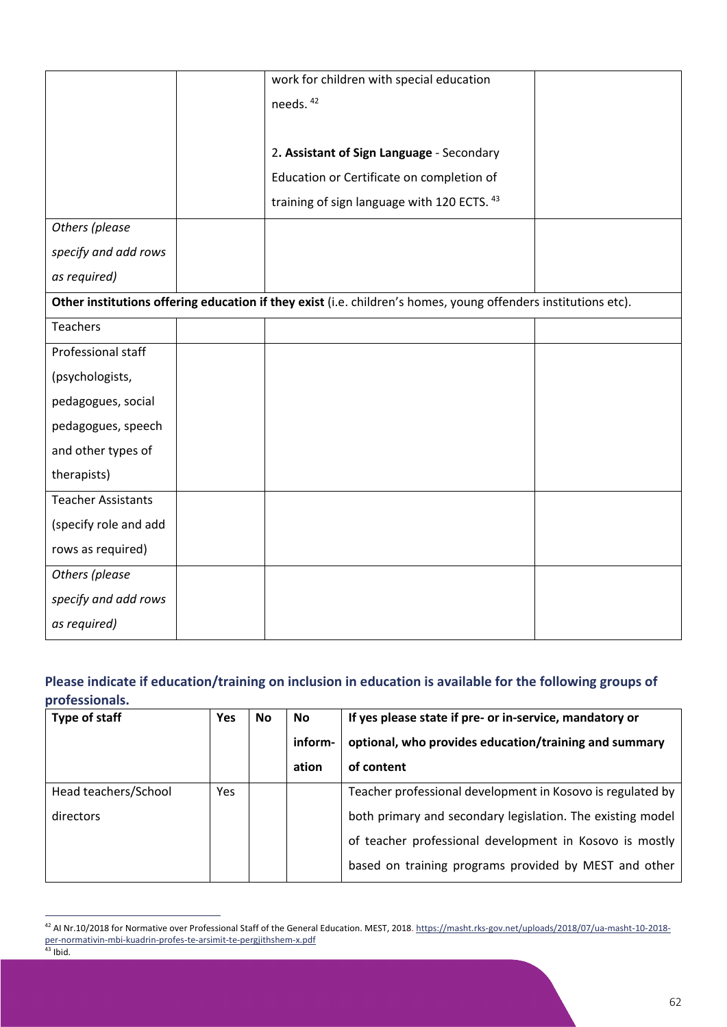| | | | |
|---|---|---|---|
| | | work for children with special education needs. [42]<br><br>2. **Assistant of Sign Language** - Secondary Education or Certificate on completion of training of sign language with 120 ECTS. [43] | |
| *Others (please specify and add rows as required)* | | | |
| **Other institutions offering education if they exist** (i.e. children's homes, young offenders institutions etc). | | | |
| Teachers | | | |
| Professional staff (psychologists, pedagogues, social pedagogues, speech and other types of therapists) | | | |
| Teacher Assistants (specify role and add rows as required) | | | |
| *Others (please specify and add rows as required)* | | | |

## Please indicate if education/training on inclusion in education is available for the following groups of professionals.

| Type of staff | Yes | No | No inform-ation | If yes please state if pre- or in-service, mandatory or optional, who provides education/training and summary of content |
|---|---|---|---|---|
| Head teachers/School directors | Yes | | | Teacher professional development in Kosovo is regulated by both primary and secondary legislation. The existing model of teacher professional development in Kosovo is mostly based on training programs provided by MEST and other |

[42] AI Nr.10/2018 for Normative over Professional Staff of the General Education. MEST, 2018. https://masht.rks-gov.net/uploads/2018/07/ua-masht-10-2018-per-normativin-mbi-kuadrin-profes-te-arsimit-te-pergjithshem-x.pdf

[43] Ibid.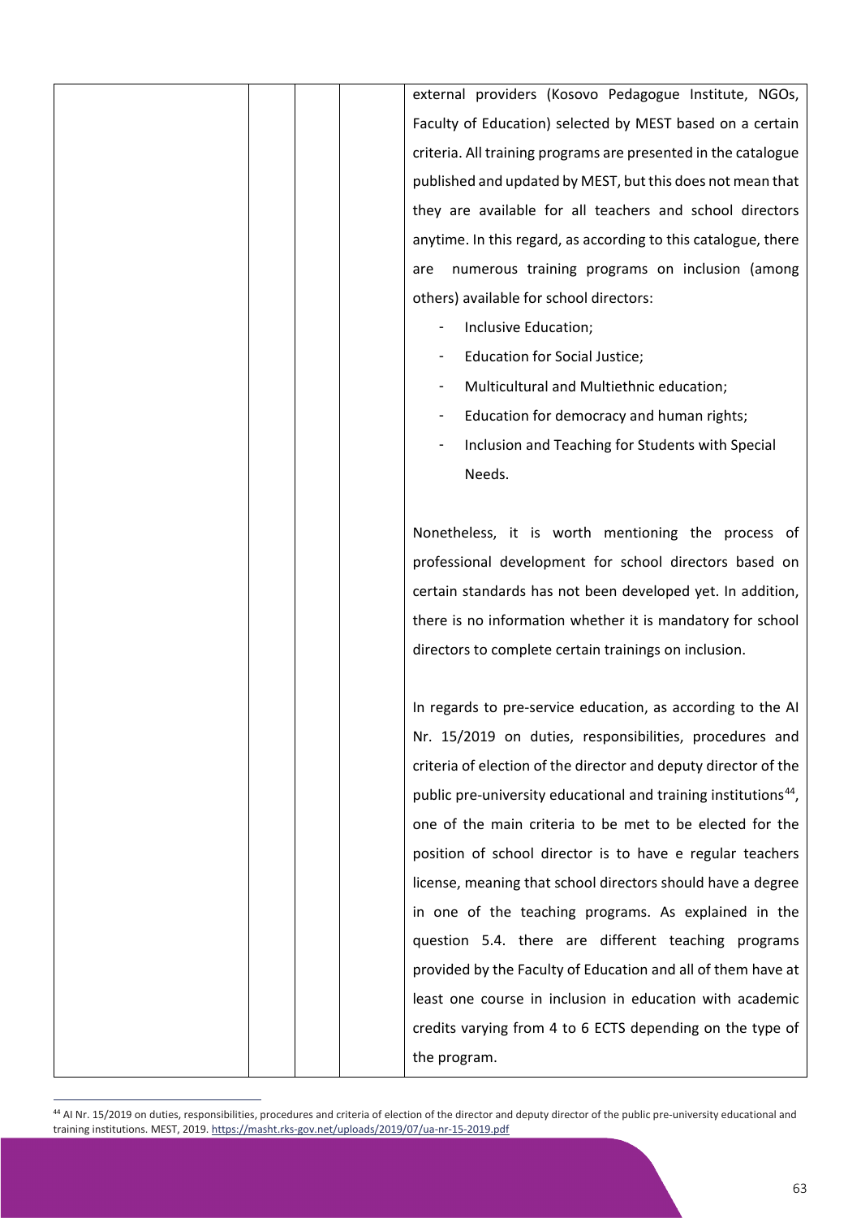| | | | | external providers (Kosovo Pedagogue Institute, NGOs, Faculty of Education) selected by MEST based on a certain criteria. All training programs are presented in the catalogue published and updated by MEST, but this does not mean that they are available for all teachers and school directors anytime. In this regard, as according to this catalogue, there are numerous training programs on inclusion (among others) available for school directors:<br>- Inclusive Education;<br>- Education for Social Justice;<br>- Multicultural and Multiethnic education;<br>- Education for democracy and human rights;<br>- Inclusion and Teaching for Students with Special Needs.<br><br>Nonetheless, it is worth mentioning the process of professional development for school directors based on certain standards has not been developed yet. In addition, there is no information whether it is mandatory for school directors to complete certain trainings on inclusion.<br><br>In regards to pre-service education, as according to the AI Nr. 15/2019 on duties, responsibilities, procedures and criteria of election of the director and deputy director of the public pre-university educational and training institutions[44], one of the main criteria to be met to be elected for the position of school director is to have e regular teachers license, meaning that school directors should have a degree in one of the teaching programs. As explained in the question 5.4. there are different teaching programs provided by the Faculty of Education and all of them have at least one course in inclusion in education with academic credits varying from 4 to 6 ECTS depending on the type of the program. |
|---|---|---|---|---|

[44] AI Nr. 15/2019 on duties, responsibilities, procedures and criteria of election of the director and deputy director of the public pre-university educational and training institutions. MEST, 2019. https://masht.rks-gov.net/uploads/2019/07/ua-nr-15-2019.pdf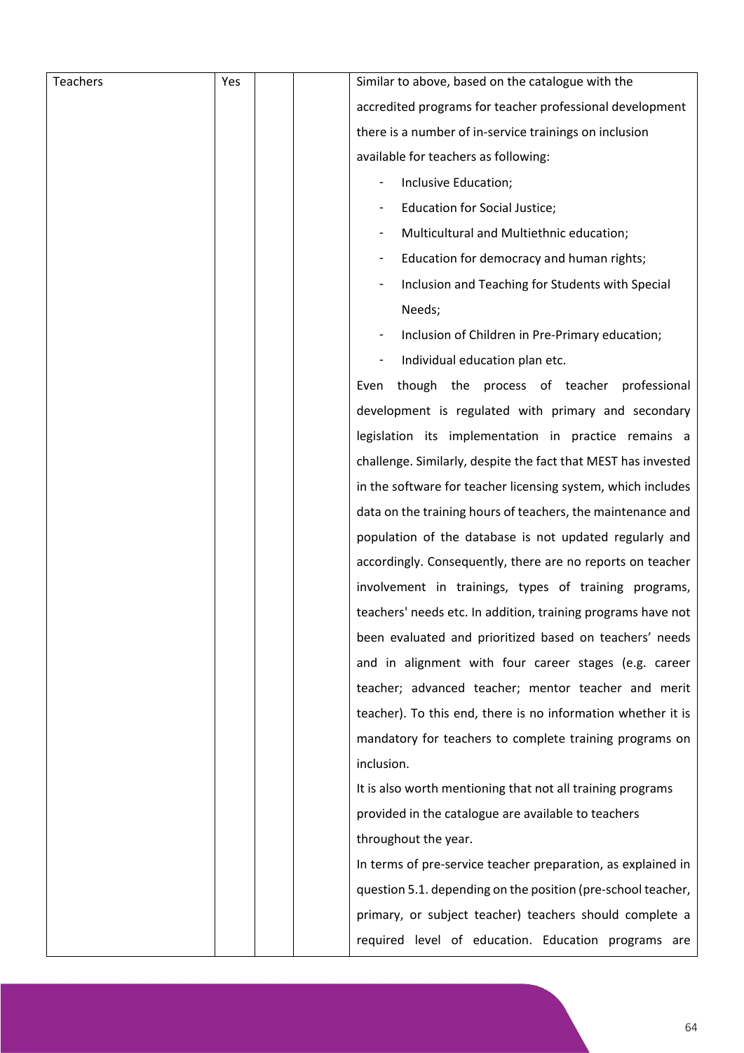| Teachers | Yes | | | Similar to above, based on the catalogue with the accredited programs for teacher professional development there is a number of in-service trainings on inclusion available for teachers as following:<br>- Inclusive Education;<br>- Education for Social Justice;<br>- Multicultural and Multiethnic education;<br>- Education for democracy and human rights;<br>- Inclusion and Teaching for Students with Special Needs;<br>- Inclusion of Children in Pre-Primary education;<br>- Individual education plan etc.<br>Even though the process of teacher professional development is regulated with primary and secondary legislation its implementation in practice remains a challenge. Similarly, despite the fact that MEST has invested in the software for teacher licensing system, which includes data on the training hours of teachers, the maintenance and population of the database is not updated regularly and accordingly. Consequently, there are no reports on teacher involvement in trainings, types of training programs, teachers' needs etc. In addition, training programs have not been evaluated and prioritized based on teachers' needs and in alignment with four career stages (e.g. career teacher; advanced teacher; mentor teacher and merit teacher). To this end, there is no information whether it is mandatory for teachers to complete training programs on inclusion.<br>It is also worth mentioning that not all training programs provided in the catalogue are available to teachers throughout the year.<br>In terms of pre-service teacher preparation, as explained in question 5.1. depending on the position (pre-school teacher, primary, or subject teacher) teachers should complete a required level of education. Education programs are |
|---|---|---|---|---|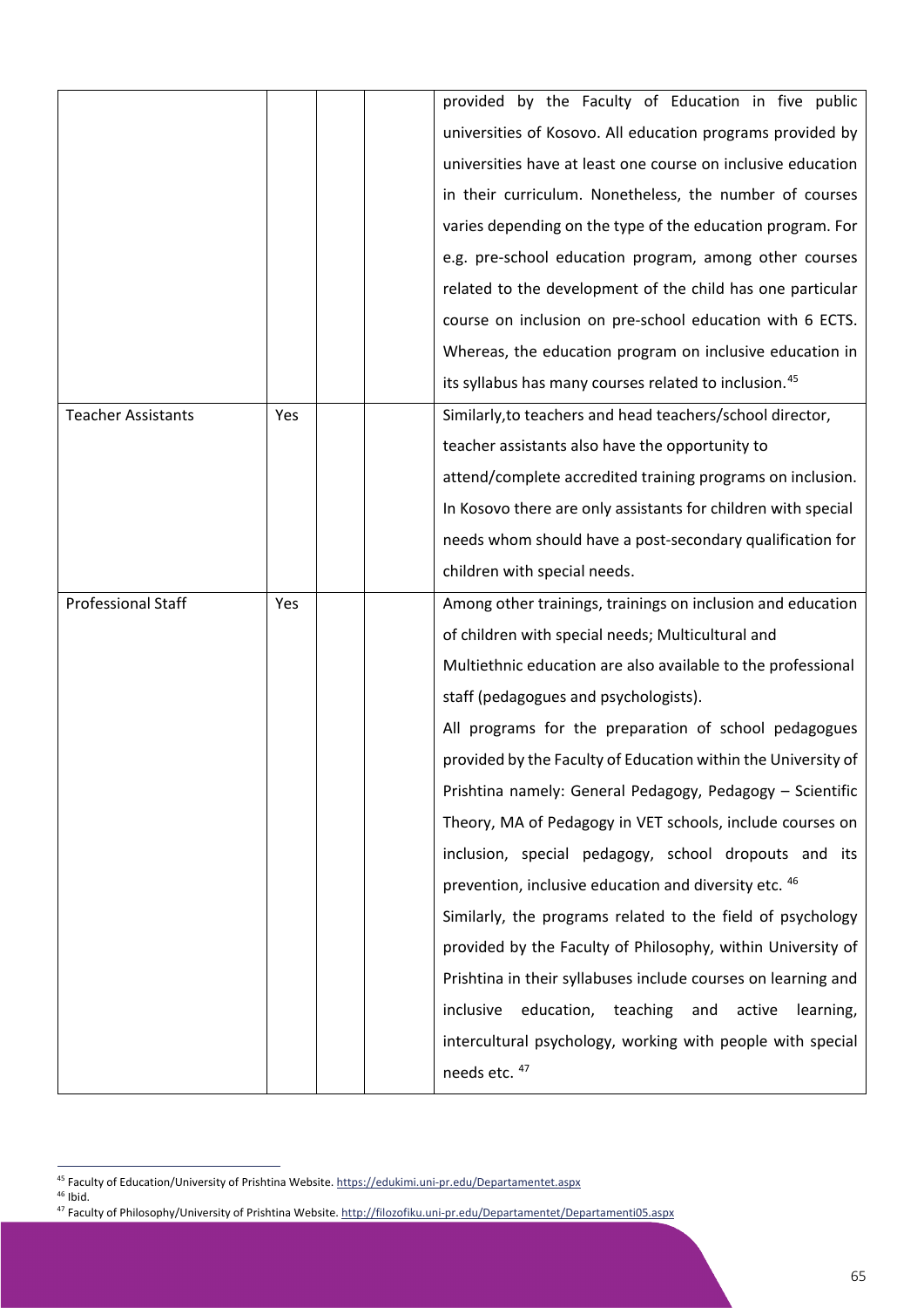| | | | | |
|---|---|---|---|---|
| | | | | provided by the Faculty of Education in five public universities of Kosovo. All education programs provided by universities have at least one course on inclusive education in their curriculum. Nonetheless, the number of courses varies depending on the type of the education program. For e.g. pre-school education program, among other courses related to the development of the child has one particular course on inclusion on pre-school education with 6 ECTS. Whereas, the education program on inclusive education in its syllabus has many courses related to inclusion.[45] |
| Teacher Assistants | Yes | | | Similarly,to teachers and head teachers/school director, teacher assistants also have the opportunity to attend/complete accredited training programs on inclusion. In Kosovo there are only assistants for children with special needs whom should have a post-secondary qualification for children with special needs. |
| Professional Staff | Yes | | | Among other trainings, trainings on inclusion and education of children with special needs; Multicultural and Multiethnic education are also available to the professional staff (pedagogues and psychologists).<br>All programs for the preparation of school pedagogues provided by the Faculty of Education within the University of Prishtina namely: General Pedagogy, Pedagogy – Scientific Theory, MA of Pedagogy in VET schools, include courses on inclusion, special pedagogy, school dropouts and its prevention, inclusive education and diversity etc. [46]<br>Similarly, the programs related to the field of psychology provided by the Faculty of Philosophy, within University of Prishtina in their syllabuses include courses on learning and inclusive education, teaching and active learning, intercultural psychology, working with people with special needs etc. [47] |

[45] Faculty of Education/University of Prishtina Website. https://edukimi.uni-pr.edu/Departamentet.aspx

[46] Ibid.

[47] Faculty of Philosophy/University of Prishtina Website. http://filozofiku.uni-pr.edu/Departamentet/Departamenti05.aspx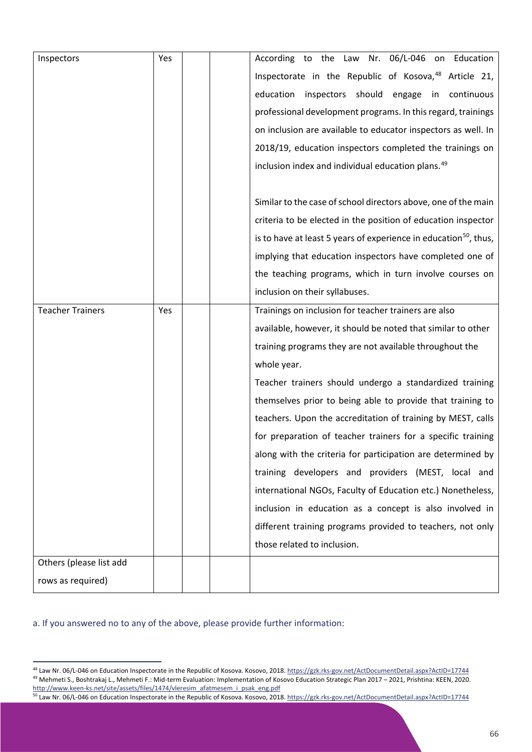| | | | | |
|---|---|---|---|---|
| Inspectors | Yes | | | According to the Law Nr. 06/L-046 on Education Inspectorate in the Republic of Kosova,[48] Article 21, education inspectors should engage in continuous professional development programs. In this regard, trainings on inclusion are available to educator inspectors as well. In 2018/19, education inspectors completed the trainings on inclusion index and individual education plans.[49]<br><br>Similar to the case of school directors above, one of the main criteria to be elected in the position of education inspector is to have at least 5 years of experience in education[50], thus, implying that education inspectors have completed one of the teaching programs, which in turn involve courses on inclusion on their syllabuses. |
| Teacher Trainers | Yes | | | Trainings on inclusion for teacher trainers are also available, however, it should be noted that similar to other training programs they are not available throughout the whole year.<br>Teacher trainers should undergo a standardized training themselves prior to being able to provide that training to teachers. Upon the accreditation of training by MEST, calls for preparation of teacher trainers for a specific training along with the criteria for participation are determined by training developers and providers (MEST, local and international NGOs, Faculty of Education etc.) Nonetheless, inclusion in education as a concept is also involved in different training programs provided to teachers, not only those related to inclusion. |
| Others (please list add rows as required) | | | | |

a. If you answered no to any of the above, please provide further information:

[48] Law Nr. 06/L-046 on Education Inspectorate in the Republic of Kosova. Kosovo, 2018. https://gzk.rks-gov.net/ActDocumentDetail.aspx?ActID=17744

[49] Mehmeti S., Boshtrakaj L., Mehmeti F.: Mid-term Evaluation: Implementation of Kosovo Education Strategic Plan 2017 – 2021, Prishtina: KEEN, 2020. http://www.keen-ks.net/site/assets/files/1474/vleresim_afatmesem_i_psak_eng.pdf

[50] Law Nr. 06/L-046 on Education Inspectorate in the Republic of Kosova. Kosovo, 2018. https://gzk.rks-gov.net/ActDocumentDetail.aspx?ActID=17744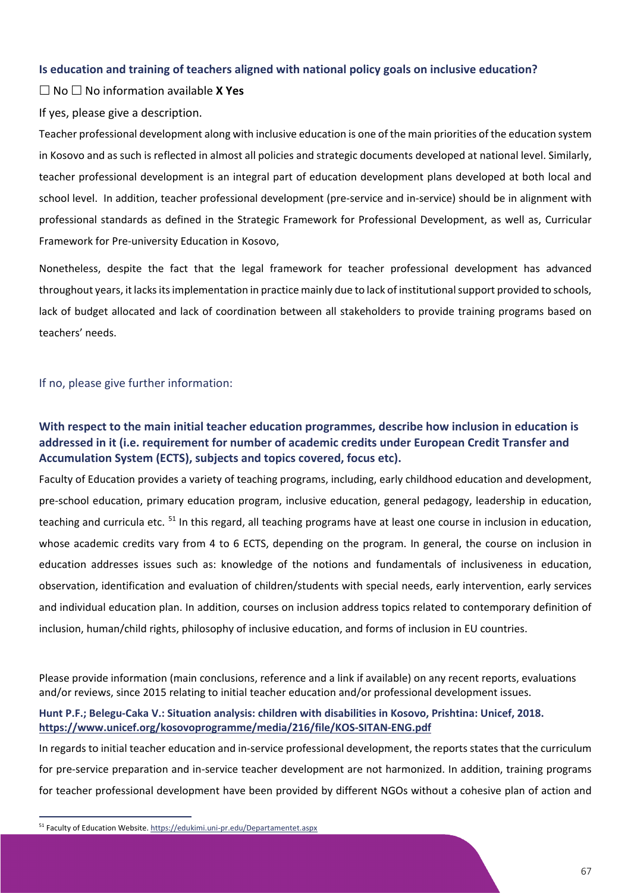**Is education and training of teachers aligned with national policy goals on inclusive education?**

☐ No ☐ No information available **X Yes**

If yes, please give a description.

Teacher professional development along with inclusive education is one of the main priorities of the education system in Kosovo and as such is reflected in almost all policies and strategic documents developed at national level. Similarly, teacher professional development is an integral part of education development plans developed at both local and school level. In addition, teacher professional development (pre-service and in-service) should be in alignment with professional standards as defined in the Strategic Framework for Professional Development, as well as, Curricular Framework for Pre-university Education in Kosovo,

Nonetheless, despite the fact that the legal framework for teacher professional development has advanced throughout years, it lacks its implementation in practice mainly due to lack of institutional support provided to schools, lack of budget allocated and lack of coordination between all stakeholders to provide training programs based on teachers' needs.

If no, please give further information:

**With respect to the main initial teacher education programmes, describe how inclusion in education is addressed in it (i.e. requirement for number of academic credits under European Credit Transfer and Accumulation System (ECTS), subjects and topics covered, focus etc).**

Faculty of Education provides a variety of teaching programs, including, early childhood education and development, pre-school education, primary education program, inclusive education, general pedagogy, leadership in education, teaching and curricula etc. [51] In this regard, all teaching programs have at least one course in inclusion in education, whose academic credits vary from 4 to 6 ECTS, depending on the program. In general, the course on inclusion in education addresses issues such as: knowledge of the notions and fundamentals of inclusiveness in education, observation, identification and evaluation of children/students with special needs, early intervention, early services and individual education plan. In addition, courses on inclusion address topics related to contemporary definition of inclusion, human/child rights, philosophy of inclusive education, and forms of inclusion in EU countries.

Please provide information (main conclusions, reference and a link if available) on any recent reports, evaluations and/or reviews, since 2015 relating to initial teacher education and/or professional development issues.

**Hunt P.F.; Belegu-Caka V.: Situation analysis: children with disabilities in Kosovo, Prishtina: Unicef, 2018. https://www.unicef.org/kosovoprogramme/media/216/file/KOS-SITAN-ENG.pdf**

In regards to initial teacher education and in-service professional development, the reports states that the curriculum for pre-service preparation and in-service teacher development are not harmonized. In addition, training programs for teacher professional development have been provided by different NGOs without a cohesive plan of action and

[51] Faculty of Education Website. https://edukimi.uni-pr.edu/Departamentet.aspx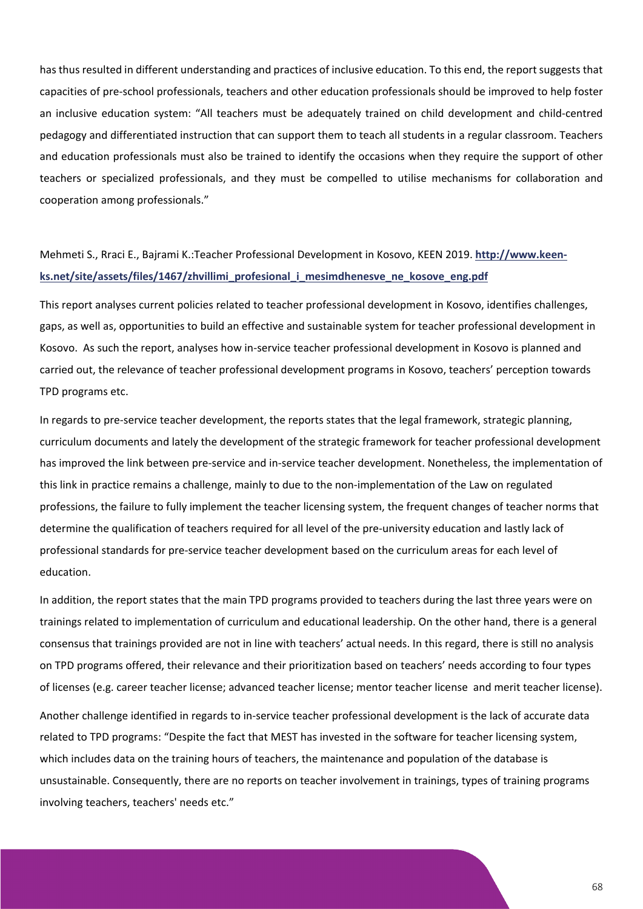has thus resulted in different understanding and practices of inclusive education. To this end, the report suggests that capacities of pre-school professionals, teachers and other education professionals should be improved to help foster an inclusive education system: "All teachers must be adequately trained on child development and child-centred pedagogy and differentiated instruction that can support them to teach all students in a regular classroom. Teachers and education professionals must also be trained to identify the occasions when they require the support of other teachers or specialized professionals, and they must be compelled to utilise mechanisms for collaboration and cooperation among professionals."

Mehmeti S., Rraci E., Bajrami K.:Teacher Professional Development in Kosovo, KEEN 2019. **http://www.keen-ks.net/site/assets/files/1467/zhvillimi_profesional_i_mesimdhenesve_ne_kosove_eng.pdf**

This report analyses current policies related to teacher professional development in Kosovo, identifies challenges, gaps, as well as, opportunities to build an effective and sustainable system for teacher professional development in Kosovo. As such the report, analyses how in-service teacher professional development in Kosovo is planned and carried out, the relevance of teacher professional development programs in Kosovo, teachers' perception towards TPD programs etc.

In regards to pre-service teacher development, the reports states that the legal framework, strategic planning, curriculum documents and lately the development of the strategic framework for teacher professional development has improved the link between pre-service and in-service teacher development. Nonetheless, the implementation of this link in practice remains a challenge, mainly to due to the non-implementation of the Law on regulated professions, the failure to fully implement the teacher licensing system, the frequent changes of teacher norms that determine the qualification of teachers required for all level of the pre-university education and lastly lack of professional standards for pre-service teacher development based on the curriculum areas for each level of education.

In addition, the report states that the main TPD programs provided to teachers during the last three years were on trainings related to implementation of curriculum and educational leadership. On the other hand, there is a general consensus that trainings provided are not in line with teachers' actual needs. In this regard, there is still no analysis on TPD programs offered, their relevance and their prioritization based on teachers' needs according to four types of licenses (e.g. career teacher license; advanced teacher license; mentor teacher license and merit teacher license).

Another challenge identified in regards to in-service teacher professional development is the lack of accurate data related to TPD programs: "Despite the fact that MEST has invested in the software for teacher licensing system, which includes data on the training hours of teachers, the maintenance and population of the database is unsustainable. Consequently, there are no reports on teacher involvement in trainings, types of training programs involving teachers, teachers' needs etc."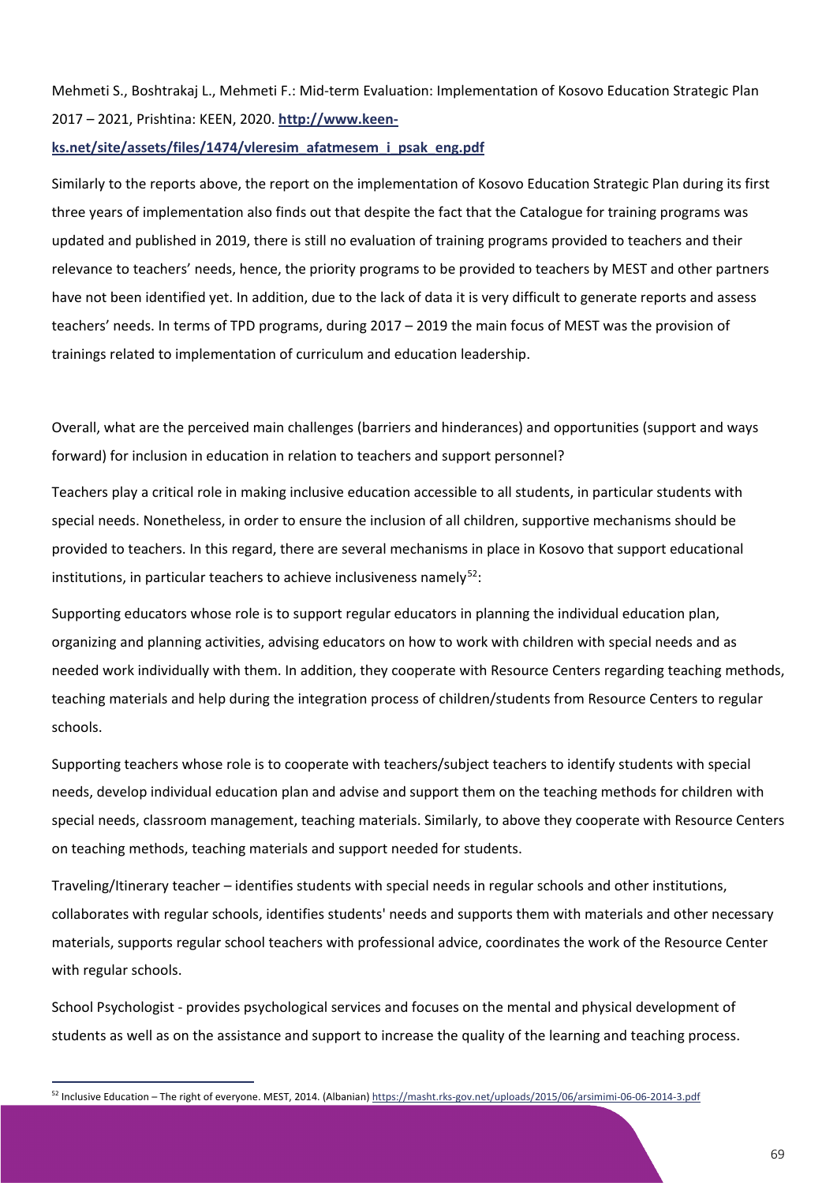Mehmeti S., Boshtrakaj L., Mehmeti F.: Mid-term Evaluation: Implementation of Kosovo Education Strategic Plan 2017 – 2021, Prishtina: KEEN, 2020. **[http://www.keen-ks.net/site/assets/files/1474/vleresim_afatmesem_i_psak_eng.pdf](http://www.keen-ks.net/site/assets/files/1474/vleresim_afatmesem_i_psak_eng.pdf)**

Similarly to the reports above, the report on the implementation of Kosovo Education Strategic Plan during its first three years of implementation also finds out that despite the fact that the Catalogue for training programs was updated and published in 2019, there is still no evaluation of training programs provided to teachers and their relevance to teachers' needs, hence, the priority programs to be provided to teachers by MEST and other partners have not been identified yet. In addition, due to the lack of data it is very difficult to generate reports and assess teachers' needs. In terms of TPD programs, during 2017 – 2019 the main focus of MEST was the provision of trainings related to implementation of curriculum and education leadership.

Overall, what are the perceived main challenges (barriers and hinderances) and opportunities (support and ways forward) for inclusion in education in relation to teachers and support personnel?

Teachers play a critical role in making inclusive education accessible to all students, in particular students with special needs. Nonetheless, in order to ensure the inclusion of all children, supportive mechanisms should be provided to teachers. In this regard, there are several mechanisms in place in Kosovo that support educational institutions, in particular teachers to achieve inclusiveness namely[52]:

Supporting educators whose role is to support regular educators in planning the individual education plan, organizing and planning activities, advising educators on how to work with children with special needs and as needed work individually with them. In addition, they cooperate with Resource Centers regarding teaching methods, teaching materials and help during the integration process of children/students from Resource Centers to regular schools.

Supporting teachers whose role is to cooperate with teachers/subject teachers to identify students with special needs, develop individual education plan and advise and support them on the teaching methods for children with special needs, classroom management, teaching materials. Similarly, to above they cooperate with Resource Centers on teaching methods, teaching materials and support needed for students.

Traveling/Itinerary teacher – identifies students with special needs in regular schools and other institutions, collaborates with regular schools, identifies students' needs and supports them with materials and other necessary materials, supports regular school teachers with professional advice, coordinates the work of the Resource Center with regular schools.

School Psychologist - provides psychological services and focuses on the mental and physical development of students as well as on the assistance and support to increase the quality of the learning and teaching process.

---

[52] Inclusive Education – The right of everyone. MEST, 2014. (Albanian) https://masht.rks-gov.net/uploads/2015/06/arsimimi-06-06-2014-3.pdf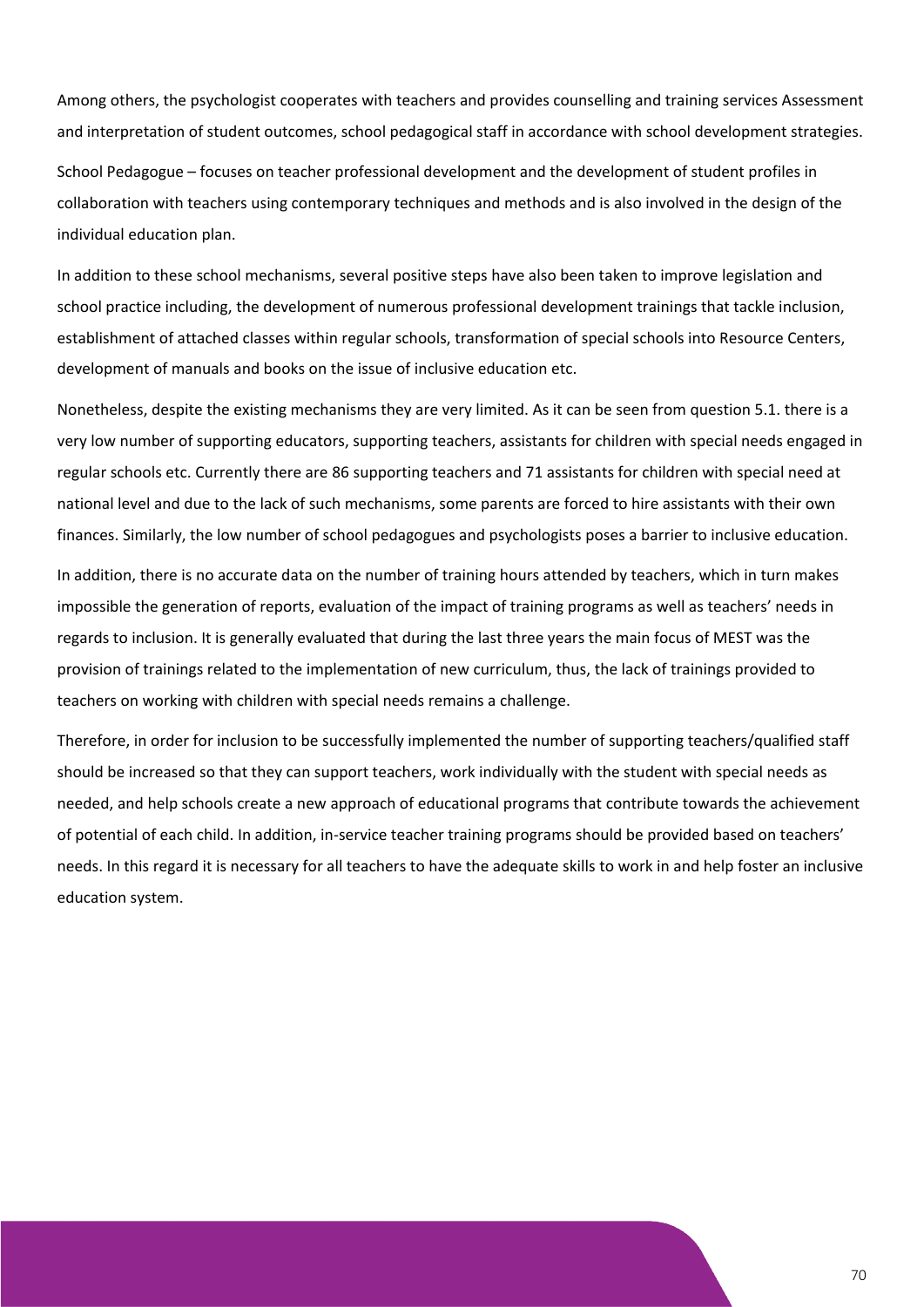Among others, the psychologist cooperates with teachers and provides counselling and training services Assessment and interpretation of student outcomes, school pedagogical staff in accordance with school development strategies.

School Pedagogue – focuses on teacher professional development and the development of student profiles in collaboration with teachers using contemporary techniques and methods and is also involved in the design of the individual education plan.

In addition to these school mechanisms, several positive steps have also been taken to improve legislation and school practice including, the development of numerous professional development trainings that tackle inclusion, establishment of attached classes within regular schools, transformation of special schools into Resource Centers, development of manuals and books on the issue of inclusive education etc.

Nonetheless, despite the existing mechanisms they are very limited. As it can be seen from question 5.1. there is a very low number of supporting educators, supporting teachers, assistants for children with special needs engaged in regular schools etc. Currently there are 86 supporting teachers and 71 assistants for children with special need at national level and due to the lack of such mechanisms, some parents are forced to hire assistants with their own finances. Similarly, the low number of school pedagogues and psychologists poses a barrier to inclusive education.

In addition, there is no accurate data on the number of training hours attended by teachers, which in turn makes impossible the generation of reports, evaluation of the impact of training programs as well as teachers' needs in regards to inclusion. It is generally evaluated that during the last three years the main focus of MEST was the provision of trainings related to the implementation of new curriculum, thus, the lack of trainings provided to teachers on working with children with special needs remains a challenge.

Therefore, in order for inclusion to be successfully implemented the number of supporting teachers/qualified staff should be increased so that they can support teachers, work individually with the student with special needs as needed, and help schools create a new approach of educational programs that contribute towards the achievement of potential of each child. In addition, in-service teacher training programs should be provided based on teachers' needs. In this regard it is necessary for all teachers to have the adequate skills to work in and help foster an inclusive education system.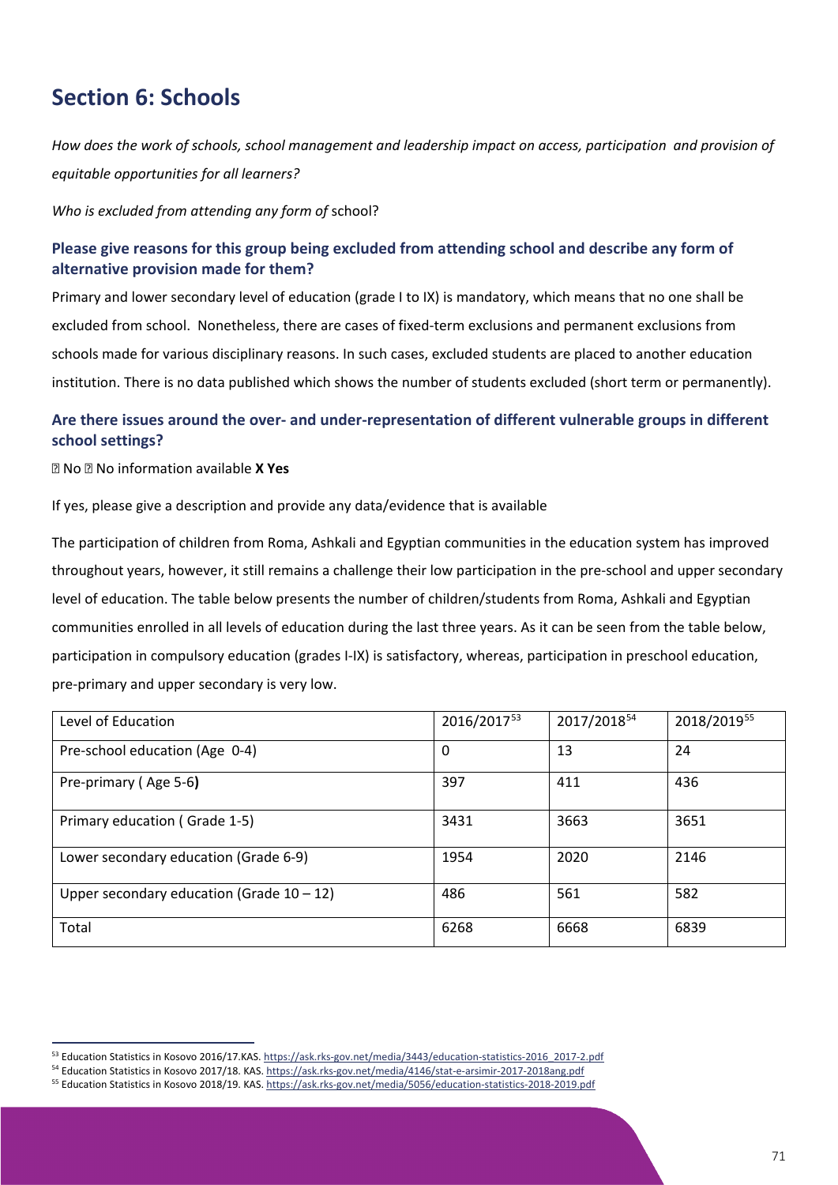# Section 6: Schools

*How does the work of schools, school management and leadership impact on access, participation and provision of equitable opportunities for all learners?*

*Who is excluded from attending any form of* school?

### Please give reasons for this group being excluded from attending school and describe any form of alternative provision made for them?

Primary and lower secondary level of education (grade I to IX) is mandatory, which means that no one shall be excluded from school. Nonetheless, there are cases of fixed-term exclusions and permanent exclusions from schools made for various disciplinary reasons. In such cases, excluded students are placed to another education institution. There is no data published which shows the number of students excluded (short term or permanently).

### Are there issues around the over- and under-representation of different vulnerable groups in different school settings?

☐ No ☐ No information available **X Yes**

If yes, please give a description and provide any data/evidence that is available

The participation of children from Roma, Ashkali and Egyptian communities in the education system has improved throughout years, however, it still remains a challenge their low participation in the pre-school and upper secondary level of education. The table below presents the number of children/students from Roma, Ashkali and Egyptian communities enrolled in all levels of education during the last three years. As it can be seen from the table below, participation in compulsory education (grades I-IX) is satisfactory, whereas, participation in preschool education, pre-primary and upper secondary is very low.

| Level of Education | 2016/2017[53] | 2017/2018[54] | 2018/2019[55] |
|---|---|---|---|
| Pre-school education (Age 0-4) | 0 | 13 | 24 |
| Pre-primary ( Age 5-6**)** | 397 | 411 | 436 |
| Primary education ( Grade 1-5) | 3431 | 3663 | 3651 |
| Lower secondary education (Grade 6-9) | 1954 | 2020 | 2146 |
| Upper secondary education (Grade 10 – 12) | 486 | 561 | 582 |
| Total | 6268 | 6668 | 6839 |

[53] Education Statistics in Kosovo 2016/17.KAS. https://ask.rks-gov.net/media/3443/education-statistics-2016_2017-2.pdf

[54] Education Statistics in Kosovo 2017/18. KAS. https://ask.rks-gov.net/media/4146/stat-e-arsimir-2017-2018ang.pdf

[55] Education Statistics in Kosovo 2018/19. KAS. https://ask.rks-gov.net/media/5056/education-statistics-2018-2019.pdf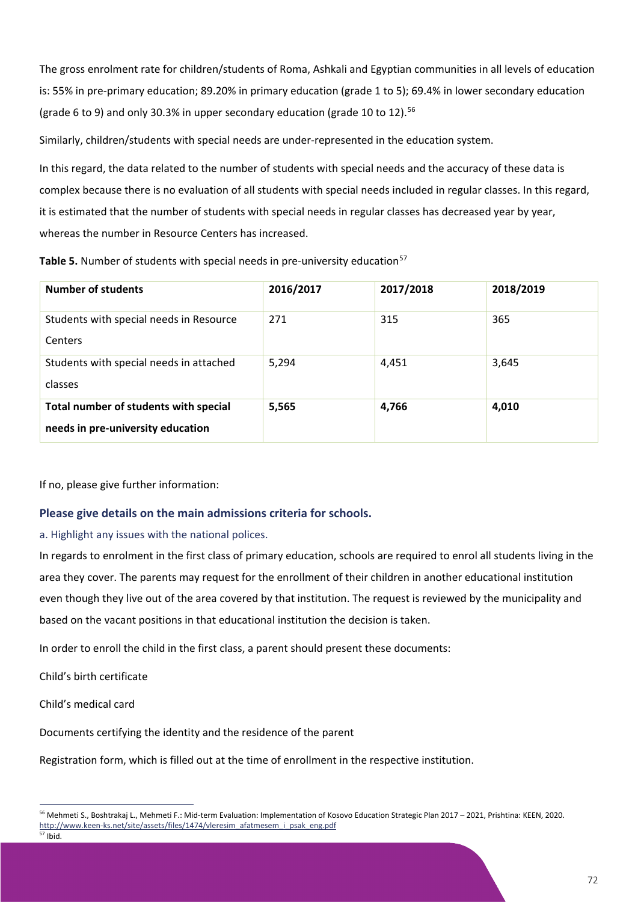The gross enrolment rate for children/students of Roma, Ashkali and Egyptian communities in all levels of education is: 55% in pre-primary education; 89.20% in primary education (grade 1 to 5); 69.4% in lower secondary education (grade 6 to 9) and only 30.3% in upper secondary education (grade 10 to 12).[56]

Similarly, children/students with special needs are under-represented in the education system.

In this regard, the data related to the number of students with special needs and the accuracy of these data is complex because there is no evaluation of all students with special needs included in regular classes. In this regard, it is estimated that the number of students with special needs in regular classes has decreased year by year, whereas the number in Resource Centers has increased.

**Table 5.** Number of students with special needs in pre-university education[57]

| Number of students | 2016/2017 | 2017/2018 | 2018/2019 |
|---|---|---|---|
| Students with special needs in Resource Centers | 271 | 315 | 365 |
| Students with special needs in attached classes | 5,294 | 4,451 | 3,645 |
| **Total number of students with special needs in pre-university education** | **5,565** | **4,766** | **4,010** |

If no, please give further information:

### Please give details on the main admissions criteria for schools.

#### a. Highlight any issues with the national polices.

In regards to enrolment in the first class of primary education, schools are required to enrol all students living in the area they cover. The parents may request for the enrollment of their children in another educational institution even though they live out of the area covered by that institution. The request is reviewed by the municipality and based on the vacant positions in that educational institution the decision is taken.

In order to enroll the child in the first class, a parent should present these documents:

Child's birth certificate

Child's medical card

Documents certifying the identity and the residence of the parent

Registration form, which is filled out at the time of enrollment in the respective institution.

[56] Mehmeti S., Boshtrakaj L., Mehmeti F.: Mid-term Evaluation: Implementation of Kosovo Education Strategic Plan 2017 – 2021, Prishtina: KEEN, 2020. http://www.keen-ks.net/site/assets/files/1474/vleresim_afatmesem_i_psak_eng.pdf

[57] Ibid.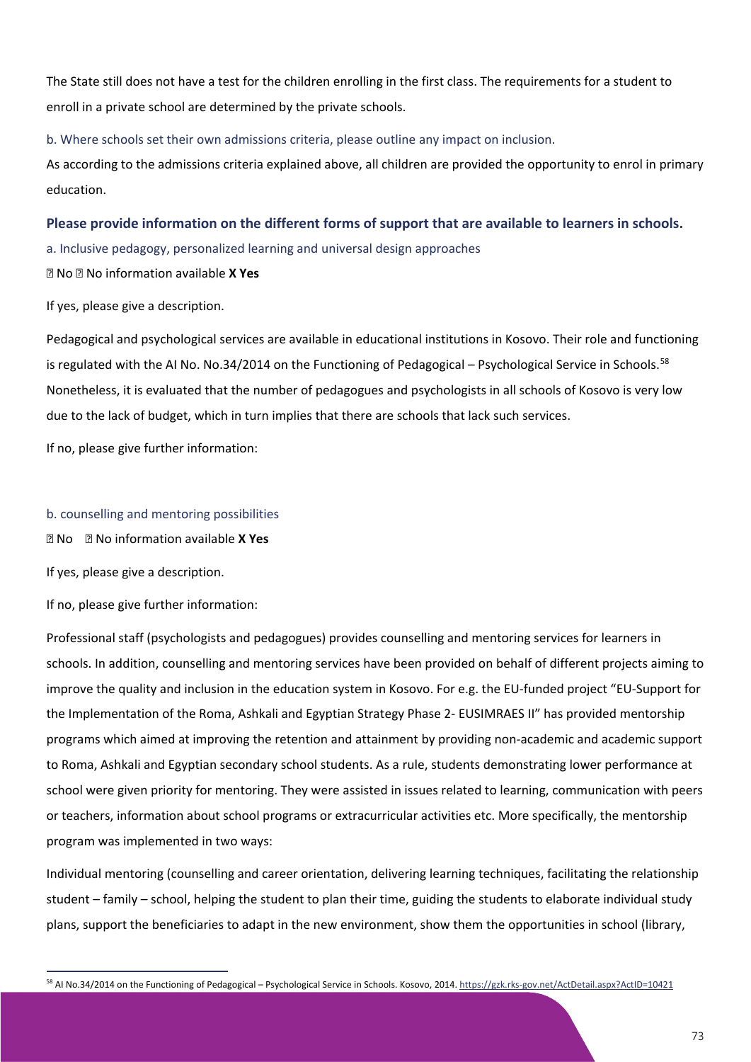The State still does not have a test for the children enrolling in the first class. The requirements for a student to enroll in a private school are determined by the private schools.

b. Where schools set their own admissions criteria, please outline any impact on inclusion.

As according to the admissions criteria explained above, all children are provided the opportunity to enrol in primary education.

### Please provide information on the different forms of support that are available to learners in schools.

a. Inclusive pedagogy, personalized learning and universal design approaches

☐ No ☐ No information available **X Yes**

If yes, please give a description.

Pedagogical and psychological services are available in educational institutions in Kosovo. Their role and functioning is regulated with the AI No. No.34/2014 on the Functioning of Pedagogical – Psychological Service in Schools.[58] Nonetheless, it is evaluated that the number of pedagogues and psychologists in all schools of Kosovo is very low due to the lack of budget, which in turn implies that there are schools that lack such services.

If no, please give further information:

b. counselling and mentoring possibilities

☐ No ☐ No information available **X Yes**

If yes, please give a description.

If no, please give further information:

Professional staff (psychologists and pedagogues) provides counselling and mentoring services for learners in schools. In addition, counselling and mentoring services have been provided on behalf of different projects aiming to improve the quality and inclusion in the education system in Kosovo. For e.g. the EU-funded project "EU-Support for the Implementation of the Roma, Ashkali and Egyptian Strategy Phase 2- EUSIMRAES II" has provided mentorship programs which aimed at improving the retention and attainment by providing non-academic and academic support to Roma, Ashkali and Egyptian secondary school students. As a rule, students demonstrating lower performance at school were given priority for mentoring. They were assisted in issues related to learning, communication with peers or teachers, information about school programs or extracurricular activities etc. More specifically, the mentorship program was implemented in two ways:

Individual mentoring (counselling and career orientation, delivering learning techniques, facilitating the relationship student – family – school, helping the student to plan their time, guiding the students to elaborate individual study plans, support the beneficiaries to adapt in the new environment, show them the opportunities in school (library,

---

[58] AI No.34/2014 on the Functioning of Pedagogical – Psychological Service in Schools. Kosovo, 2014. https://gzk.rks-gov.net/ActDetail.aspx?ActID=10421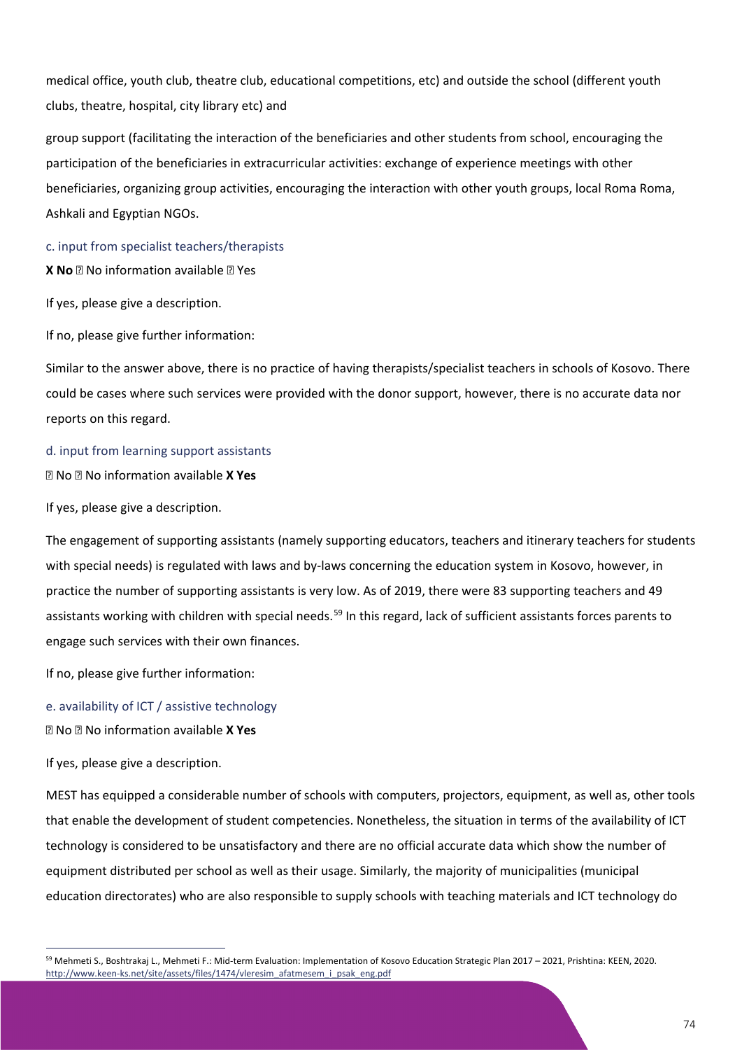medical office, youth club, theatre club, educational competitions, etc) and outside the school (different youth clubs, theatre, hospital, city library etc) and

group support (facilitating the interaction of the beneficiaries and other students from school, encouraging the participation of the beneficiaries in extracurricular activities: exchange of experience meetings with other beneficiaries, organizing group activities, encouraging the interaction with other youth groups, local Roma Roma, Ashkali and Egyptian NGOs.

c. input from specialist teachers/therapists

**X No** ☐ No information available ☐ Yes

If yes, please give a description.

If no, please give further information:

Similar to the answer above, there is no practice of having therapists/specialist teachers in schools of Kosovo. There could be cases where such services were provided with the donor support, however, there is no accurate data nor reports on this regard.

d. input from learning support assistants

☐ No ☐ No information available **X Yes**

If yes, please give a description.

The engagement of supporting assistants (namely supporting educators, teachers and itinerary teachers for students with special needs) is regulated with laws and by-laws concerning the education system in Kosovo, however, in practice the number of supporting assistants is very low. As of 2019, there were 83 supporting teachers and 49 assistants working with children with special needs.[59] In this regard, lack of sufficient assistants forces parents to engage such services with their own finances.

If no, please give further information:

e. availability of ICT / assistive technology

☐ No ☐ No information available **X Yes**

If yes, please give a description.

MEST has equipped a considerable number of schools with computers, projectors, equipment, as well as, other tools that enable the development of student competencies. Nonetheless, the situation in terms of the availability of ICT technology is considered to be unsatisfactory and there are no official accurate data which show the number of equipment distributed per school as well as their usage. Similarly, the majority of municipalities (municipal education directorates) who are also responsible to supply schools with teaching materials and ICT technology do

[59] Mehmeti S., Boshtrakaj L., Mehmeti F.: Mid-term Evaluation: Implementation of Kosovo Education Strategic Plan 2017 – 2021, Prishtina: KEEN, 2020. http://www.keen-ks.net/site/assets/files/1474/vleresim_afatmesem_i_psak_eng.pdf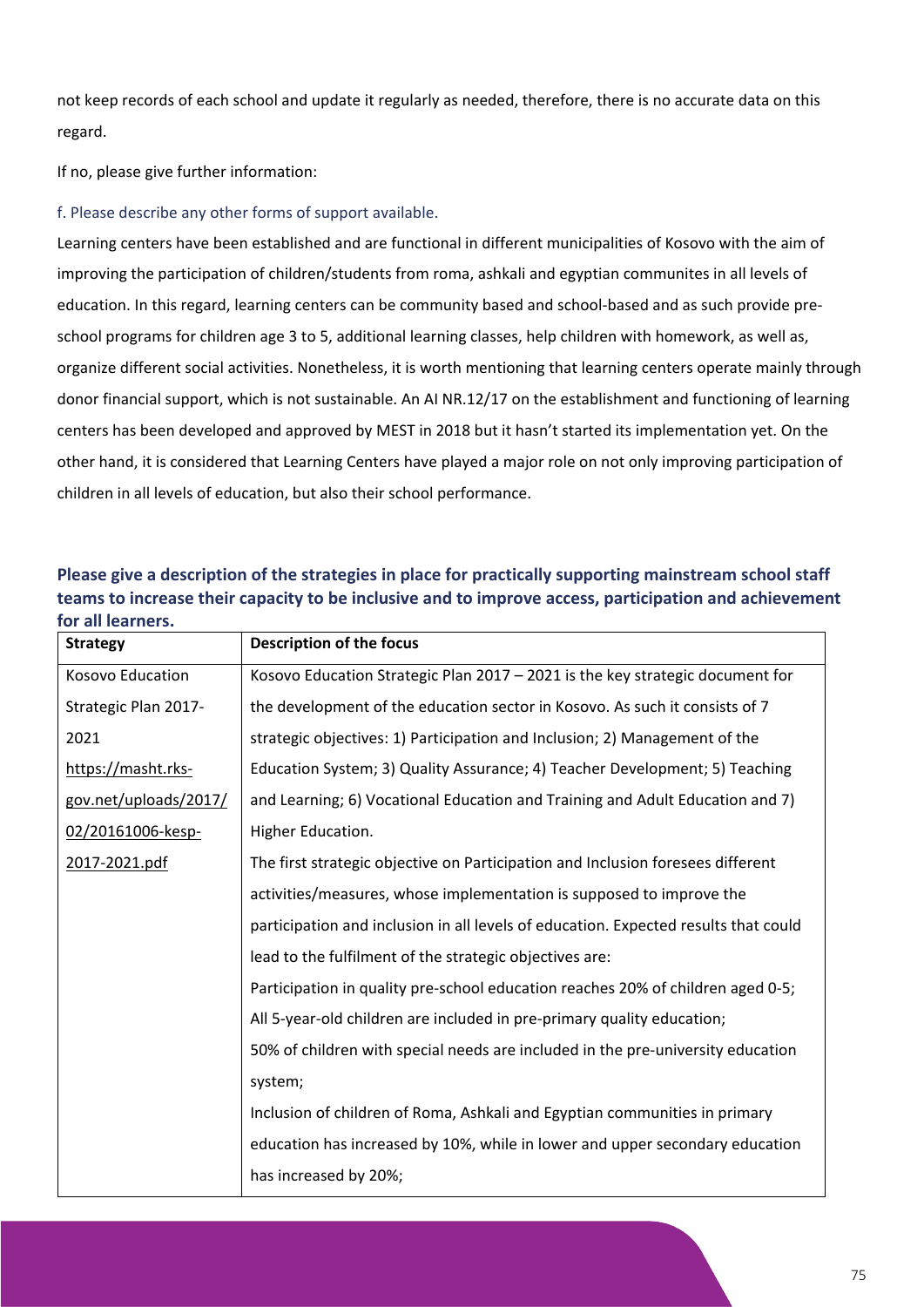not keep records of each school and update it regularly as needed, therefore, there is no accurate data on this regard.

If no, please give further information:

### f. Please describe any other forms of support available.

Learning centers have been established and are functional in different municipalities of Kosovo with the aim of improving the participation of children/students from roma, ashkali and egyptian communites in all levels of education. In this regard, learning centers can be community based and school-based and as such provide pre-school programs for children age 3 to 5, additional learning classes, help children with homework, as well as, organize different social activities. Nonetheless, it is worth mentioning that learning centers operate mainly through donor financial support, which is not sustainable. An AI NR.12/17 on the establishment and functioning of learning centers has been developed and approved by MEST in 2018 but it hasn't started its implementation yet. On the other hand, it is considered that Learning Centers have played a major role on not only improving participation of children in all levels of education, but also their school performance.

**Please give a description of the strategies in place for practically supporting mainstream school staff teams to increase their capacity to be inclusive and to improve access, participation and achievement for all learners.**

| Strategy | Description of the focus |
|---|---|
| Kosovo Education Strategic Plan 2017-2021 https://masht.rks-gov.net/uploads/2017/02/20161006-kesp-2017-2021.pdf | Kosovo Education Strategic Plan 2017 – 2021 is the key strategic document for the development of the education sector in Kosovo. As such it consists of 7 strategic objectives: 1) Participation and Inclusion; 2) Management of the Education System; 3) Quality Assurance; 4) Teacher Development; 5) Teaching and Learning; 6) Vocational Education and Training and Adult Education and 7) Higher Education.<br>The first strategic objective on Participation and Inclusion foresees different activities/measures, whose implementation is supposed to improve the participation and inclusion in all levels of education. Expected results that could lead to the fulfilment of the strategic objectives are:<br>Participation in quality pre-school education reaches 20% of children aged 0-5;<br>All 5-year-old children are included in pre-primary quality education;<br>50% of children with special needs are included in the pre-university education system;<br>Inclusion of children of Roma, Ashkali and Egyptian communities in primary education has increased by 10%, while in lower and upper secondary education has increased by 20%; |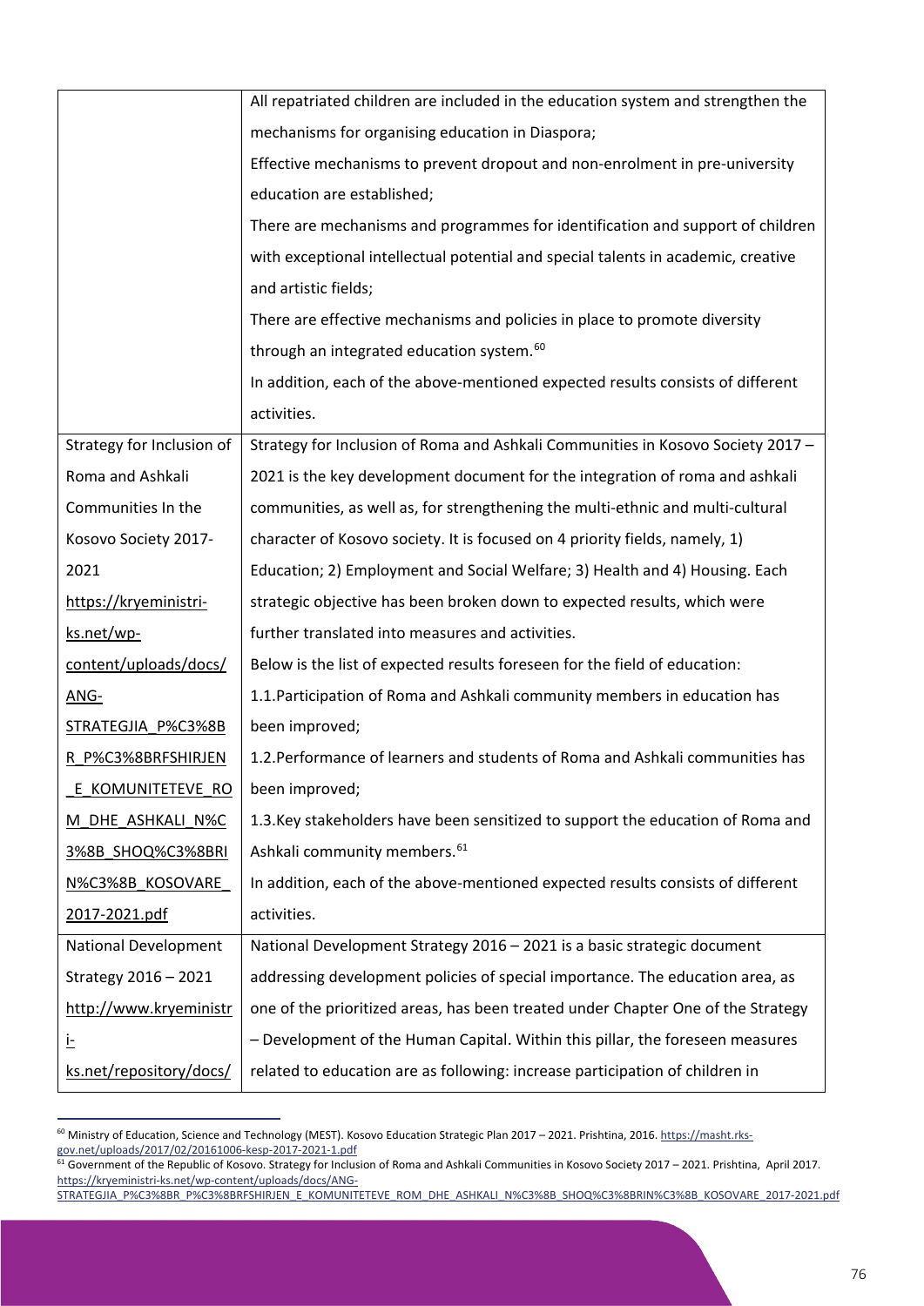| | |
|---|---|
| | All repatriated children are included in the education system and strengthen the mechanisms for organising education in Diaspora;<br>Effective mechanisms to prevent dropout and non-enrolment in pre-university education are established;<br>There are mechanisms and programmes for identification and support of children with exceptional intellectual potential and special talents in academic, creative and artistic fields;<br>There are effective mechanisms and policies in place to promote diversity through an integrated education system.[60]<br>In addition, each of the above-mentioned expected results consists of different activities. |
| Strategy for Inclusion of Roma and Ashkali Communities In the Kosovo Society 2017-2021<br>https://kryeministri-ks.net/wp-content/uploads/docs/ANG-STRATEGJIA_P%C3%8BR_P%C3%8BRFSHIRJEN_E_KOMUNITETEVE_ROM_DHE_ASHKALI_N%C3%8B_SHOQ%C3%8BRIN%C3%8B_KOSOVARE_2017-2021.pdf | Strategy for Inclusion of Roma and Ashkali Communities in Kosovo Society 2017 – 2021 is the key development document for the integration of roma and ashkali communities, as well as, for strengthening the multi-ethnic and multi-cultural character of Kosovo society. It is focused on 4 priority fields, namely, 1) Education; 2) Employment and Social Welfare; 3) Health and 4) Housing. Each strategic objective has been broken down to expected results, which were further translated into measures and activities.<br>Below is the list of expected results foreseen for the field of education:<br>1.1.Participation of Roma and Ashkali community members in education has been improved;<br>1.2.Performance of learners and students of Roma and Ashkali communities has been improved;<br>1.3.Key stakeholders have been sensitized to support the education of Roma and Ashkali community members.[61]<br>In addition, each of the above-mentioned expected results consists of different activities. |
| National Development Strategy 2016 – 2021<br>http://www.kryeministri-ks.net/repository/docs/ | National Development Strategy 2016 – 2021 is a basic strategic document addressing development policies of special importance. The education area, as one of the prioritized areas, has been treated under Chapter One of the Strategy – Development of the Human Capital. Within this pillar, the foreseen measures related to education are as following: increase participation of children in |

[60] Ministry of Education, Science and Technology (MEST). Kosovo Education Strategic Plan 2017 – 2021. Prishtina, 2016. https://masht.rks-gov.net/uploads/2017/02/20161006-kesp-2017-2021-1.pdf

[61] Government of the Republic of Kosovo. Strategy for Inclusion of Roma and Ashkali Communities in Kosovo Society 2017 – 2021. Prishtina, April 2017. https://kryeministri-ks.net/wp-content/uploads/docs/ANG-STRATEGJIA_P%C3%8BR_P%C3%8BRFSHIRJEN_E_KOMUNITETEVE_ROM_DHE_ASHKALI_N%C3%8B_SHOQ%C3%8BRIN%C3%8B_KOSOVARE_2017-2021.pdf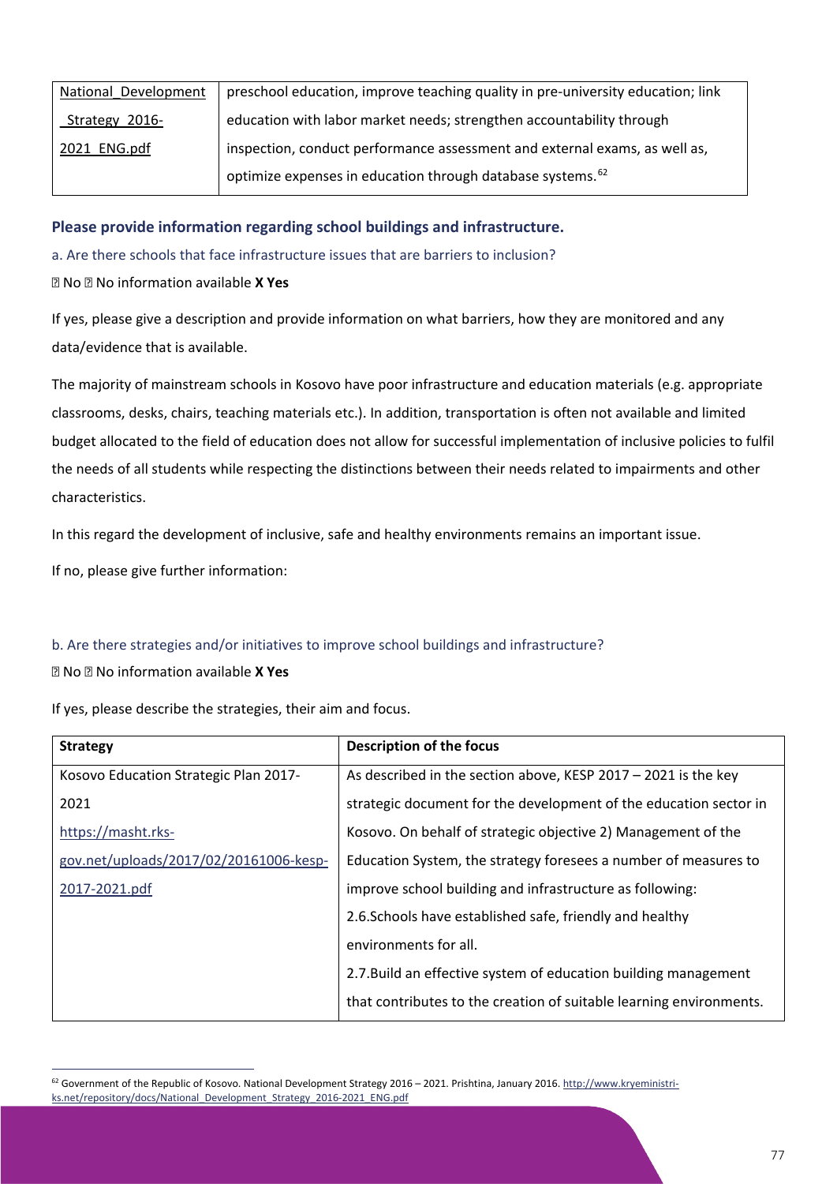| National_Development_Strategy_2016-2021_ENG.pdf | preschool education, improve teaching quality in pre-university education; link education with labor market needs; strengthen accountability through inspection, conduct performance assessment and external exams, as well as, optimize expenses in education through database systems.[62] |
|---|---|

### Please provide information regarding school buildings and infrastructure.

a. Are there schools that face infrastructure issues that are barriers to inclusion?

☐ No ☐ No information available **X Yes**

If yes, please give a description and provide information on what barriers, how they are monitored and any data/evidence that is available.

The majority of mainstream schools in Kosovo have poor infrastructure and education materials (e.g. appropriate classrooms, desks, chairs, teaching materials etc.). In addition, transportation is often not available and limited budget allocated to the field of education does not allow for successful implementation of inclusive policies to fulfil the needs of all students while respecting the distinctions between their needs related to impairments and other characteristics.

In this regard the development of inclusive, safe and healthy environments remains an important issue.

If no, please give further information:

b. Are there strategies and/or initiatives to improve school buildings and infrastructure?

☐ No ☐ No information available **X Yes**

If yes, please describe the strategies, their aim and focus.

| **Strategy** | **Description of the focus** |
|---|---|
| Kosovo Education Strategic Plan 2017-2021 https://masht.rks-gov.net/uploads/2017/02/20161006-kesp-2017-2021.pdf | As described in the section above, KESP 2017 – 2021 is the key strategic document for the development of the education sector in Kosovo. On behalf of strategic objective 2) Management of the Education System, the strategy foresees a number of measures to improve school building and infrastructure as following: 2.6.Schools have established safe, friendly and healthy environments for all. 2.7.Build an effective system of education building management that contributes to the creation of suitable learning environments. |

[62] Government of the Republic of Kosovo. National Development Strategy 2016 – 2021. Prishtina, January 2016. http://www.kryeministri-ks.net/repository/docs/National_Development_Strategy_2016-2021_ENG.pdf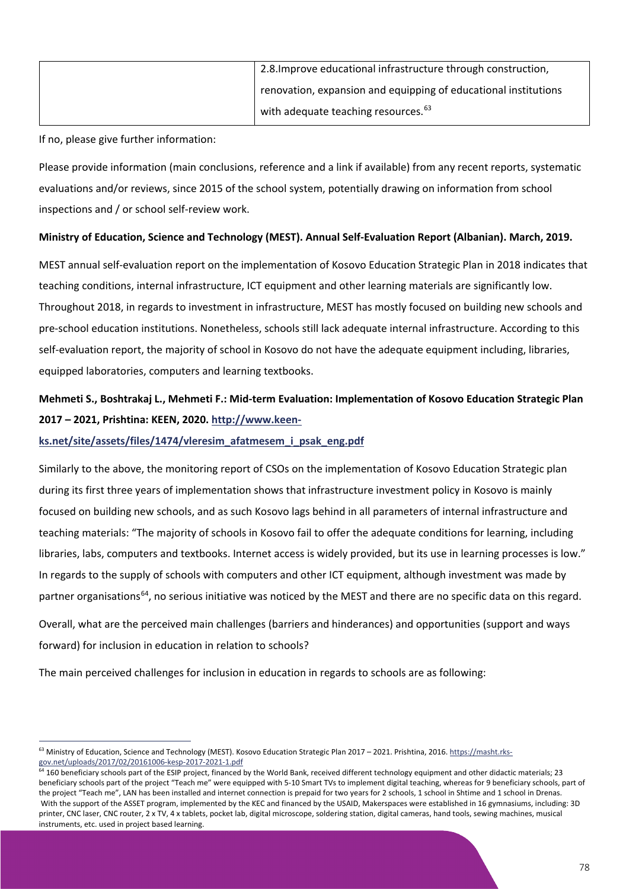| | 2.8.Improve educational infrastructure through construction, renovation, expansion and equipping of educational institutions with adequate teaching resources.[63] |
|---|---|

If no, please give further information:

Please provide information (main conclusions, reference and a link if available) from any recent reports, systematic evaluations and/or reviews, since 2015 of the school system, potentially drawing on information from school inspections and / or school self-review work.

**Ministry of Education, Science and Technology (MEST). Annual Self-Evaluation Report (Albanian). March, 2019.**

MEST annual self-evaluation report on the implementation of Kosovo Education Strategic Plan in 2018 indicates that teaching conditions, internal infrastructure, ICT equipment and other learning materials are significantly low. Throughout 2018, in regards to investment in infrastructure, MEST has mostly focused on building new schools and pre-school education institutions. Nonetheless, schools still lack adequate internal infrastructure. According to this self-evaluation report, the majority of school in Kosovo do not have the adequate equipment including, libraries, equipped laboratories, computers and learning textbooks.

**Mehmeti S., Boshtrakaj L., Mehmeti F.: Mid-term Evaluation: Implementation of Kosovo Education Strategic Plan 2017 – 2021, Prishtina: KEEN, 2020. http://www.keen-ks.net/site/assets/files/1474/vleresim_afatmesem_i_psak_eng.pdf**

Similarly to the above, the monitoring report of CSOs on the implementation of Kosovo Education Strategic plan during its first three years of implementation shows that infrastructure investment policy in Kosovo is mainly focused on building new schools, and as such Kosovo lags behind in all parameters of internal infrastructure and teaching materials: "The majority of schools in Kosovo fail to offer the adequate conditions for learning, including libraries, labs, computers and textbooks. Internet access is widely provided, but its use in learning processes is low." In regards to the supply of schools with computers and other ICT equipment, although investment was made by partner organisations[64], no serious initiative was noticed by the MEST and there are no specific data on this regard.

Overall, what are the perceived main challenges (barriers and hinderances) and opportunities (support and ways forward) for inclusion in education in relation to schools?

The main perceived challenges for inclusion in education in regards to schools are as following:

---

[63] Ministry of Education, Science and Technology (MEST). Kosovo Education Strategic Plan 2017 – 2021. Prishtina, 2016. https://masht.rks-gov.net/uploads/2017/02/20161006-kesp-2017-2021-1.pdf

[64] 160 beneficiary schools part of the ESIP project, financed by the World Bank, received different technology equipment and other didactic materials; 23 beneficiary schools part of the project "Teach me" were equipped with 5-10 Smart TVs to implement digital teaching, whereas for 9 beneficiary schools, part of the project "Teach me", LAN has been installed and internet connection is prepaid for two years for 2 schools, 1 school in Shtime and 1 school in Drenas. With the support of the ASSET program, implemented by the KEC and financed by the USAID, Makerspaces were established in 16 gymnasiums, including: 3D printer, CNC laser, CNC router, 2 x TV, 4 x tablets, pocket lab, digital microscope, soldering station, digital cameras, hand tools, sewing machines, musical instruments, etc. used in project based learning.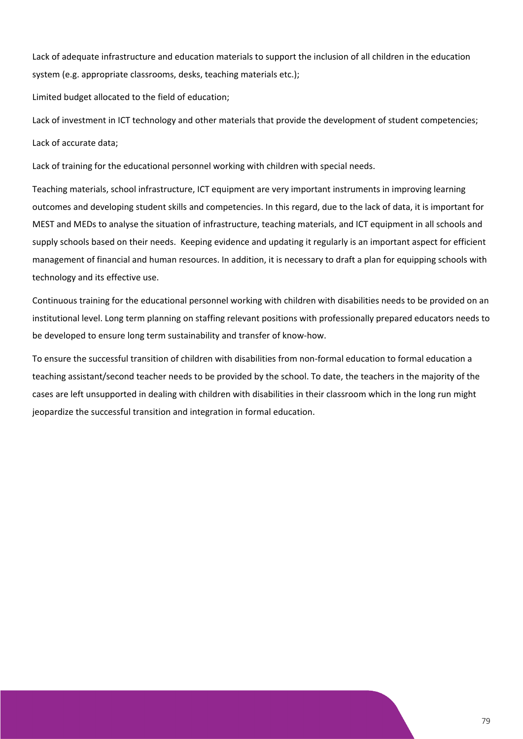Lack of adequate infrastructure and education materials to support the inclusion of all children in the education system (e.g. appropriate classrooms, desks, teaching materials etc.);

Limited budget allocated to the field of education;

Lack of investment in ICT technology and other materials that provide the development of student competencies;

Lack of accurate data;

Lack of training for the educational personnel working with children with special needs.

Teaching materials, school infrastructure, ICT equipment are very important instruments in improving learning outcomes and developing student skills and competencies. In this regard, due to the lack of data, it is important for MEST and MEDs to analyse the situation of infrastructure, teaching materials, and ICT equipment in all schools and supply schools based on their needs. Keeping evidence and updating it regularly is an important aspect for efficient management of financial and human resources. In addition, it is necessary to draft a plan for equipping schools with technology and its effective use.

Continuous training for the educational personnel working with children with disabilities needs to be provided on an institutional level. Long term planning on staffing relevant positions with professionally prepared educators needs to be developed to ensure long term sustainability and transfer of know-how.

To ensure the successful transition of children with disabilities from non-formal education to formal education a teaching assistant/second teacher needs to be provided by the school. To date, the teachers in the majority of the cases are left unsupported in dealing with children with disabilities in their classroom which in the long run might jeopardize the successful transition and integration in formal education.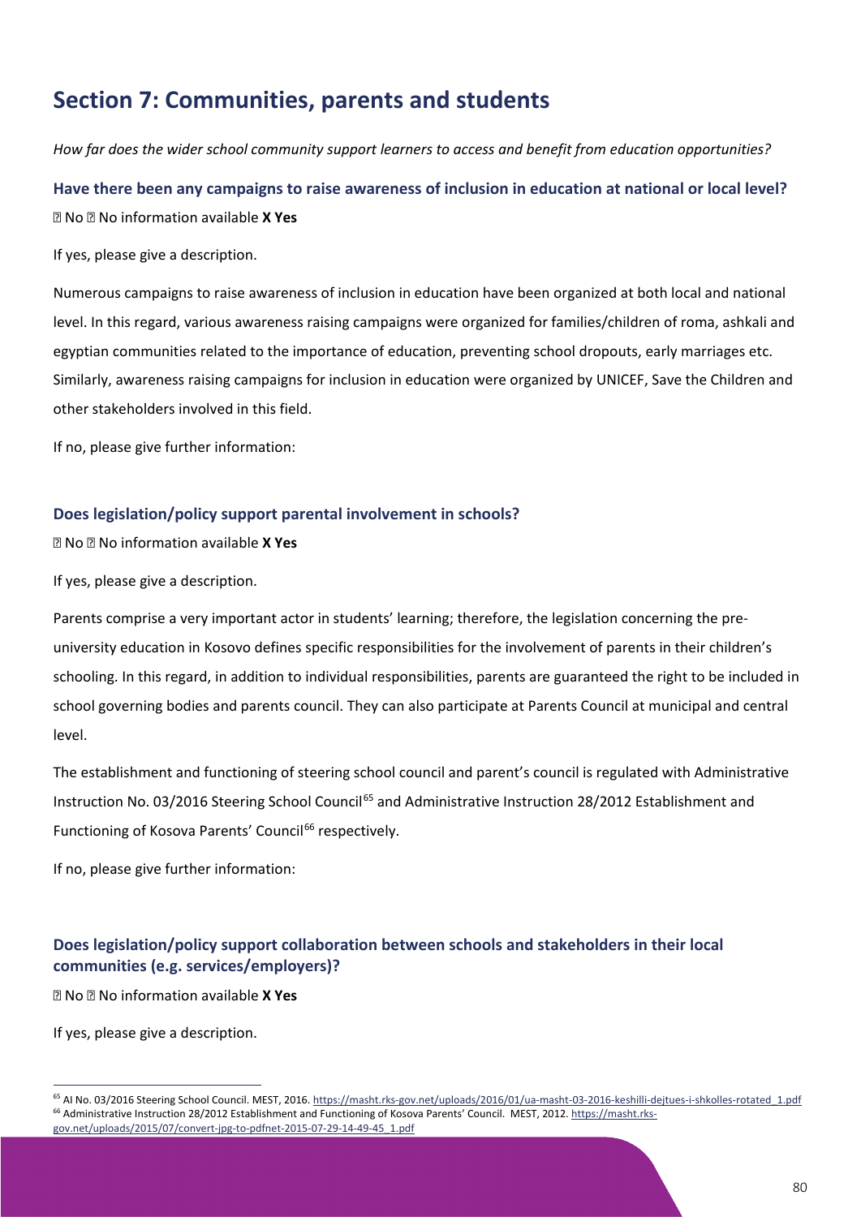# Section 7: Communities, parents and students

*How far does the wider school community support learners to access and benefit from education opportunities?*

### Have there been any campaigns to raise awareness of inclusion in education at national or local level?

☐ No ☐ No information available **X Yes**

If yes, please give a description.

Numerous campaigns to raise awareness of inclusion in education have been organized at both local and national level. In this regard, various awareness raising campaigns were organized for families/children of roma, ashkali and egyptian communities related to the importance of education, preventing school dropouts, early marriages etc. Similarly, awareness raising campaigns for inclusion in education were organized by UNICEF, Save the Children and other stakeholders involved in this field.

If no, please give further information:

### Does legislation/policy support parental involvement in schools?

☐ No ☐ No information available **X Yes**

If yes, please give a description.

Parents comprise a very important actor in students' learning; therefore, the legislation concerning the pre-university education in Kosovo defines specific responsibilities for the involvement of parents in their children's schooling. In this regard, in addition to individual responsibilities, parents are guaranteed the right to be included in school governing bodies and parents council. They can also participate at Parents Council at municipal and central level.

The establishment and functioning of steering school council and parent's council is regulated with Administrative Instruction No. 03/2016 Steering School Council[65] and Administrative Instruction 28/2012 Establishment and Functioning of Kosova Parents' Council[66] respectively.

If no, please give further information:

### Does legislation/policy support collaboration between schools and stakeholders in their local communities (e.g. services/employers)?

☐ No ☐ No information available **X Yes**

If yes, please give a description.

[65] AI No. 03/2016 Steering School Council. MEST, 2016. https://masht.rks-gov.net/uploads/2016/01/ua-masht-03-2016-keshilli-dejtues-i-shkolles-rotated_1.pdf

[66] Administrative Instruction 28/2012 Establishment and Functioning of Kosova Parents' Council. MEST, 2012. https://masht.rks-gov.net/uploads/2015/07/convert-jpg-to-pdfnet-2015-07-29-14-49-45_1.pdf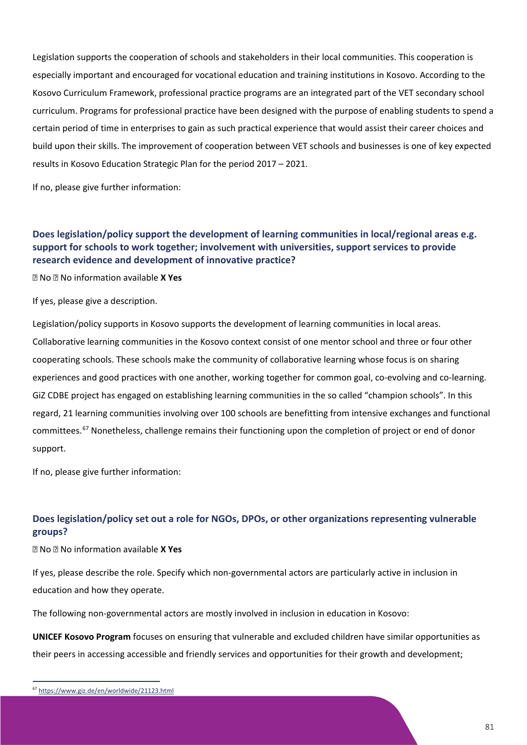Legislation supports the cooperation of schools and stakeholders in their local communities. This cooperation is especially important and encouraged for vocational education and training institutions in Kosovo. According to the Kosovo Curriculum Framework, professional practice programs are an integrated part of the VET secondary school curriculum. Programs for professional practice have been designed with the purpose of enabling students to spend a certain period of time in enterprises to gain as such practical experience that would assist their career choices and build upon their skills. The improvement of cooperation between VET schools and businesses is one of key expected results in Kosovo Education Strategic Plan for the period 2017 – 2021.

If no, please give further information:

### Does legislation/policy support the development of learning communities in local/regional areas e.g. support for schools to work together; involvement with universities, support services to provide research evidence and development of innovative practice?

☐ No ☐ No information available **X Yes**

If yes, please give a description.

Legislation/policy supports in Kosovo supports the development of learning communities in local areas. Collaborative learning communities in the Kosovo context consist of one mentor school and three or four other cooperating schools. These schools make the community of collaborative learning whose focus is on sharing experiences and good practices with one another, working together for common goal, co-evolving and co-learning. GiZ CDBE project has engaged on establishing learning communities in the so called "champion schools". In this regard, 21 learning communities involving over 100 schools are benefitting from intensive exchanges and functional committees.[67] Nonetheless, challenge remains their functioning upon the completion of project or end of donor support.

If no, please give further information:

### Does legislation/policy set out a role for NGOs, DPOs, or other organizations representing vulnerable groups?

☐ No ☐ No information available **X Yes**

If yes, please describe the role. Specify which non-governmental actors are particularly active in inclusion in education and how they operate.

The following non-governmental actors are mostly involved in inclusion in education in Kosovo:

**UNICEF Kosovo Program** focuses on ensuring that vulnerable and excluded children have similar opportunities as their peers in accessing accessible and friendly services and opportunities for their growth and development;

[67] https://www.giz.de/en/worldwide/21123.html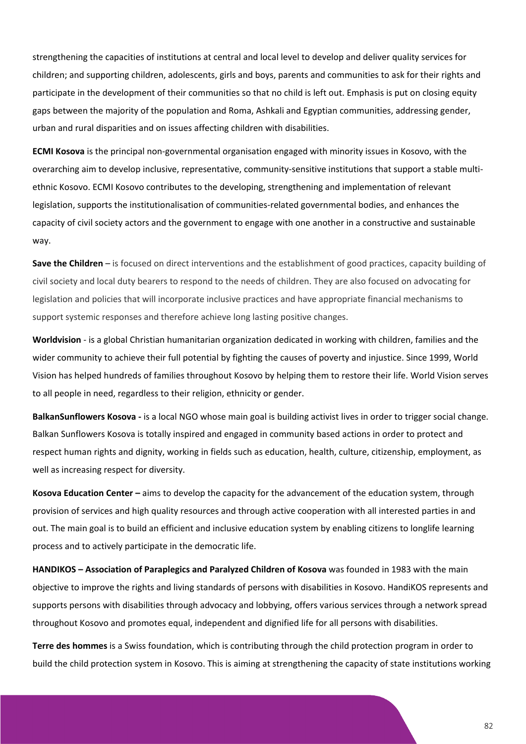strengthening the capacities of institutions at central and local level to develop and deliver quality services for children; and supporting children, adolescents, girls and boys, parents and communities to ask for their rights and participate in the development of their communities so that no child is left out. Emphasis is put on closing equity gaps between the majority of the population and Roma, Ashkali and Egyptian communities, addressing gender, urban and rural disparities and on issues affecting children with disabilities.

**ECMI Kosova** is the principal non-governmental organisation engaged with minority issues in Kosovo, with the overarching aim to develop inclusive, representative, community-sensitive institutions that support a stable multi-ethnic Kosovo. ECMI Kosovo contributes to the developing, strengthening and implementation of relevant legislation, supports the institutionalisation of communities-related governmental bodies, and enhances the capacity of civil society actors and the government to engage with one another in a constructive and sustainable way.

**Save the Children** – is focused on direct interventions and the establishment of good practices, capacity building of civil society and local duty bearers to respond to the needs of children. They are also focused on advocating for legislation and policies that will incorporate inclusive practices and have appropriate financial mechanisms to support systemic responses and therefore achieve long lasting positive changes.

**Worldvision** - is a global Christian humanitarian organization dedicated in working with children, families and the wider community to achieve their full potential by fighting the causes of poverty and injustice. Since 1999, World Vision has helped hundreds of families throughout Kosovo by helping them to restore their life. World Vision serves to all people in need, regardless to their religion, ethnicity or gender.

**BalkanSunflowers Kosova -** is a local NGO whose main goal is building activist lives in order to trigger social change. Balkan Sunflowers Kosova is totally inspired and engaged in community based actions in order to protect and respect human rights and dignity, working in fields such as education, health, culture, citizenship, employment, as well as increasing respect for diversity.

**Kosova Education Center –** aims to develop the capacity for the advancement of the education system, through provision of services and high quality resources and through active cooperation with all interested parties in and out. The main goal is to build an efficient and inclusive education system by enabling citizens to longlife learning process and to actively participate in the democratic life.

**HANDIKOS – Association of Paraplegics and Paralyzed Children of Kosova** was founded in 1983 with the main objective to improve the rights and living standards of persons with disabilities in Kosovo. HandiKOS represents and supports persons with disabilities through advocacy and lobbying, offers various services through a network spread throughout Kosovo and promotes equal, independent and dignified life for all persons with disabilities.

**Terre des hommes** is a Swiss foundation, which is contributing through the child protection program in order to build the child protection system in Kosovo. This is aiming at strengthening the capacity of state institutions working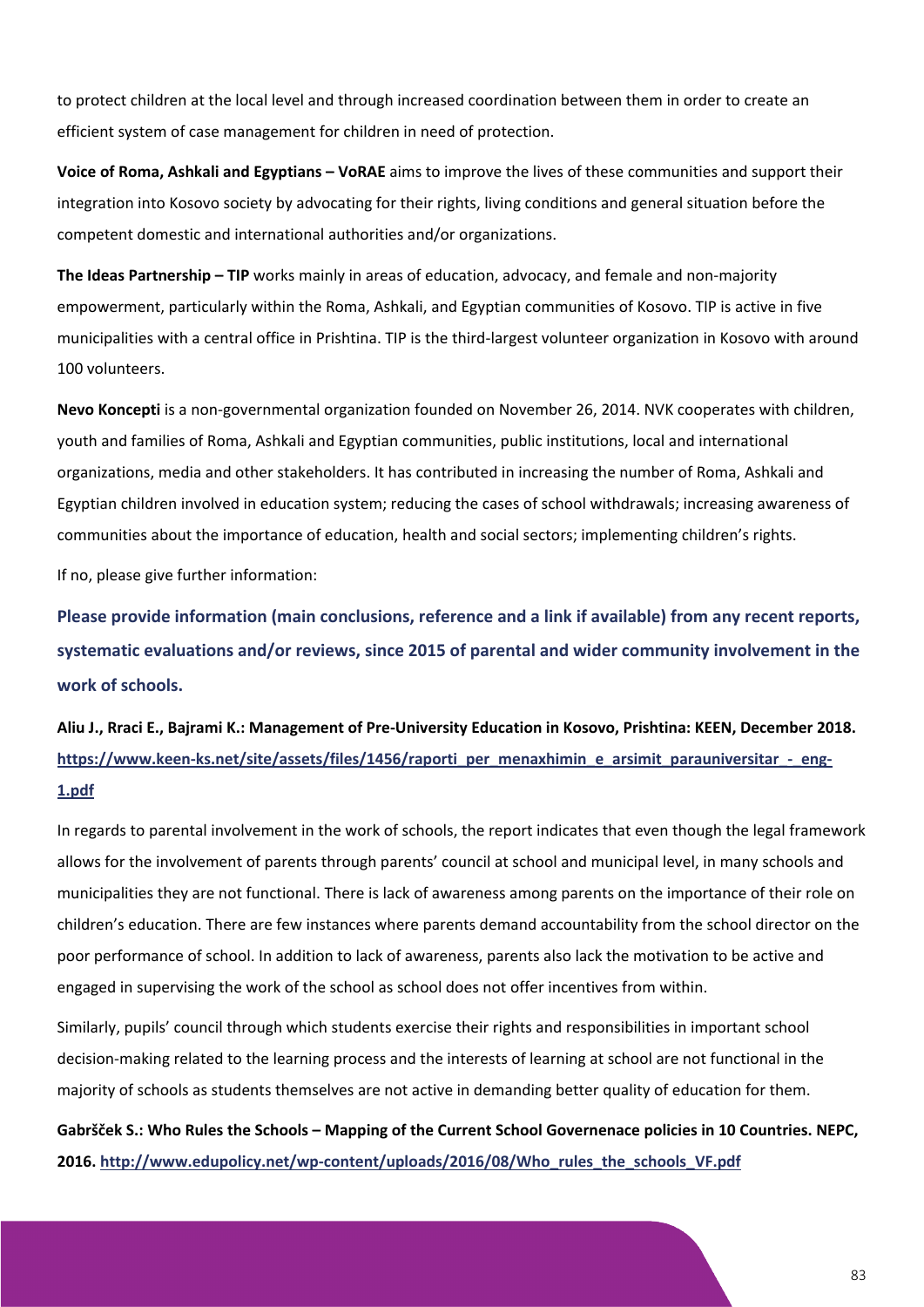to protect children at the local level and through increased coordination between them in order to create an efficient system of case management for children in need of protection.

**Voice of Roma, Ashkali and Egyptians – VoRAE** aims to improve the lives of these communities and support their integration into Kosovo society by advocating for their rights, living conditions and general situation before the competent domestic and international authorities and/or organizations.

**The Ideas Partnership – TIP** works mainly in areas of education, advocacy, and female and non-majority empowerment, particularly within the Roma, Ashkali, and Egyptian communities of Kosovo. TIP is active in five municipalities with a central office in Prishtina. TIP is the third-largest volunteer organization in Kosovo with around 100 volunteers.

**Nevo Koncepti** is a non-governmental organization founded on November 26, 2014. NVK cooperates with children, youth and families of Roma, Ashkali and Egyptian communities, public institutions, local and international organizations, media and other stakeholders. It has contributed in increasing the number of Roma, Ashkali and Egyptian children involved in education system; reducing the cases of school withdrawals; increasing awareness of communities about the importance of education, health and social sectors; implementing children's rights.

If no, please give further information:

### Please provide information (main conclusions, reference and a link if available) from any recent reports, systematic evaluations and/or reviews, since 2015 of parental and wider community involvement in the work of schools.

**Aliu J., Rraci E., Bajrami K.: Management of Pre-University Education in Kosovo, Prishtina: KEEN, December 2018. [https://www.keen-ks.net/site/assets/files/1456/raporti_per_menaxhimin_e_arsimit_parauniversitar_-_eng-1.pdf](https://www.keen-ks.net/site/assets/files/1456/raporti_per_menaxhimin_e_arsimit_parauniversitar_-_eng-1.pdf)**

In regards to parental involvement in the work of schools, the report indicates that even though the legal framework allows for the involvement of parents through parents' council at school and municipal level, in many schools and municipalities they are not functional. There is lack of awareness among parents on the importance of their role on children's education. There are few instances where parents demand accountability from the school director on the poor performance of school. In addition to lack of awareness, parents also lack the motivation to be active and engaged in supervising the work of the school as school does not offer incentives from within.

Similarly, pupils' council through which students exercise their rights and responsibilities in important school decision-making related to the learning process and the interests of learning at school are not functional in the majority of schools as students themselves are not active in demanding better quality of education for them.

**Gabršček S.: Who Rules the Schools – Mapping of the Current School Governenace policies in 10 Countries. NEPC, 2016. [http://www.edupolicy.net/wp-content/uploads/2016/08/Who_rules_the_schools_VF.pdf](http://www.edupolicy.net/wp-content/uploads/2016/08/Who_rules_the_schools_VF.pdf)**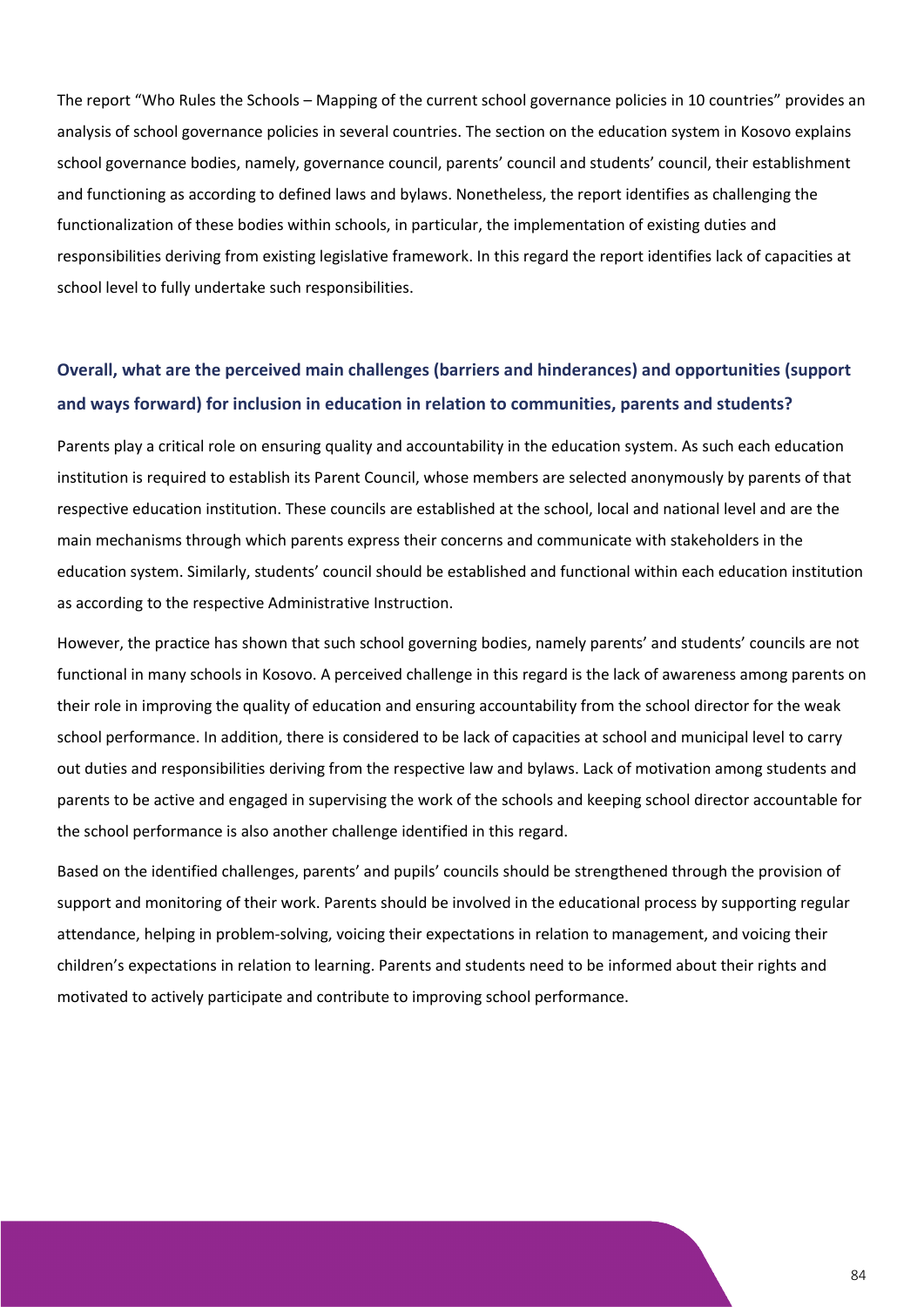The report "Who Rules the Schools – Mapping of the current school governance policies in 10 countries" provides an analysis of school governance policies in several countries. The section on the education system in Kosovo explains school governance bodies, namely, governance council, parents' council and students' council, their establishment and functioning as according to defined laws and bylaws. Nonetheless, the report identifies as challenging the functionalization of these bodies within schools, in particular, the implementation of existing duties and responsibilities deriving from existing legislative framework. In this regard the report identifies lack of capacities at school level to fully undertake such responsibilities.

### Overall, what are the perceived main challenges (barriers and hinderances) and opportunities (support and ways forward) for inclusion in education in relation to communities, parents and students?

Parents play a critical role on ensuring quality and accountability in the education system. As such each education institution is required to establish its Parent Council, whose members are selected anonymously by parents of that respective education institution. These councils are established at the school, local and national level and are the main mechanisms through which parents express their concerns and communicate with stakeholders in the education system. Similarly, students' council should be established and functional within each education institution as according to the respective Administrative Instruction.

However, the practice has shown that such school governing bodies, namely parents' and students' councils are not functional in many schools in Kosovo. A perceived challenge in this regard is the lack of awareness among parents on their role in improving the quality of education and ensuring accountability from the school director for the weak school performance. In addition, there is considered to be lack of capacities at school and municipal level to carry out duties and responsibilities deriving from the respective law and bylaws. Lack of motivation among students and parents to be active and engaged in supervising the work of the schools and keeping school director accountable for the school performance is also another challenge identified in this regard.

Based on the identified challenges, parents' and pupils' councils should be strengthened through the provision of support and monitoring of their work. Parents should be involved in the educational process by supporting regular attendance, helping in problem-solving, voicing their expectations in relation to management, and voicing their children's expectations in relation to learning. Parents and students need to be informed about their rights and motivated to actively participate and contribute to improving school performance.